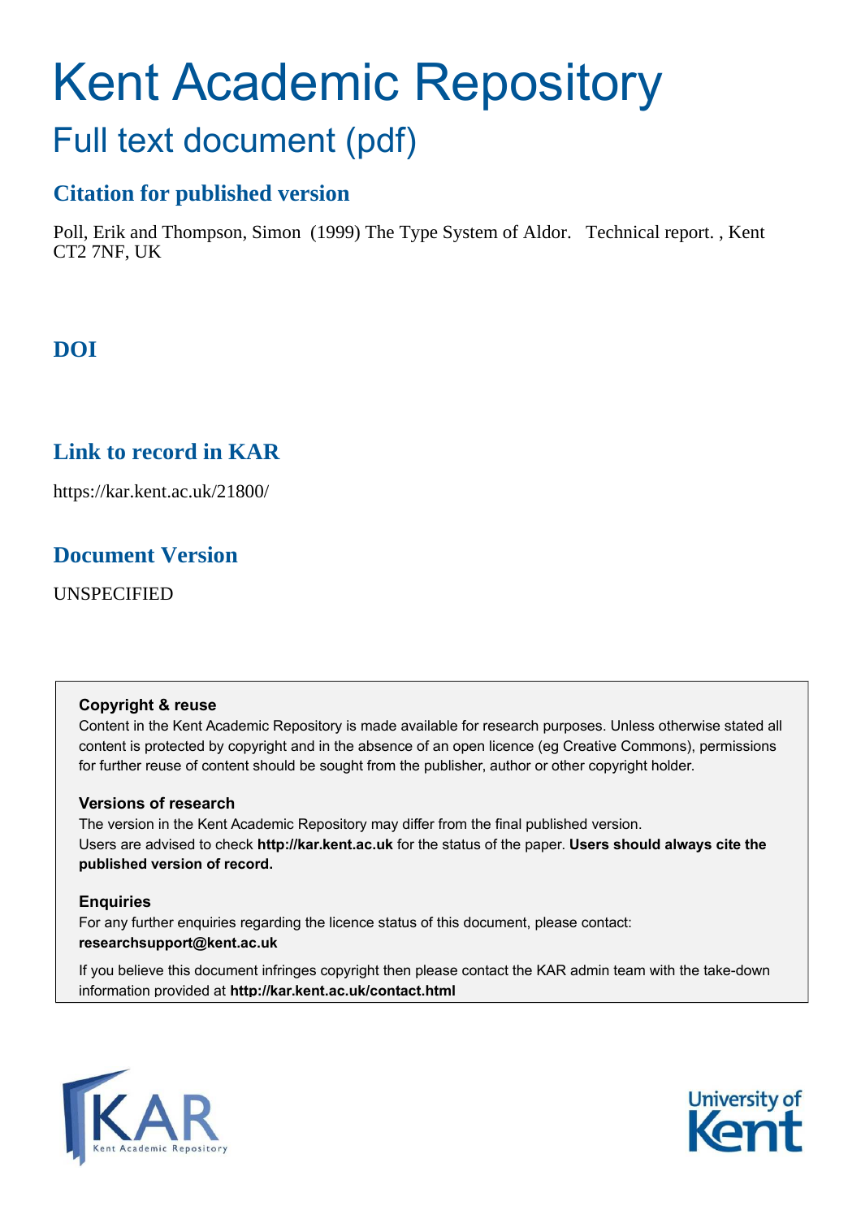# Kent Academic Repository

## Full text document (pdf)

### Citation for published version

Poll, Erik and Thompson, Simon (1999) The Type System of Aldor. Technical report. , Kent CT2 7NF, UK

### DOI

### Link to record in KAR

https://kar.kent.ac.uk/21800/

### Document Version

UNSPECIFIED

**Copyright & reuse**

Content in the Kent Academic Repository is made available for research purposes. Unless otherwise stated all content is protected by copyright and in the absence of an open licence (eg Creative Commons), permissions for further reuse of content should be sought from the publisher, author or other copyright holder.

**Versions of research**

The version in the Kent Academic Repository may differ from the final published version. Users are advised to check **http://kar.kent.ac.uk** for the status of the paper. **Users should always cite the published version of record.**

**Enquiries**

For any further enquiries regarding the licence status of this document, please contact: **researchsupport@kent.ac.uk**

If you believe this document infringes copyright then please contact the KAR admin team with the take-down information provided at **http://kar.kent.ac.uk/contact.html**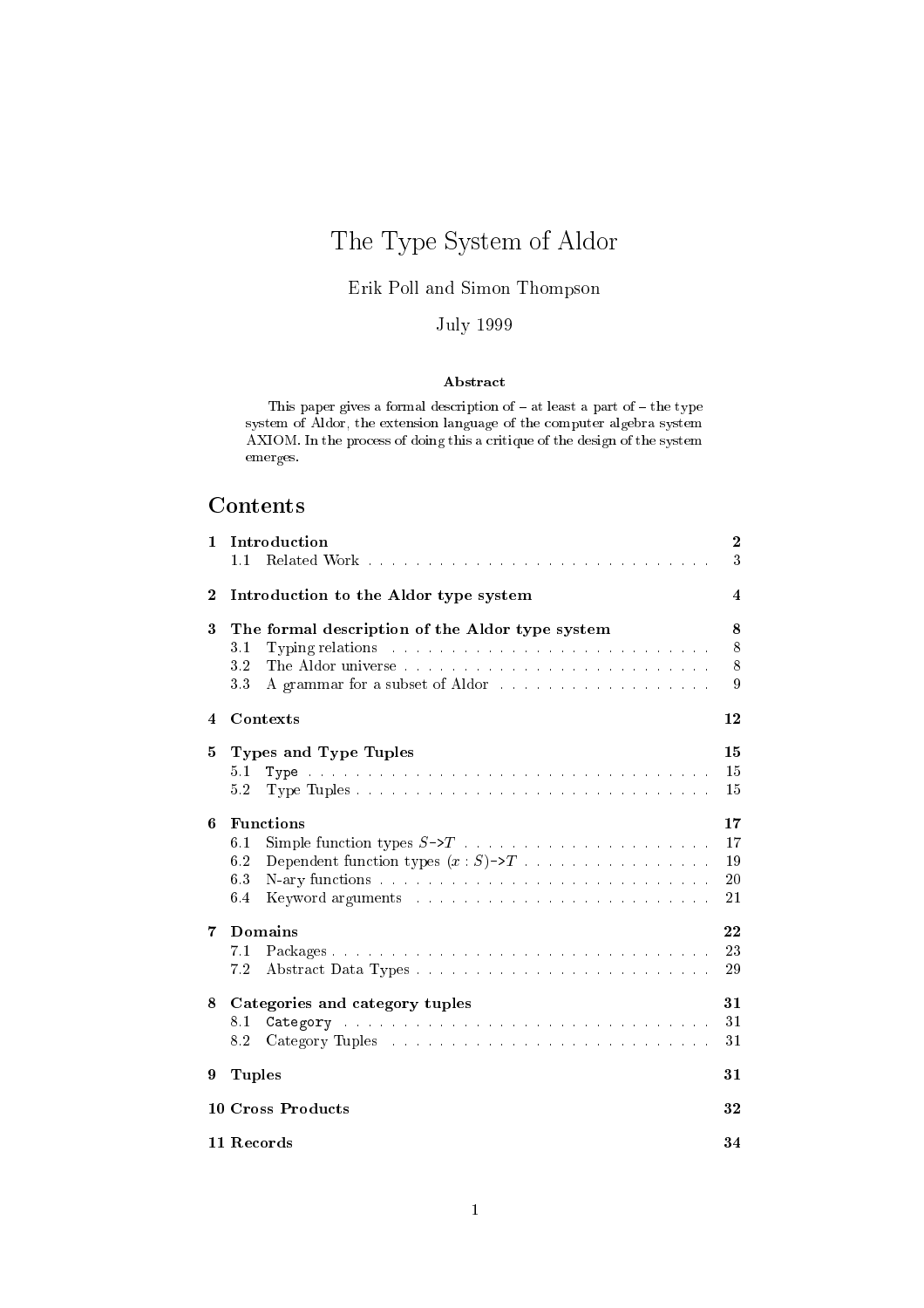# The Type System of Aldor

Erik Poll and Simon Thompson

July 1999

### Abstract

This paper gives a formal description of – at least a part of – the type system of Aldor, the extension language of the computer algebra system AXIOM. In the process of doing this a critique of the design of the system emerges.

## Contents

| | | |
|---|---|---|
| **1** | **Introduction** | **2** |
| | 1.1 Related Work | 3 |
| **2** | **Introduction to the Aldor type system** | **4** |
| **3** | **The formal description of the Aldor type system** | **8** |
| | 3.1 Typing relations | 8 |
| | 3.2 The Aldor universe | 8 |
| | 3.3 A grammar for a subset of Aldor | 9 |
| **4** | **Contexts** | **12** |
| **5** | **Types and Type Tuples** | **15** |
| | 5.1 `Type` | 15 |
| | 5.2 Type Tuples | 15 |
| **6** | **Functions** | **17** |
| | 6.1 Simple function types $S$`->`$T$ | 17 |
| | 6.2 Dependent function types $(x : S)$`->`$T$ | 19 |
| | 6.3 N-ary functions | 20 |
| | 6.4 Keyword arguments | 21 |
| **7** | **Domains** | **22** |
| | 7.1 Packages | 23 |
| | 7.2 Abstract Data Types | 29 |
| **8** | **Categories and category tuples** | **31** |
| | 8.1 `Category` | 31 |
| | 8.2 Category Tuples | 31 |
| **9** | **Tuples** | **31** |
| **10** | **Cross Products** | **32** |
| **11** | **Records** | **34** |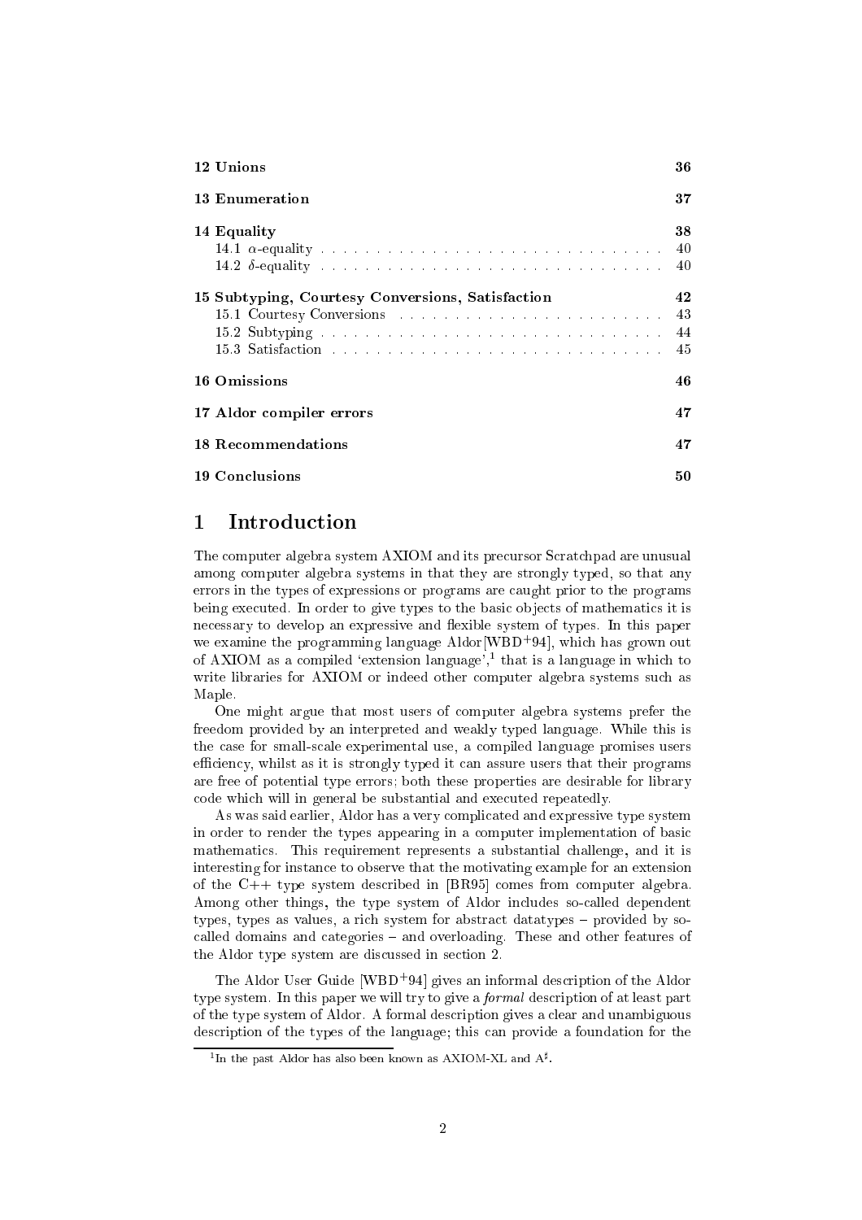| | |
|---|---|
| **12 Unions** | **36** |
| **13 Enumeration** | **37** |
| **14 Equality** | **38** |
| 14.1 $\alpha$-equality | 40 |
| 14.2 $\delta$-equality | 40 |
| **15 Subtyping, Courtesy Conversions, Satisfaction** | **42** |
| 15.1 Courtesy Conversions | 43 |
| 15.2 Subtyping | 44 |
| 15.3 Satisfaction | 45 |
| **16 Omissions** | **46** |
| **17 Aldor compiler errors** | **47** |
| **18 Recommendations** | **47** |
| **19 Conclusions** | **50** |

# 1 Introduction

The computer algebra system AXIOM and its precursor Scratchpad are unusual among computer algebra systems in that they are strongly typed, so that any errors in the types of expressions or programs are caught prior to the programs being executed. In order to give types to the basic objects of mathematics it is necessary to develop an expressive and flexible system of types. In this paper we examine the programming language Aldor[WBD+94], which has grown out of AXIOM as a compiled 'extension language',[1] that is a language in which to write libraries for AXIOM or indeed other computer algebra systems such as Maple.

One might argue that most users of computer algebra systems prefer the freedom provided by an interpreted and weakly typed language. While this is the case for small-scale experimental use, a compiled language promises users efficiency, whilst as it is strongly typed it can assure users that their programs are free of potential type errors; both these properties are desirable for library code which will in general be substantial and executed repeatedly.

As was said earlier, Aldor has a very complicated and expressive type system in order to render the types appearing in a computer implementation of basic mathematics. This requirement represents a substantial challenge, and it is interesting for instance to observe that the motivating example for an extension of the C++ type system described in [BR95] comes from computer algebra. Among other things, the type system of Aldor includes so-called dependent types, types as values, a rich system for abstract datatypes – provided by so-called domains and categories – and overloading. These and other features of the Aldor type system are discussed in section 2.

The Aldor User Guide [WBD+94] gives an informal description of the Aldor type system. In this paper we will try to give a *formal* description of at least part of the type system of Aldor. A formal description gives a clear and unambiguous description of the types of the language; this can provide a foundation for the

[1] In the past Aldor has also been known as AXIOM-XL and $A^\sharp$.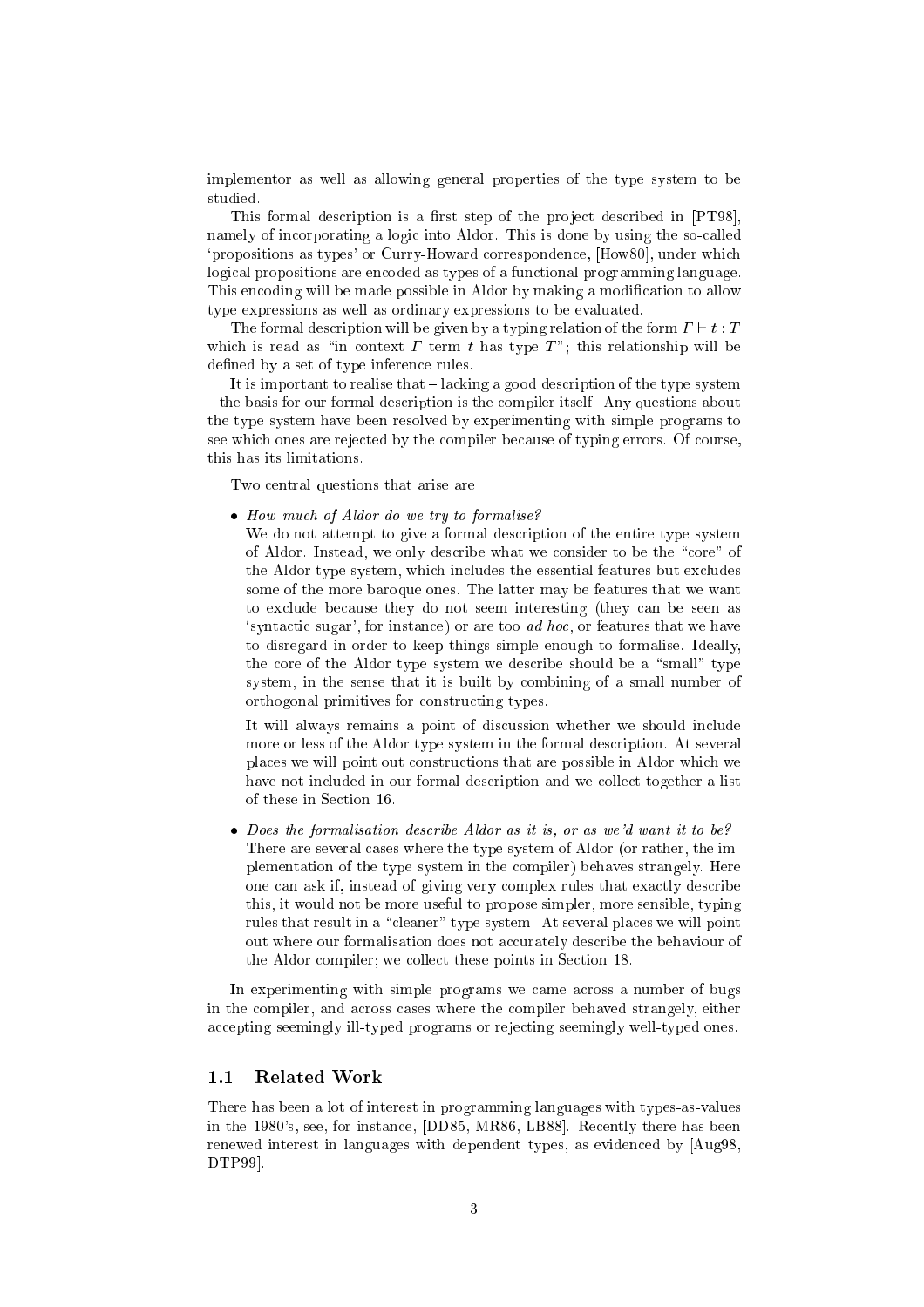implementor as well as allowing general properties of the type system to be studied.

This formal description is a first step of the project described in [PT98], namely of incorporating a logic into Aldor. This is done by using the so-called 'propositions as types' or Curry-Howard correspondence, [How80], under which logical propositions are encoded as types of a functional programming language. This encoding will be made possible in Aldor by making a modification to allow type expressions as well as ordinary expressions to be evaluated.

The formal description will be given by a typing relation of the form $\Gamma \vdash t : T$ which is read as "in context $\Gamma$ term $t$ has type $T$"; this relationship will be defined by a set of type inference rules.

It is important to realise that – lacking a good description of the type system – the basis for our formal description is the compiler itself. Any questions about the type system have been resolved by experimenting with simple programs to see which ones are rejected by the compiler because of typing errors. Of course, this has its limitations.

Two central questions that arise are

- *How much of Aldor do we try to formalise?*
  We do not attempt to give a formal description of the entire type system of Aldor. Instead, we only describe what we consider to be the "core" of the Aldor type system, which includes the essential features but excludes some of the more baroque ones. The latter may be features that we want to exclude because they do not seem interesting (they can be seen as 'syntactic sugar', for instance) or are too *ad hoc*, or features that we have to disregard in order to keep things simple enough to formalise. Ideally, the core of the Aldor type system we describe should be a "small" type system, in the sense that it is built by combining of a small number of orthogonal primitives for constructing types.

  It will always remains a point of discussion whether we should include more or less of the Aldor type system in the formal description. At several places we will point out constructions that are possible in Aldor which we have not included in our formal description and we collect together a list of these in Section 16.

- *Does the formalisation describe Aldor as it is, or as we'd want it to be?*
  There are several cases where the type system of Aldor (or rather, the implementation of the type system in the compiler) behaves strangely. Here one can ask if, instead of giving very complex rules that exactly describe this, it would not be more useful to propose simpler, more sensible, typing rules that result in a "cleaner" type system. At several places we will point out where our formalisation does not accurately describe the behaviour of the Aldor compiler; we collect these points in Section 18.

In experimenting with simple programs we came across a number of bugs in the compiler, and across cases where the compiler behaved strangely, either accepting seemingly ill-typed programs or rejecting seemingly well-typed ones.

## 1.1 Related Work

There has been a lot of interest in programming languages with types-as-values in the 1980's, see, for instance, [DD85, MR86, LB88]. Recently there has been renewed interest in languages with dependent types, as evidenced by [Aug98, DTP99].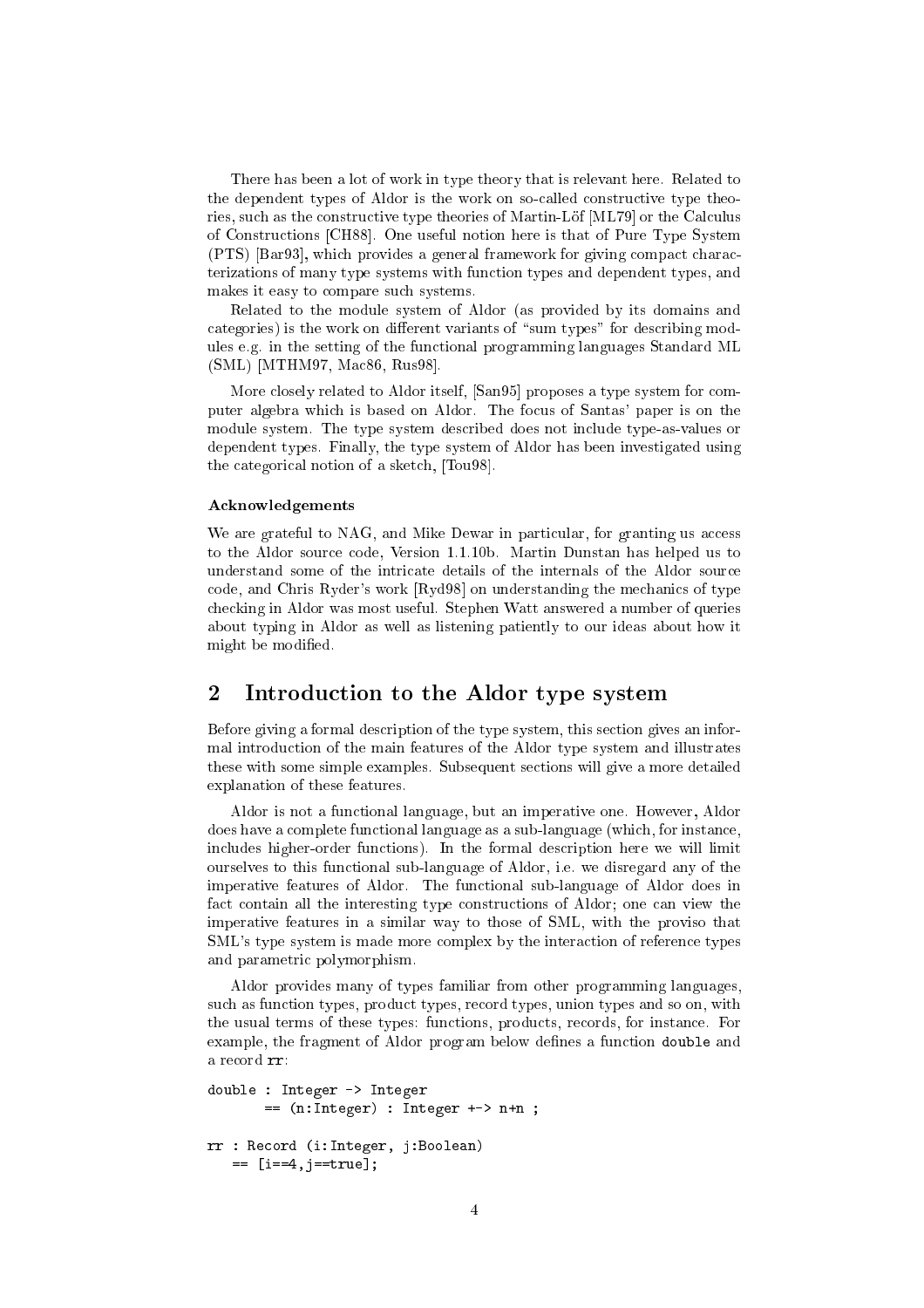There has been a lot of work in type theory that is relevant here. Related to the dependent types of Aldor is the work on so-called constructive type theories, such as the constructive type theories of Martin-Löf [ML79] or the Calculus of Constructions [CH88]. One useful notion here is that of Pure Type System (PTS) [Bar93], which provides a general framework for giving compact characterizations of many type systems with function types and dependent types, and makes it easy to compare such systems.

Related to the module system of Aldor (as provided by its domains and categories) is the work on different variants of "sum types" for describing modules e.g. in the setting of the functional programming languages Standard ML (SML) [MTHM97, Mac86, Rus98].

More closely related to Aldor itself, [San95] proposes a type system for computer algebra which is based on Aldor. The focus of Santas' paper is on the module system. The type system described does not include type-as-values or dependent types. Finally, the type system of Aldor has been investigated using the categorical notion of a sketch, [Tou98].

#### Acknowledgements

We are grateful to NAG, and Mike Dewar in particular, for granting us access to the Aldor source code, Version 1.1.10b. Martin Dunstan has helped us to understand some of the intricate details of the internals of the Aldor source code, and Chris Ryder's work [Ryd98] on understanding the mechanics of type checking in Aldor was most useful. Stephen Watt answered a number of queries about typing in Aldor as well as listening patiently to our ideas about how it might be modified.

## 2 Introduction to the Aldor type system

Before giving a formal description of the type system, this section gives an informal introduction of the main features of the Aldor type system and illustrates these with some simple examples. Subsequent sections will give a more detailed explanation of these features.

Aldor is not a functional language, but an imperative one. However, Aldor does have a complete functional language as a sub-language (which, for instance, includes higher-order functions). In the formal description here we will limit ourselves to this functional sub-language of Aldor, i.e. we disregard any of the imperative features of Aldor. The functional sub-language of Aldor does in fact contain all the interesting type constructions of Aldor; one can view the imperative features in a similar way to those of SML, with the proviso that SML's type system is made more complex by the interaction of reference types and parametric polymorphism.

Aldor provides many of types familiar from other programming languages, such as function types, product types, record types, union types and so on, with the usual terms of these types: functions, products, records, for instance. For example, the fragment of Aldor program below defines a function `double` and a record `rr`:

```
double : Integer -> Integer
       == (n:Integer) : Integer +-> n+n ;

rr : Record (i:Integer, j:Boolean)
   == [i==4,j==true];
```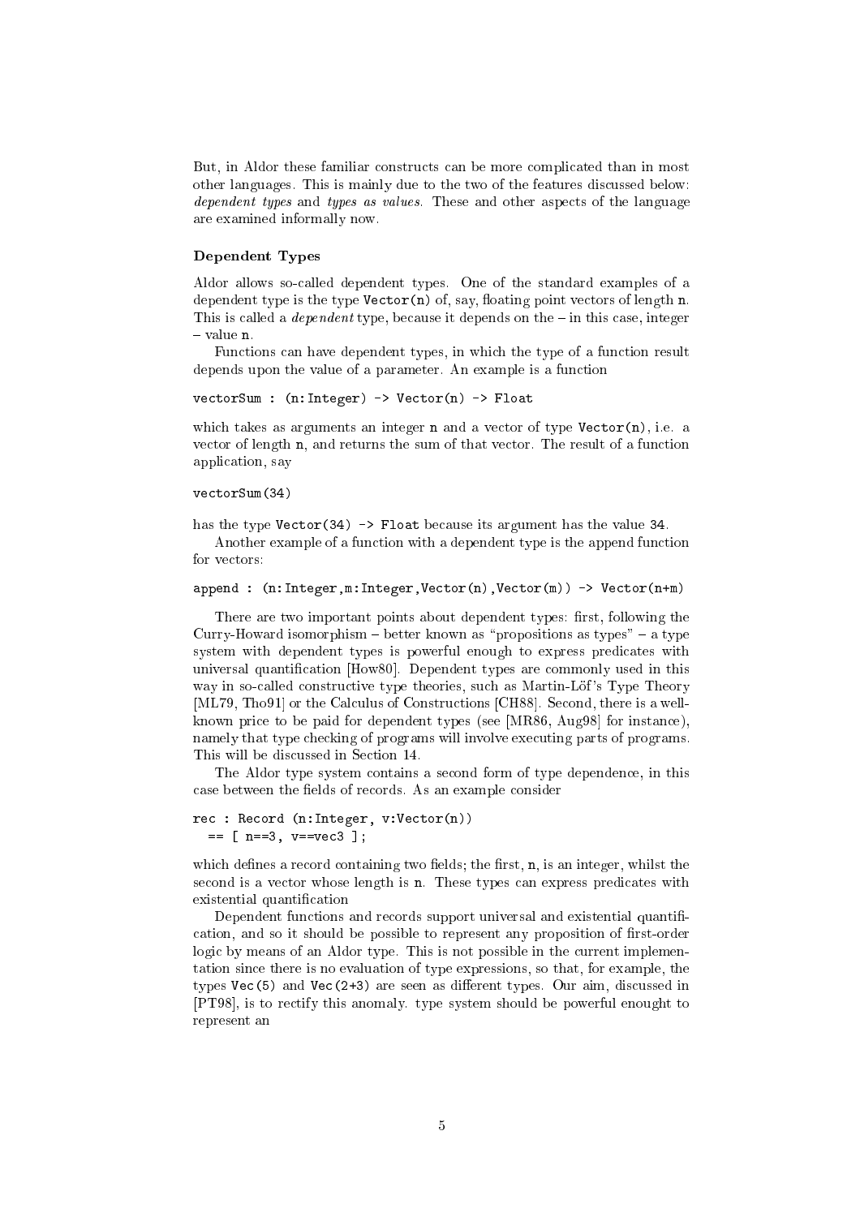But, in Aldor these familiar constructs can be more complicated than in most other languages. This is mainly due to the two of the features discussed below: *dependent types* and *types as values*. These and other aspects of the language are examined informally now.

### Dependent Types

Aldor allows so-called dependent types. One of the standard examples of a dependent type is the type `Vector(n)` of, say, floating point vectors of length `n`. This is called a *dependent* type, because it depends on the – in this case, integer – value `n`.

Functions can have dependent types, in which the type of a function result depends upon the value of a parameter. An example is a function

```
vectorSum : (n:Integer) -> Vector(n) -> Float
```

which takes as arguments an integer `n` and a vector of type `Vector(n)`, i.e. a vector of length `n`, and returns the sum of that vector. The result of a function application, say

```
vectorSum(34)
```

has the type `Vector(34) -> Float` because its argument has the value `34`.

Another example of a function with a dependent type is the append function for vectors:

```
append : (n:Integer,m:Integer,Vector(n),Vector(m)) -> Vector(n+m)
```

There are two important points about dependent types: first, following the Curry-Howard isomorphism – better known as "propositions as types" – a type system with dependent types is powerful enough to express predicates with universal quantification [How80]. Dependent types are commonly used in this way in so-called constructive type theories, such as Martin-Löf's Type Theory [ML79, Tho91] or the Calculus of Constructions [CH88]. Second, there is a well-known price to be paid for dependent types (see [MR86, Aug98] for instance), namely that type checking of programs will involve executing parts of programs. This will be discussed in Section 14.

The Aldor type system contains a second form of type dependence, in this case between the fields of records. As an example consider

```
rec : Record (n:Integer, v:Vector(n))
  == [ n==3, v==vec3 ];
```

which defines a record containing two fields; the first, `n`, is an integer, whilst the second is a vector whose length is `n`. These types can express predicates with existential quantification

Dependent functions and records support universal and existential quantification, and so it should be possible to represent any proposition of first-order logic by means of an Aldor type. This is not possible in the current implementation since there is no evaluation of type expressions, so that, for example, the types `Vec(5)` and `Vec(2+3)` are seen as different types. Our aim, discussed in [PT98], is to rectify this anomaly. type system should be powerful enought to represent an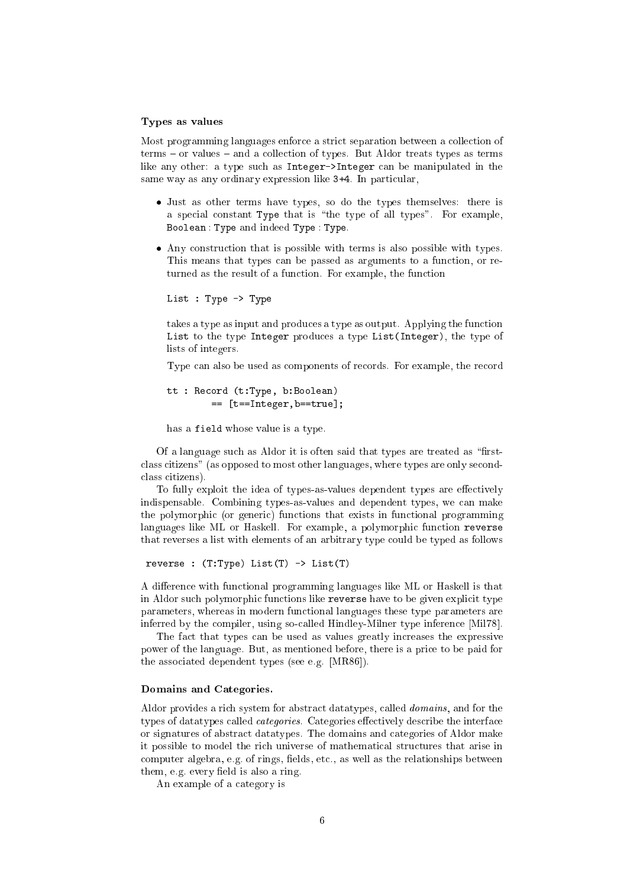### Types as values

Most programming languages enforce a strict separation between a collection of terms – or values – and a collection of types. But Aldor treats types as terms like any other: a type such as `Integer->Integer` can be manipulated in the same way as any ordinary expression like `3+4`. In particular,

- Just as other terms have types, so do the types themselves: there is a special constant `Type` that is "the type of all types". For example, `Boolean` : `Type` and indeed `Type` : `Type`.

- Any construction that is possible with terms is also possible with types. This means that types can be passed as arguments to a function, or returned as the result of a function. For example, the function

  ```
  List : Type -> Type
  ```

  takes a type as input and produces a type as output. Applying the function `List` to the type `Integer` produces a type `List(Integer)`, the type of lists of integers.

  Type can also be used as components of records. For example, the record

  ```
  tt : Record (t:Type, b:Boolean)
          == [t==Integer,b==true];
  ```

  has a `field` whose value is a type.

Of a language such as Aldor it is often said that types are treated as "first-class citizens" (as opposed to most other languages, where types are only second-class citizens).

To fully exploit the idea of types-as-values dependent types are effectively indispensable. Combining types-as-values and dependent types, we can make the polymorphic (or generic) functions that exists in functional programming languages like ML or Haskell. For example, a polymorphic function `reverse` that reverses a list with elements of an arbitrary type could be typed as follows

```
reverse : (T:Type) List(T) -> List(T)
```

A difference with functional programming languages like ML or Haskell is that in Aldor such polymorphic functions like `reverse` have to be given explicit type parameters, whereas in modern functional languages these type parameters are inferred by the compiler, using so-called Hindley-Milner type inference [Mil78].

The fact that types can be used as values greatly increases the expressive power of the language. But, as mentioned before, there is a price to be paid for the associated dependent types (see e.g. [MR86]).

### Domains and Categories.

Aldor provides a rich system for abstract datatypes, called *domains*, and for the types of datatypes called *categories*. Categories effectively describe the interface or signatures of abstract datatypes. The domains and categories of Aldor make it possible to model the rich universe of mathematical structures that arise in computer algebra, e.g. of rings, fields, etc., as well as the relationships between them, e.g. every field is also a ring.

An example of a category is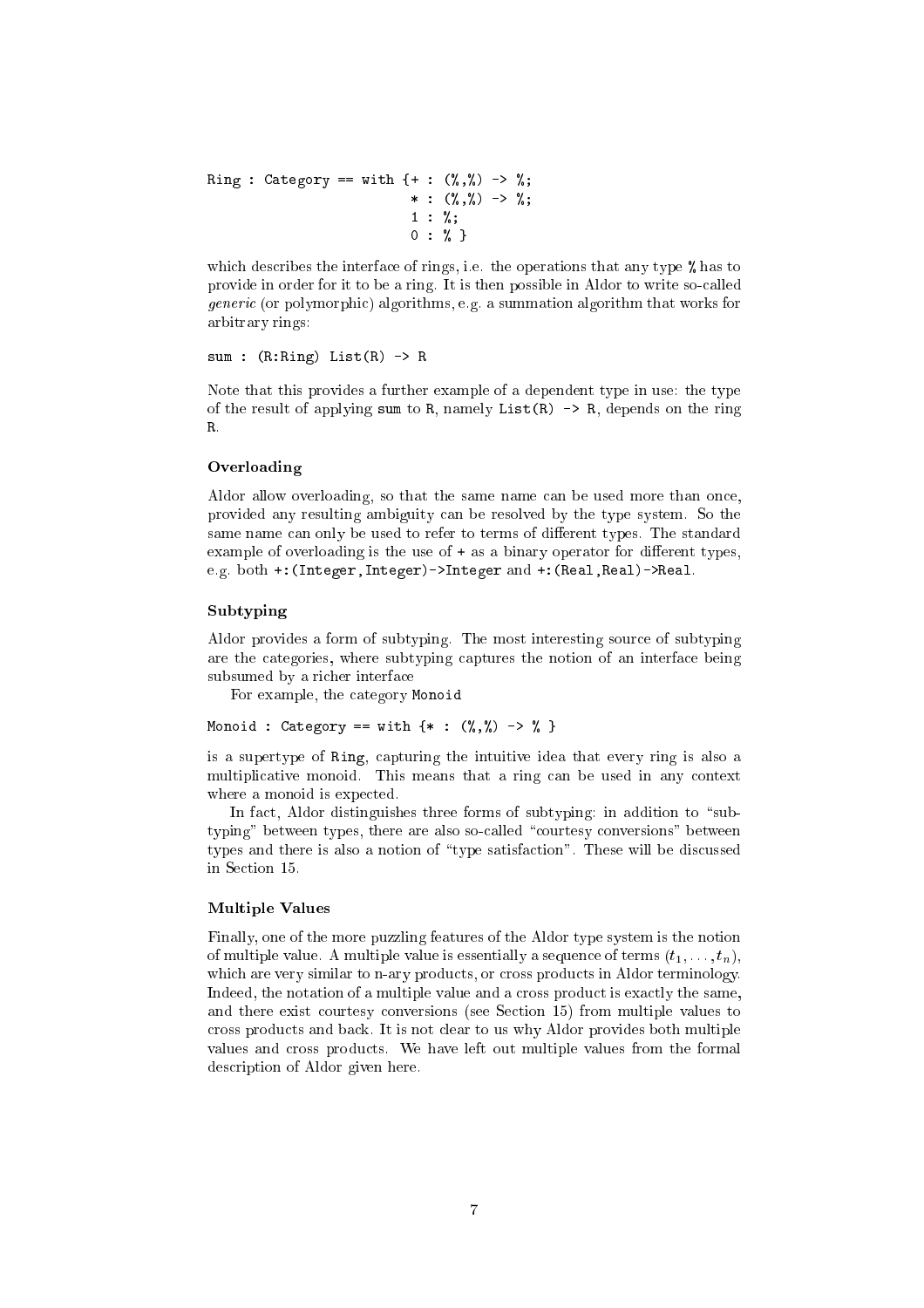```
Ring : Category == with {+ : (%,%) -> %;
                         * : (%,%) -> %;
                         1 : %;
                         0 : % }
```

which describes the interface of rings, i.e. the operations that any type % has to provide in order for it to be a ring. It is then possible in Aldor to write so-called *generic* (or polymorphic) algorithms, e.g. a summation algorithm that works for arbitrary rings:

```
sum : (R:Ring) List(R) -> R
```

Note that this provides a further example of a dependent type in use: the type of the result of applying `sum` to `R`, namely `List(R) -> R`, depends on the ring `R`.

### Overloading

Aldor allow overloading, so that the same name can be used more than once, provided any resulting ambiguity can be resolved by the type system. So the same name can only be used to refer to terms of different types. The standard example of overloading is the use of `+` as a binary operator for different types, e.g. both `+:(Integer,Integer)->Integer` and `+:(Real,Real)->Real`.

### Subtyping

Aldor provides a form of subtyping. The most interesting source of subtyping are the categories, where subtyping captures the notion of an interface being subsumed by a richer interface

For example, the category `Monoid`

```
Monoid : Category == with {* : (%,%) -> % }
```

is a supertype of `Ring`, capturing the intuitive idea that every ring is also a multiplicative monoid. This means that a ring can be used in any context where a monoid is expected.

In fact, Aldor distinguishes three forms of subtyping: in addition to "subtyping" between types, there are also so-called "courtesy conversions" between types and there is also a notion of "type satisfaction". These will be discussed in Section 15.

### Multiple Values

Finally, one of the more puzzling features of the Aldor type system is the notion of multiple value. A multiple value is essentially a sequence of terms $(t_1, \ldots, t_n)$, which are very similar to n-ary products, or cross products in Aldor terminology. Indeed, the notation of a multiple value and a cross product is exactly the same, and there exist courtesy conversions (see Section 15) from multiple values to cross products and back. It is not clear to us why Aldor provides both multiple values and cross products. We have left out multiple values from the formal description of Aldor given here.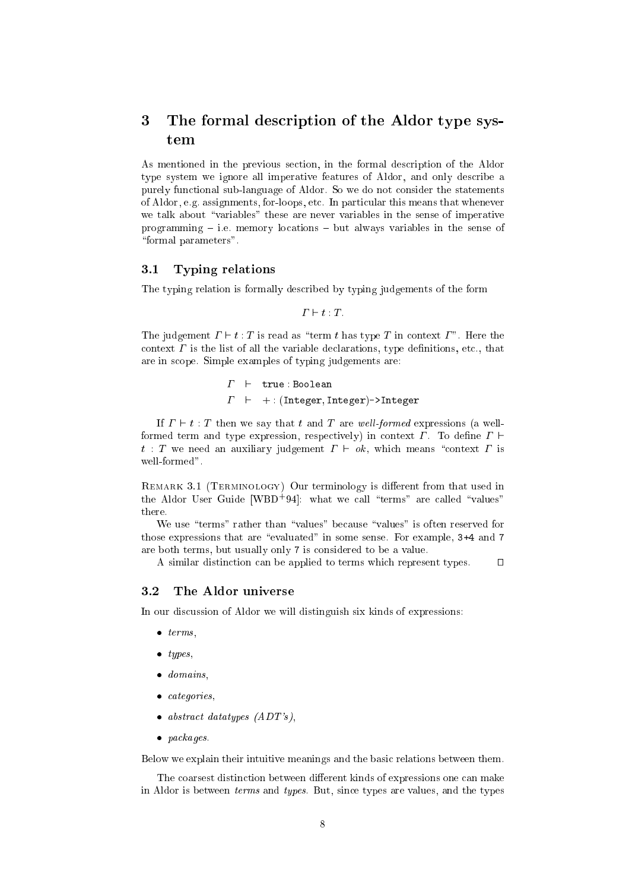# 3 The formal description of the Aldor type system

As mentioned in the previous section, in the formal description of the Aldor type system we ignore all imperative features of Aldor, and only describe a purely functional sub-language of Aldor. So we do not consider the statements of Aldor, e.g. assignments, for-loops, etc. In particular this means that whenever we talk about "variables" these are never variables in the sense of imperative programming – i.e. memory locations – but always variables in the sense of "formal parameters".

## 3.1 Typing relations

The typing relation is formally described by typing judgements of the form

$$\Gamma \vdash t : T.$$

The judgement $\Gamma \vdash t : T$ is read as "term $t$ has type $T$ in context $\Gamma$". Here the context $\Gamma$ is the list of all the variable declarations, type definitions, etc., that are in scope. Simple examples of typing judgements are:

$$\begin{array}{lcl} \Gamma & \vdash & \texttt{true} : \texttt{Boolean} \\ \Gamma & \vdash & + : (\texttt{Integer}, \texttt{Integer})\texttt{->Integer} \end{array}$$

If $\Gamma \vdash t : T$ then we say that $t$ and $T$ are *well-formed* expressions (a well-formed term and type expression, respectively) in context $\Gamma$. To define $\Gamma \vdash t : T$ we need an auxiliary judgement $\Gamma \vdash ok$, which means "context $\Gamma$ is well-formed".

Remark 3.1 (Terminology) Our terminology is different from that used in the Aldor User Guide [WBD+94]: what we call "terms" are called "values" there.

We use "terms" rather than "values" because "values" is often reserved for those expressions that are "evaluated" in some sense. For example, `3+4` and `7` are both terms, but usually only `7` is considered to be a value.

A similar distinction can be applied to terms which represent types. □

## 3.2 The Aldor universe

In our discussion of Aldor we will distinguish six kinds of expressions:

- *terms*,
- *types*,
- *domains*,
- *categories*,
- *abstract datatypes (ADT's)*,
- *packages*.

Below we explain their intuitive meanings and the basic relations between them.

The coarsest distinction between different kinds of expressions one can make in Aldor is between *terms* and *types*. But, since types are values, and the types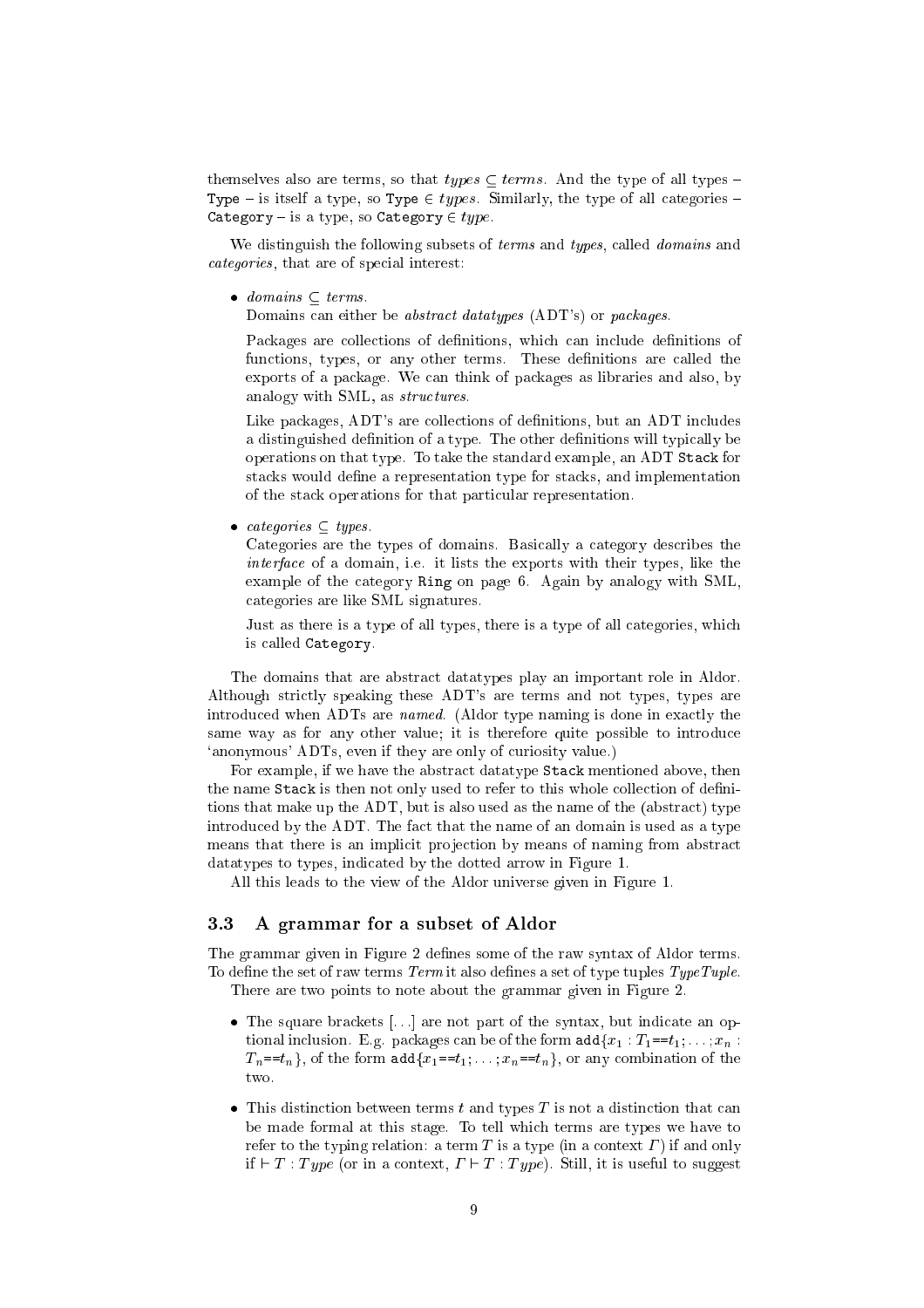themselves also are terms, so that $types \subseteq terms$. And the type of all types – `Type` – is itself a type, so `Type` $\in types$. Similarly, the type of all categories – `Category` – is a type, so `Category` $\in type$.

We distinguish the following subsets of *terms* and *types*, called *domains* and *categories*, that are of special interest:

- $domains \subseteq terms$.
  Domains can either be *abstract datatypes* (ADT's) or *packages*.

  Packages are collections of definitions, which can include definitions of functions, types, or any other terms. These definitions are called the exports of a package. We can think of packages as libraries and also, by analogy with SML, as *structures*.

  Like packages, ADT's are collections of definitions, but an ADT includes a distinguished definition of a type. The other definitions will typically be operations on that type. To take the standard example, an ADT `Stack` for stacks would define a representation type for stacks, and implementation of the stack operations for that particular representation.

- $categories \subseteq types$.
  Categories are the types of domains. Basically a category describes the *interface* of a domain, i.e. it lists the exports with their types, like the example of the category `Ring` on page 6. Again by analogy with SML, categories are like SML signatures.

  Just as there is a type of all types, there is a type of all categories, which is called `Category`.

The domains that are abstract datatypes play an important role in Aldor. Although strictly speaking these ADT's are terms and not types, types are introduced when ADTs are *named*. (Aldor type naming is done in exactly the same way as for any other value; it is therefore quite possible to introduce 'anonymous' ADTs, even if they are only of curiosity value.)

For example, if we have the abstract datatype `Stack` mentioned above, then the name `Stack` is then not only used to refer to this whole collection of definitions that make up the ADT, but is also used as the name of the (abstract) type introduced by the ADT. The fact that the name of an domain is used as a type means that there is an implicit projection by means of naming from abstract datatypes to types, indicated by the dotted arrow in Figure 1.

All this leads to the view of the Aldor universe given in Figure 1.

### 3.3 A grammar for a subset of Aldor

The grammar given in Figure 2 defines some of the raw syntax of Aldor terms. To define the set of raw terms *Term* it also defines a set of type tuples *TypeTuple*.

There are two points to note about the grammar given in Figure 2.

- The square brackets [...] are not part of the syntax, but indicate an optional inclusion. E.g. packages can be of the form `add`$\{x_1 : T_1$`==`$t_1; \ldots ; x_n : T_n$`==`$t_n\}$, of the form `add`$\{x_1$`==`$t_1; \ldots ; x_n$`==`$t_n\}$, or any combination of the two.

- This distinction between terms $t$ and types $T$ is not a distinction that can be made formal at this stage. To tell which terms are types we have to refer to the typing relation: a term $T$ is a type (in a context $\Gamma$) if and only if $\vdash T : Type$ (or in a context, $\Gamma \vdash T : Type$). Still, it is useful to suggest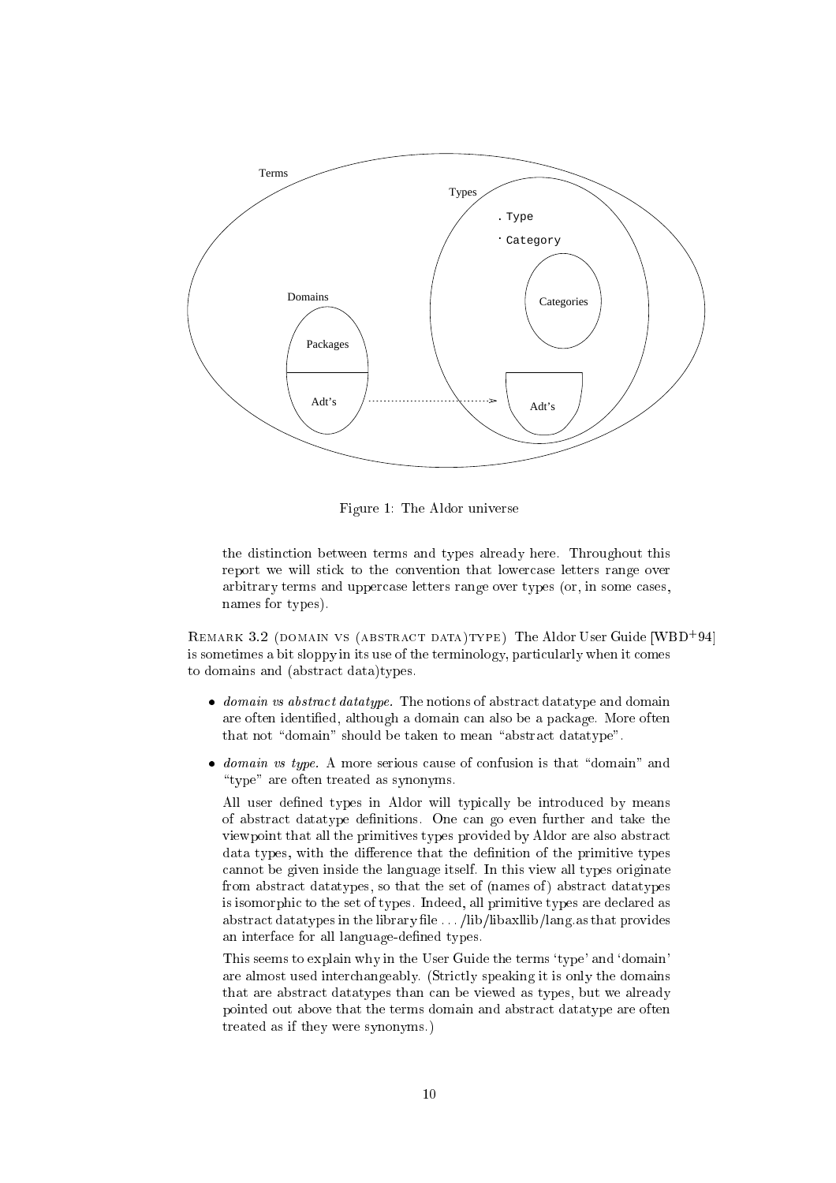Figure 1: The Aldor universe

the distinction between terms and types already here. Throughout this report we will stick to the convention that lowercase letters range over arbitrary terms and uppercase letters range over types (or, in some cases, names for types).

Remark 3.2 (domain vs (abstract data)type) The Aldor User Guide [WBD+94] is sometimes a bit sloppy in its use of the terminology, particularly when it comes to domains and (abstract data)types.

- *domain vs abstract datatype.* The notions of abstract datatype and domain are often identified, although a domain can also be a package. More often that not "domain" should be taken to mean "abstract datatype".
- *domain vs type.* A more serious cause of confusion is that "domain" and "type" are often treated as synonyms.

  All user defined types in Aldor will typically be introduced by means of abstract datatype definitions. One can go even further and take the viewpoint that all the primitives types provided by Aldor are also abstract data types, with the difference that the definition of the primitive types cannot be given inside the language itself. In this view all types originate from abstract datatypes, so that the set of (names of) abstract datatypes is isomorphic to the set of types. Indeed, all primitive types are declared as abstract datatypes in the library file .../lib/libaxllib/lang.as that provides an interface for all language-defined types.

  This seems to explain why in the User Guide the terms 'type' and 'domain' are almost used interchangeably. (Strictly speaking it is only the domains that are abstract datatypes than can be viewed as types, but we already pointed out above that the terms domain and abstract datatype are often treated as if they were synonyms.)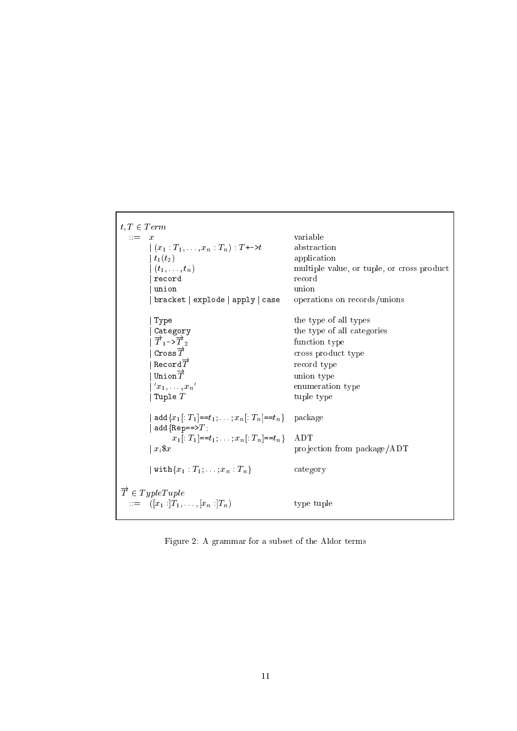$t, T \in Term$

| | |
|---|---|
| $::=\ x$ | variable |
| $\mid (x_1 : T_1, \ldots, x_n : T_n) : T$ `+->` $t$ | abstraction |
| $\mid t_1(t_2)$ | application |
| $\mid (t_1, \ldots, t_n)$ | multiple value, or tuple, or cross product |
| $\mid$ `record` | record |
| $\mid$ `union` | union |
| $\mid$ `bracket` $\mid$ `explode` $\mid$ `apply` $\mid$ `case` | operations on records/unions |
| $\mid$ `Type` | the type of all types |
| $\mid$ `Category` | the type of all categories |
| $\mid \overrightarrow{T}_1$ `->` $\overrightarrow{T}_2$ | function type |
| $\mid$ `Cross` $\overrightarrow{T}$ | cross product type |
| $\mid$ `Record` $\overrightarrow{T}$ | record type |
| $\mid$ `Union` $\overrightarrow{T}$ | union type |
| $\mid {}'x_1, \ldots, x_n{}'$ | enumeration type |
| $\mid$ `Tuple` $T$ | tuple type |
| $\mid$ `add` $\{x_1 [: T_1]$ `==` $t_1; \ldots; x_n [: T_n]$ `==` $t_n\}$ | package |
| $\mid$ `add` $\{$ `Rep==>` $T;$ $x_1 [: T_1]$ `==` $t_1; \ldots; x_n [: T_n]$ `==` $t_n\}$ | ADT |
| $\mid x_i \$ x$ | projection from package/ADT |
| $\mid$ `with` $\{x_1 : T_1; \ldots; x_n : T_n\}$ | category |

$\overrightarrow{T} \in TypleTuple$

| | |
|---|---|
| $::=\ ([x_1 :]T_1, \ldots, [x_n :]T_n)$ | type tuple |

Figure 2: A grammar for a subset of the Aldor terms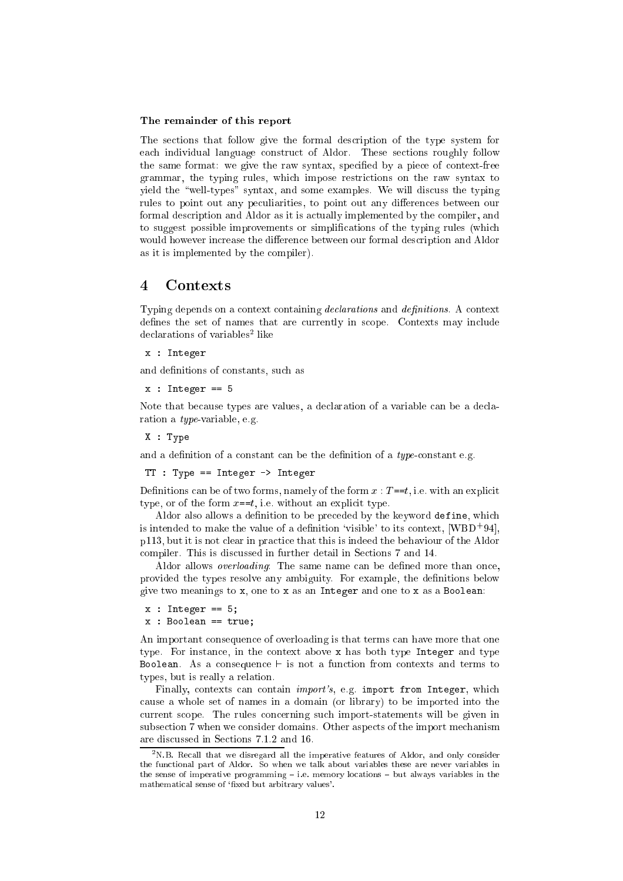**The remainder of this report**

The sections that follow give the formal description of the type system for each individual language construct of Aldor. These sections roughly follow the same format: we give the raw syntax, specified by a piece of context-free grammar, the typing rules, which impose restrictions on the raw syntax to yield the "well-types" syntax, and some examples. We will discuss the typing rules to point out any peculiarities, to point out any differences between our formal description and Aldor as it is actually implemented by the compiler, and to suggest possible improvements or simplifications of the typing rules (which would however increase the difference between our formal description and Aldor as it is implemented by the compiler).

# 4 Contexts

Typing depends on a context containing *declarations* and *definitions*. A context defines the set of names that are currently in scope. Contexts may include declarations of variables[2] like

```
x : Integer
```

and definitions of constants, such as

```
x : Integer == 5
```

Note that because types are values, a declaration of a variable can be a declaration a *type*-variable, e.g.

```
X : Type
```

and a definition of a constant can be the definition of a *type*-constant e.g.

```
TT : Type == Integer -> Integer
```

Definitions can be of two forms, namely of the form $x : T{=}{=}t$, i.e. with an explicit type, or of the form $x{=}{=}t$, i.e. without an explicit type.

Aldor also allows a definition to be preceded by the keyword `define`, which is intended to make the value of a definition 'visible' to its context, [WBD+94], p113, but it is not clear in practice that this is indeed the behaviour of the Aldor compiler. This is discussed in further detail in Sections 7 and 14.

Aldor allows *overloading*: The same name can be defined more than once, provided the types resolve any ambiguity. For example, the definitions below give two meanings to `x`, one to `x` as an `Integer` and one to `x` as a `Boolean`:

```
x : Integer == 5;
x : Boolean == true;
```

An important consequence of overloading is that terms can have more that one type. For instance, in the context above `x` has both type `Integer` and type `Boolean`. As a consequence $\vdash$ is not a function from contexts and terms to types, but is really a relation.

Finally, contexts can contain *import's*, e.g. `import from Integer`, which cause a whole set of names in a domain (or library) to be imported into the current scope. The rules concerning such import-statements will be given in subsection 7 when we consider domains. Other aspects of the import mechanism are discussed in Sections 7.1.2 and 16.

[2] N.B. Recall that we disregard all the imperative features of Aldor, and only consider the functional part of Aldor. So when we talk about variables these are never variables in the sense of imperative programming – i.e. memory locations – but always variables in the mathematical sense of 'fixed but arbitrary values'.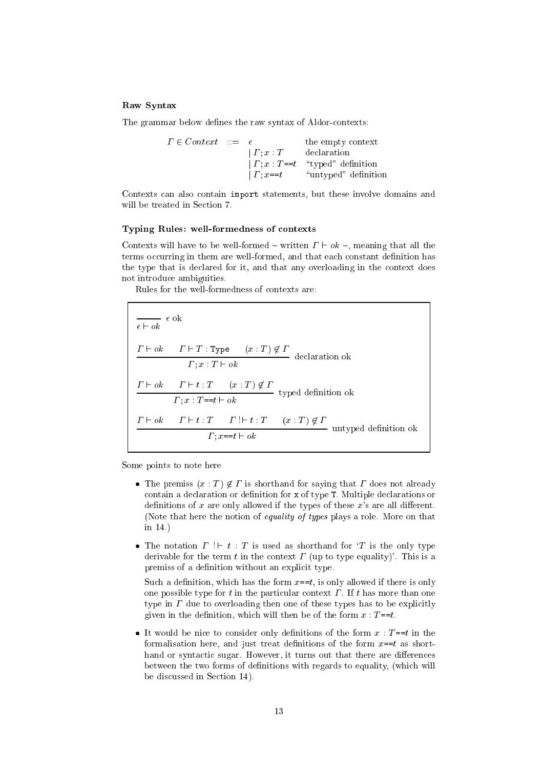**Raw Syntax**

The grammar below defines the raw syntax of Aldor-contexts:

$$
\begin{array}{llll}
\Gamma \in \mathit{Context} & ::= & \epsilon & \text{the empty context} \\
 & & \mid \Gamma; x : T & \text{declaration} \\
 & & \mid \Gamma; x : T \text{==} t & \text{“typed” definition} \\
 & & \mid \Gamma; x \text{==} t & \text{“untyped” definition}
\end{array}
$$

Contexts can also contain `import` statements, but these involve domains and will be treated in Section 7.

**Typing Rules: well-formedness of contexts**

Contexts will have to be well-formed – written $\Gamma \vdash ok$ –, meaning that all the terms occurring in them are well-formed, and that each constant definition has the type that is declared for it, and that any overloading in the context does not introduce ambiguities.

Rules for the well-formedness of contexts are:

$$
\frac{}{\epsilon \vdash ok} \;\; \epsilon \text{ ok}
$$

$$
\frac{\Gamma \vdash ok \qquad \Gamma \vdash T : \texttt{Type} \qquad (x : T) \notin \Gamma}{\Gamma; x : T \vdash ok} \;\; \text{declaration ok}
$$

$$
\frac{\Gamma \vdash ok \qquad \Gamma \vdash t : T \qquad (x : T) \notin \Gamma}{\Gamma; x : T \text{==} t \vdash ok} \;\; \text{typed definition ok}
$$

$$
\frac{\Gamma \vdash ok \qquad \Gamma \vdash t : T \qquad \Gamma \,!\!\vdash t : T \qquad (x : T) \notin \Gamma}{\Gamma; x \text{==} t \vdash ok} \;\; \text{untyped definition ok}
$$

Some points to note here

- The premiss $(x : T) \notin \Gamma$ is shorthand for saying that $\Gamma$ does not already contain a declaration or definition for `x` of type `T`. Multiple declarations or definitions of $x$ are only allowed if the types of these $x$'s are all different. (Note that here the notion of *equality of types* plays a role. More on that in 14.)
- The notation $\Gamma \,!\!\vdash t : T$ is used as shorthand for '$T$ is the only type derivable for the term $t$ in the context $\Gamma$ (up to type equality)'. This is a premiss of a definition without an explicit type.

  Such a definition, which has the form $x$==$t$, is only allowed if there is only one possible type for $t$ in the particular context $\Gamma$. If $t$ has more than one type in $\Gamma$ due to overloading then one of these types has to be explicitly given in the definition, which will then be of the form $x : T$==$t$.
- It would be nice to consider only definitions of the form $x : T$==$t$ in the formalisation here, and just treat definitions of the form $x$==$t$ as shorthand or syntactic sugar. However, it turns out that there are differences between the two forms of definitions with regards to equality, (which will be discussed in Section 14).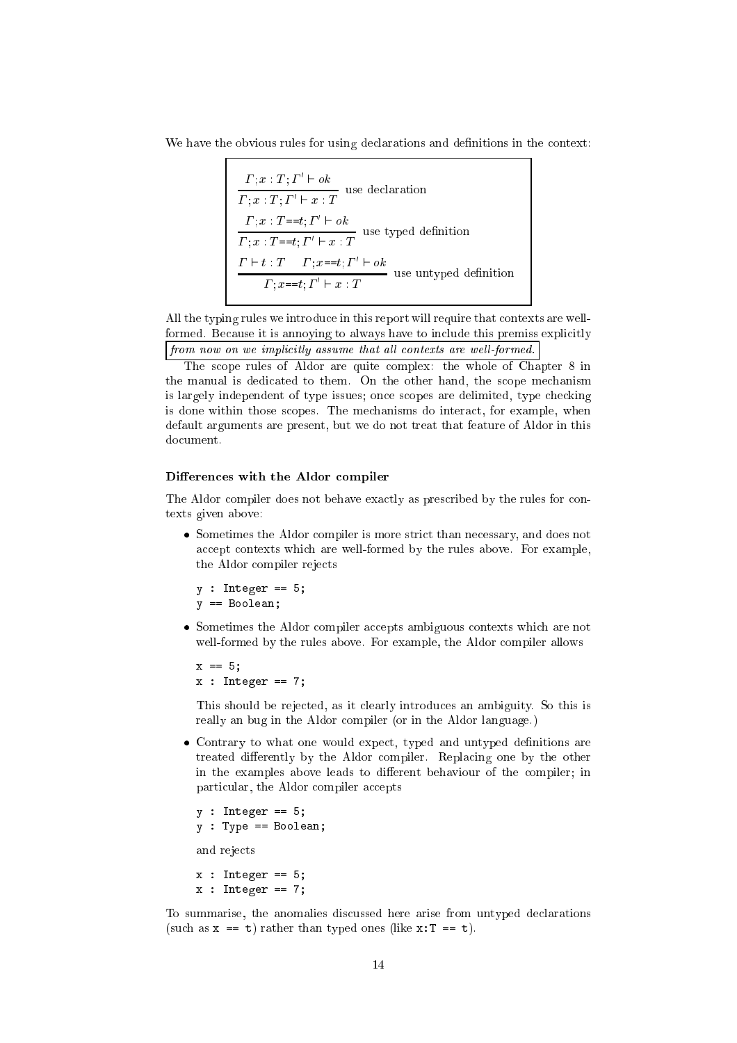We have the obvious rules for using declarations and definitions in the context:

$$\frac{\Gamma; x : T; \Gamma' \vdash ok}{\Gamma; x : T; \Gamma' \vdash x : T} \text{ use declaration}$$

$$\frac{\Gamma; x : T{=}{=}t; \Gamma' \vdash ok}{\Gamma; x : T{=}{=}t; \Gamma' \vdash x : T} \text{ use typed definition}$$

$$\frac{\Gamma \vdash t : T \quad \Gamma; x{=}{=}t; \Gamma' \vdash ok}{\Gamma; x{=}{=}t; \Gamma' \vdash x : T} \text{ use untyped definition}$$

All the typing rules we introduce in this report will require that contexts are well-formed. Because it is annoying to always have to include this premiss explicitly *from now on we implicitly assume that all contexts are well-formed.*

The scope rules of Aldor are quite complex: the whole of Chapter 8 in the manual is dedicated to them. On the other hand, the scope mechanism is largely independent of type issues; once scopes are delimited, type checking is done within those scopes. The mechanisms do interact, for example, when default arguments are present, but we do not treat that feature of Aldor in this document.

### Differences with the Aldor compiler

The Aldor compiler does not behave exactly as prescribed by the rules for contexts given above:

- Sometimes the Aldor compiler is more strict than necessary, and does not accept contexts which are well-formed by the rules above. For example, the Aldor compiler rejects

  ```
  y : Integer == 5;
  y == Boolean;
  ```

- Sometimes the Aldor compiler accepts ambiguous contexts which are not well-formed by the rules above. For example, the Aldor compiler allows

  ```
  x == 5;
  x : Integer == 7;
  ```

  This should be rejected, as it clearly introduces an ambiguity. So this is really an bug in the Aldor compiler (or in the Aldor language.)

- Contrary to what one would expect, typed and untyped definitions are treated differently by the Aldor compiler. Replacing one by the other in the examples above leads to different behaviour of the compiler; in particular, the Aldor compiler accepts

  ```
  y : Integer == 5;
  y : Type == Boolean;
  ```

  and rejects

  ```
  x : Integer == 5;
  x : Integer == 7;
  ```

To summarise, the anomalies discussed here arise from untyped declarations (such as `x == t`) rather than typed ones (like `x:T == t`).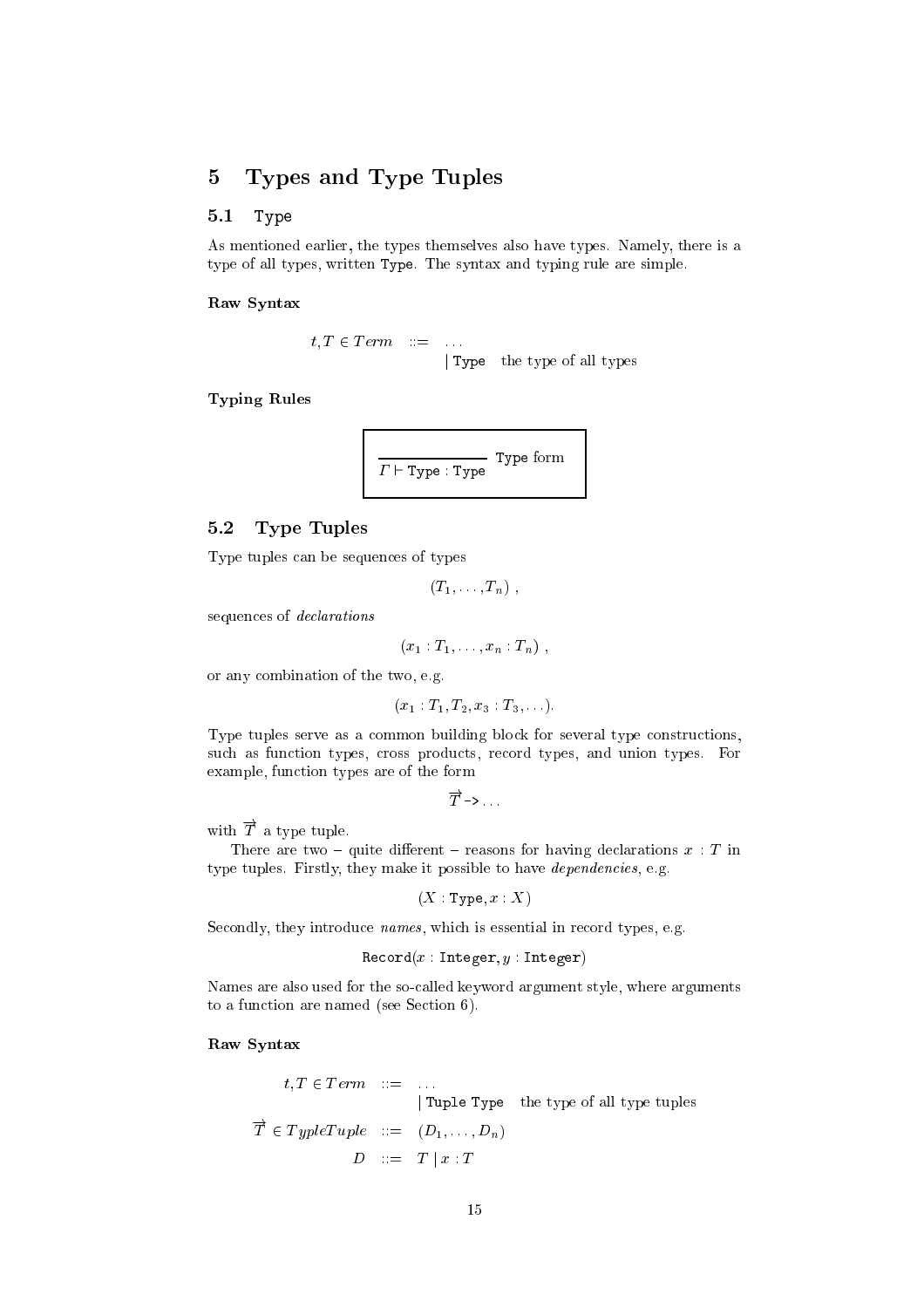## 5 Types and Type Tuples

### 5.1 `Type`

As mentioned earlier, the types themselves also have types. Namely, there is a type of all types, written `Type`. The syntax and typing rule are simple.

**Raw Syntax**

$$
\begin{array}{rcll}
t, T \in Term & ::= & \ldots & \\
 & & \mid \texttt{Type} & \text{the type of all types}
\end{array}
$$

**Typing Rules**

$$
\frac{}{\Gamma \vdash \texttt{Type} : \texttt{Type}} \ \texttt{Type}\text{ form}
$$

### 5.2 Type Tuples

Type tuples can be sequences of types

$$(T_1, \ldots, T_n) \ ,$$

sequences of *declarations*

$$(x_1 : T_1, \ldots, x_n : T_n) \ ,$$

or any combination of the two, e.g.

$$(x_1 : T_1, T_2, x_3 : T_3, \ldots).$$

Type tuples serve as a common building block for several type constructions, such as function types, cross products, record types, and union types. For example, function types are of the form

$$\overrightarrow{T}\texttt{->} \ldots$$

with $\overrightarrow{T}$ a type tuple.

There are two – quite different – reasons for having declarations $x : T$ in type tuples. Firstly, they make it possible to have *dependencies*, e.g.

$$(X : \texttt{Type}, x : X)$$

Secondly, they introduce *names*, which is essential in record types, e.g.

$$\texttt{Record}(x : \texttt{Integer}, y : \texttt{Integer})$$

Names are also used for the so-called keyword argument style, where arguments to a function are named (see Section 6).

**Raw Syntax**

$$
\begin{array}{rcll}
t, T \in Term & ::= & \ldots & \\
 & & \mid \texttt{Tuple Type} & \text{the type of all type tuples} \\
\overrightarrow{T} \in TypleTuple & ::= & (D_1, \ldots, D_n) & \\
D & ::= & T \mid x : T &
\end{array}
$$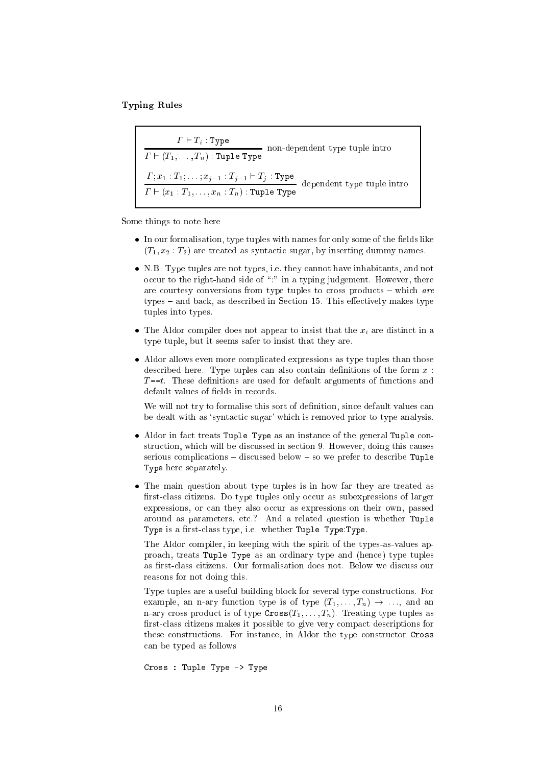**Typing Rules**

$$\frac{\Gamma \vdash T_i : \texttt{Type}}{\Gamma \vdash (T_1, \ldots, T_n) : \texttt{Tuple Type}} \text{ non-dependent type tuple intro}$$

$$\frac{\Gamma; x_1 : T_1; \ldots; x_{j-1} : T_{j-1} \vdash T_j : \texttt{Type}}{\Gamma \vdash (x_1 : T_1, \ldots, x_n : T_n) : \texttt{Tuple Type}} \text{ dependent type tuple intro}$$

Some things to note here

- In our formalisation, type tuples with names for only some of the fields like $(T_1, x_2 : T_2)$ are treated as syntactic sugar, by inserting dummy names.
- N.B. Type tuples are not types, i.e. they cannot have inhabitants, and not occur to the right-hand side of ":" in a typing judgement. However, there are courtesy conversions from type tuples to cross products – which *are* types – and back, as described in Section 15. This effectively makes type tuples into types.
- The Aldor compiler does not appear to insist that the $x_i$ are distinct in a type tuple, but it seems safer to insist that they are.
- Aldor allows even more complicated expressions as type tuples than those described here. Type tuples can also contain definitions of the form $x : T{=}{=}t$. These definitions are used for default arguments of functions and default values of fields in records.

  We will not try to formalise this sort of definition, since default values can be dealt with as 'syntactic sugar' which is removed prior to type analysis.
- Aldor in fact treats `Tuple Type` as an instance of the general `Tuple` construction, which will be discussed in section 9. However, doing this causes serious complications – discussed below – so we prefer to describe `Tuple Type` here separately.
- The main question about type tuples is in how far they are treated as first-class citizens. Do type tuples only occur as subexpressions of larger expressions, or can they also occur as expressions on their own, passed around as parameters, etc.? And a related question is whether `Tuple Type` is a first-class type, i.e. whether `Tuple Type:Type`.

  The Aldor compiler, in keeping with the spirit of the types-as-values approach, treats `Tuple Type` as an ordinary type and (hence) type tuples as first-class citizens. Our formalisation does not. Below we discuss our reasons for not doing this.

  Type tuples are a useful building block for several type constructions. For example, an n-ary function type is of type $(T_1, \ldots, T_n) \rightarrow \ldots$, and an n-ary cross product is of type $\texttt{Cross}(T_1, \ldots, T_n)$. Treating type tuples as first-class citizens makes it possible to give very compact descriptions for these constructions. For instance, in Aldor the type constructor `Cross` can be typed as follows

  ```
  Cross : Tuple Type -> Type
  ```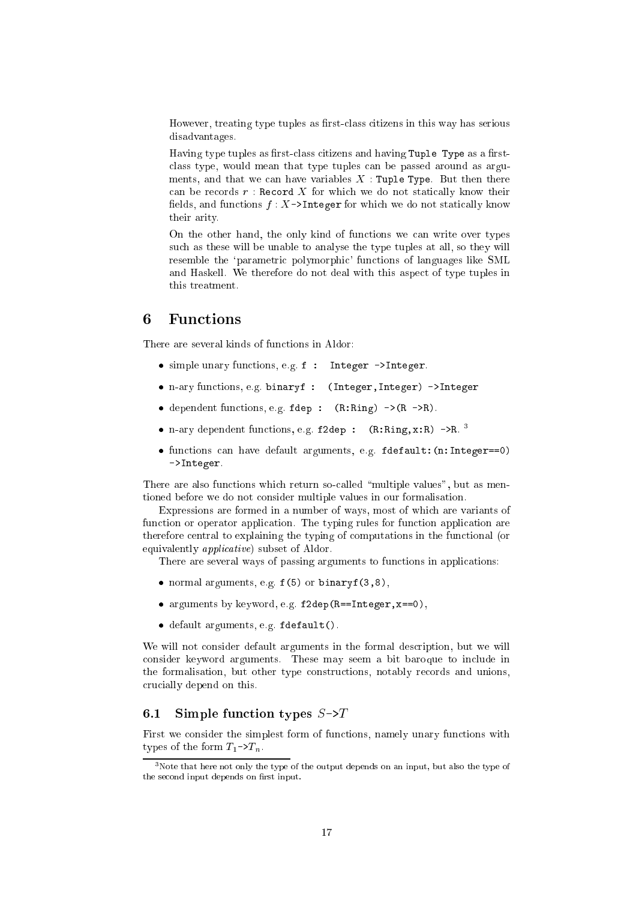However, treating type tuples as first-class citizens in this way has serious disadvantages.

Having type tuples as first-class citizens and having `Tuple Type` as a first-class type, would mean that type tuples can be passed around as arguments, and that we can have variables $X$ : `Tuple Type`. But then there can be records $r$ : `Record` $X$ for which we do not statically know their fields, and functions $f : X$`->Integer` for which we do not statically know their arity.

On the other hand, the only kind of functions we can write over types such as these will be unable to analyse the type tuples at all, so they will resemble the 'parametric polymorphic' functions of languages like SML and Haskell. We therefore do not deal with this aspect of type tuples in this treatment.

## 6 Functions

There are several kinds of functions in Aldor:

- simple unary functions, e.g. `f : Integer ->Integer`.
- n-ary functions, e.g. `binaryf : (Integer,Integer) ->Integer`
- dependent functions, e.g. `fdep : (R:Ring) ->(R ->R)`.
- n-ary dependent functions, e.g. `f2dep : (R:Ring,x:R) ->R`. [3]
- functions can have default arguments, e.g. `fdefault:(n:Integer==0) ->Integer`.

There are also functions which return so-called "multiple values", but as mentioned before we do not consider multiple values in our formalisation.

Expressions are formed in a number of ways, most of which are variants of function or operator application. The typing rules for function application are therefore central to explaining the typing of computations in the functional (or equivalently *applicative*) subset of Aldor.

There are several ways of passing arguments to functions in applications:

- normal arguments, e.g. `f(5)` or `binaryf(3,8)`,
- arguments by keyword, e.g. `f2dep(R==Integer,x==0)`,
- default arguments, e.g. `fdefault()`.

We will not consider default arguments in the formal description, but we will consider keyword arguments. These may seem a bit baroque to include in the formalisation, but other type constructions, notably records and unions, crucially depend on this.

### 6.1 Simple function types $S$->$T$

First we consider the simplest form of functions, namely unary functions with types of the form $T_1$->$T_n$.

[3] Note that here not only the type of the output depends on an input, but also the type of the second input depends on first input.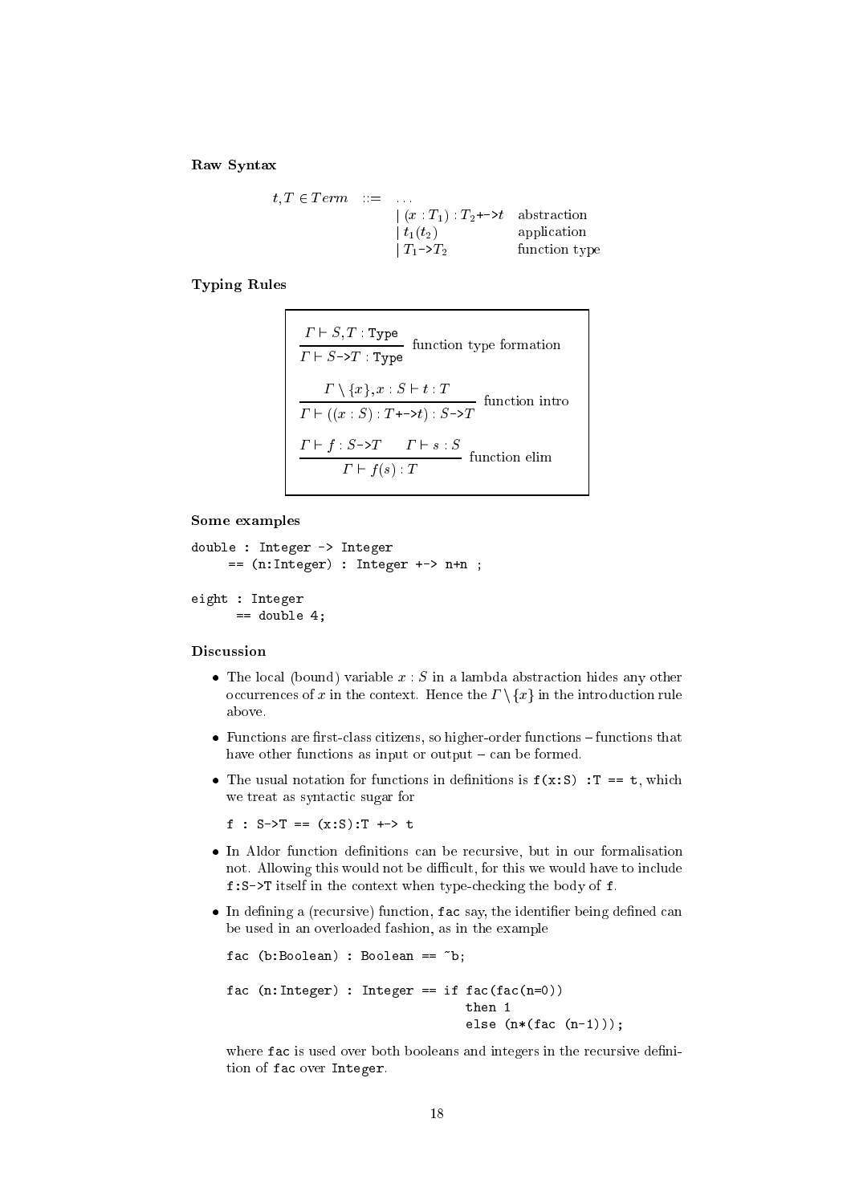### Raw Syntax

$$
\begin{array}{llll}
t, T \in Term & ::= & \ldots & \\
& & \mid (x : T_1) : T_2 \texttt{+->} t & \text{abstraction} \\
& & \mid t_1(t_2) & \text{application} \\
& & \mid T_1 \texttt{->} T_2 & \text{function type}
\end{array}
$$

### Typing Rules

$$
\frac{\Gamma \vdash S, T : \texttt{Type}}{\Gamma \vdash S \texttt{->} T : \texttt{Type}} \text{ function type formation}
$$

$$
\frac{\Gamma \setminus \{x\}, x : S \vdash t : T}{\Gamma \vdash ((x : S) : T \texttt{+->} t) : S \texttt{->} T} \text{ function intro}
$$

$$
\frac{\Gamma \vdash f : S \texttt{->} T \qquad \Gamma \vdash s : S}{\Gamma \vdash f(s) : T} \text{ function elim}
$$

### Some examples

```
double : Integer -> Integer
     == (n:Integer) : Integer +-> n+n ;

eight : Integer
      == double 4;
```

### Discussion

- The local (bound) variable $x : S$ in a lambda abstraction hides any other occurrences of $x$ in the context. Hence the $\Gamma \setminus \{x\}$ in the introduction rule above.
- Functions are first-class citizens, so higher-order functions – functions that have other functions as input or output – can be formed.
- The usual notation for functions in definitions is `f(x:S) :T == t`, which we treat as syntactic sugar for

  ```
  f : S->T == (x:S):T +-> t
  ```

- In Aldor function definitions can be recursive, but in our formalisation not. Allowing this would not be difficult, for this we would have to include `f:S->T` itself in the context when type-checking the body of `f`.
- In defining a (recursive) function, `fac` say, the identifier being defined can be used in an overloaded fashion, as in the example

  ```
  fac (b:Boolean) : Boolean == ~b;

  fac (n:Integer) : Integer == if fac(fac(n=0))
                                  then 1
                                  else (n*(fac (n-1)));
  ```

  where `fac` is used over both booleans and integers in the recursive definition of `fac` over `Integer`.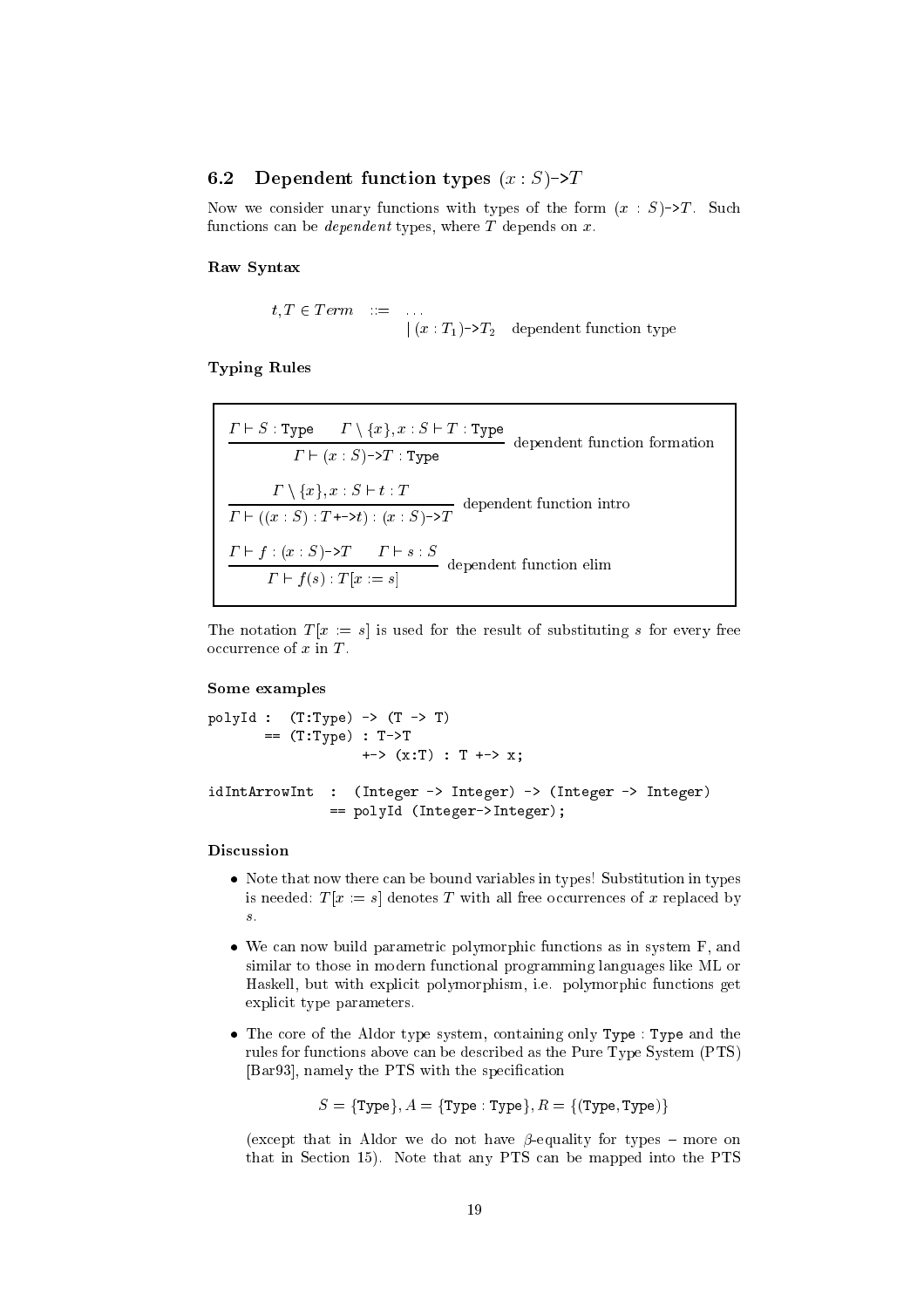### 6.2 Dependent function types $(x : S)$->$T$

Now we consider unary functions with types of the form $(x : S)$->$T$. Such functions can be *dependent* types, where $T$ depends on $x$.

#### Raw Syntax

$$
\begin{array}{lcll}
t, T \in Term & ::= & \ldots & \\
 & & \mid (x : T_1)\texttt{->}T_2 & \text{dependent function type}
\end{array}
$$

#### Typing Rules

$$
\frac{\Gamma \vdash S : \texttt{Type} \qquad \Gamma \setminus \{x\}, x : S \vdash T : \texttt{Type}}{\Gamma \vdash (x : S)\texttt{->}T : \texttt{Type}} \quad \text{dependent function formation}
$$

$$
\frac{\Gamma \setminus \{x\}, x : S \vdash t : T}{\Gamma \vdash ((x : S) : T \texttt{+->} t) : (x : S)\texttt{->}T} \quad \text{dependent function intro}
$$

$$
\frac{\Gamma \vdash f : (x : S)\texttt{->}T \qquad \Gamma \vdash s : S}{\Gamma \vdash f(s) : T[x := s]} \quad \text{dependent function elim}
$$

The notation $T[x := s]$ is used for the result of substituting $s$ for every free occurrence of $x$ in $T$.

#### Some examples

```
polyId :  (T:Type) -> (T -> T)
       == (T:Type) : T->T
                  +-> (x:T) : T +-> x;

idIntArrowInt  :  (Integer -> Integer) -> (Integer -> Integer)
               == polyId (Integer->Integer);
```

#### Discussion

- Note that now there can be bound variables in types! Substitution in types is needed: $T[x := s]$ denotes $T$ with all free occurrences of $x$ replaced by $s$.

- We can now build parametric polymorphic functions as in system F, and similar to those in modern functional programming languages like ML or Haskell, but with explicit polymorphism, i.e. polymorphic functions get explicit type parameters.

- The core of the Aldor type system, containing only `Type : Type` and the rules for functions above can be described as the Pure Type System (PTS) [Bar93], namely the PTS with the specification

$$
S = \{\texttt{Type}\}, A = \{\texttt{Type} : \texttt{Type}\}, R = \{(\texttt{Type}, \texttt{Type})\}
$$

  (except that in Aldor we do not have $\beta$-equality for types – more on that in Section 15). Note that any PTS can be mapped into the PTS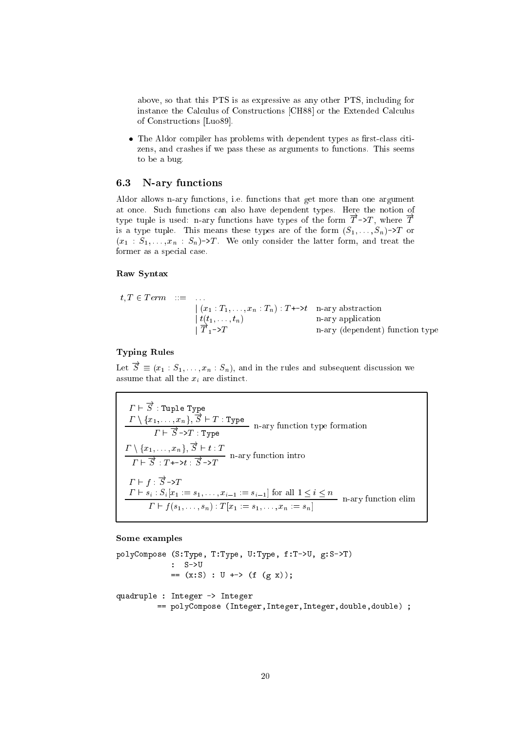above, so that this PTS is as expressive as any other PTS, including for instance the Calculus of Constructions [CH88] or the Extended Calculus of Constructions [Luo89].

- The Aldor compiler has problems with dependent types as first-class citizens, and crashes if we pass these as arguments to functions. This seems to be a bug.

### 6.3 N-ary functions

Aldor allows n-ary functions, i.e. functions that get more than one argument at once. Such functions can also have dependent types. Here the notion of type tuple is used: n-ary functions have types of the form $\overrightarrow{T}$`->`$T$, where $\overrightarrow{T}$ is a type tuple. This means these types are of the form $(S_1, \ldots, S_n)$`->`$T$ or $(x_1 : S_1, \ldots, x_n : S_n)$`->`$T$. We only consider the latter form, and treat the former as a special case.

#### Raw Syntax

| | | | |
|---|---|---|---|
| $t, T \in Term$ | $::=$ | $\ldots$ | |
| | | $\mid (x_1 : T_1, \ldots, x_n : T_n) : T$ `+->` $t$ | n-ary abstraction |
| | | $\mid t(t_1, \ldots, t_n)$ | n-ary application |
| | | $\mid \overrightarrow{T}_1$`->`$T$ | n-ary (dependent) function type |

#### Typing Rules

Let $\overrightarrow{S} \equiv (x_1 : S_1, \ldots, x_n : S_n)$, and in the rules and subsequent discussion we assume that all the $x_i$ are distinct.

$$\frac{\Gamma \vdash \overrightarrow{S} : \texttt{Tuple Type} \qquad \Gamma \setminus \{x_1, \ldots, x_n\}, \overrightarrow{S} \vdash T : \texttt{Type}}{\Gamma \vdash \overrightarrow{S}\texttt{->}T : \texttt{Type}} \text{ n-ary function type formation}$$

$$\frac{\Gamma \setminus \{x_1, \ldots, x_n\}, \overrightarrow{S} \vdash t : T}{\Gamma \vdash \overrightarrow{S} : T\texttt{+->}t : \overrightarrow{S}\texttt{->}T} \text{ n-ary function intro}$$

$$\frac{\Gamma \vdash f : \overrightarrow{S}\texttt{->}T \qquad \Gamma \vdash s_i : S_i[x_1 := s_1, \ldots, x_{i-1} := s_{i-1}] \text{ for all } 1 \leq i \leq n}{\Gamma \vdash f(s_1, \ldots, s_n) : T[x_1 := s_1, \ldots, x_n := s_n]} \text{ n-ary function elim}$$

#### Some examples

```
polyCompose (S:Type, T:Type, U:Type, f:T->U, g:S->T)
            :  S->U
            == (x:S) : U +-> (f (g x));

quadruple : Integer -> Integer
        == polyCompose (Integer,Integer,Integer,double,double) ;
```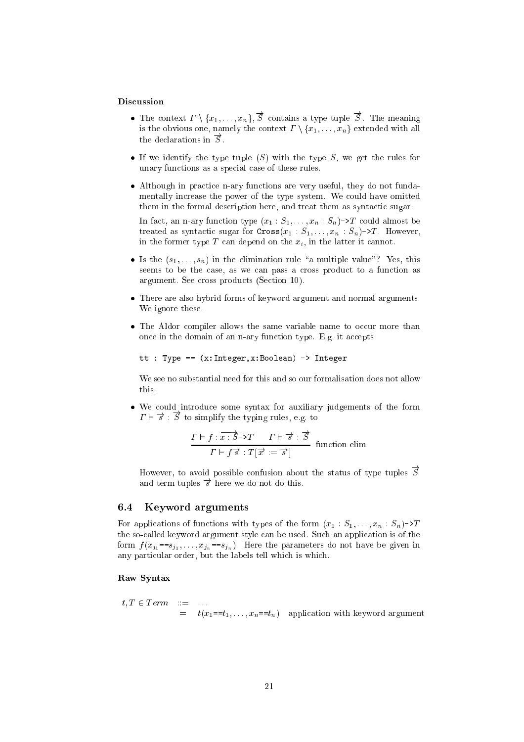#### Discussion

- The context $\Gamma \setminus \{x_1, \ldots, x_n\}, \overrightarrow{S}$ contains a type tuple $\overrightarrow{S}$. The meaning is the obvious one, namely the context $\Gamma \setminus \{x_1, \ldots, x_n\}$ extended with all the declarations in $\overrightarrow{S}$.

- If we identify the type tuple $(S)$ with the type $S$, we get the rules for unary functions as a special case of these rules.

- Although in practice n-ary functions are very useful, they do not fundamentally increase the power of the type system. We could have omitted them in the formal description here, and treat them as syntactic sugar.

  In fact, an n-ary function type $(x_1 : S_1, \ldots, x_n : S_n)$`->`$T$ could almost be treated as syntactic sugar for `Cross`$(x_1 : S_1, \ldots, x_n : S_n)$`->`$T$. However, in the former type $T$ can depend on the $x_i$, in the latter it cannot.

- Is the $(s_1, \ldots, s_n)$ in the elimination rule "a multiple value"? Yes, this seems to be the case, as we can pass a cross product to a function as argument. See cross products (Section 10).

- There are also hybrid forms of keyword argument and normal arguments. We ignore these.

- The Aldor compiler allows the same variable name to occur more than once in the domain of an n-ary function type. E.g. it accepts

  ```
  tt : Type == (x:Integer,x:Boolean) -> Integer
  ```

  We see no substantial need for this and so our formalisation does not allow this.

- We could introduce some syntax for auxiliary judgements of the form $\Gamma \vdash \overrightarrow{s} : \overrightarrow{S}$ to simplify the typing rules, e.g. to

  $$\frac{\Gamma \vdash f : \overrightarrow{x : S}\texttt{->}T \qquad \Gamma \vdash \overrightarrow{s} : \overrightarrow{S}}{\Gamma \vdash f\,\overrightarrow{s} : T[\overrightarrow{x} := \overrightarrow{s}]} \text{ function elim}$$

  However, to avoid possible confusion about the status of type tuples $\overrightarrow{S}$ and term tuples $\overrightarrow{s}$ here we do not do this.

## 6.4 Keyword arguments

For applications of functions with types of the form $(x_1 : S_1, \ldots, x_n : S_n)$`->`$T$ the so-called keyword argument style can be used. Such an application is of the form $f(x_{j_1}\texttt{==}s_{j_1}, \ldots, x_{j_n}\texttt{==}s_{j_n})$. Here the parameters do not have be given in any particular order, but the labels tell which is which.

#### Raw Syntax

$$\begin{array}{lll} t, T \in \mathit{Term} & ::= & \ldots \\ & = & t(x_1\texttt{==}t_1, \ldots, x_n\texttt{==}t_n) \quad \text{application with keyword argument} \end{array}$$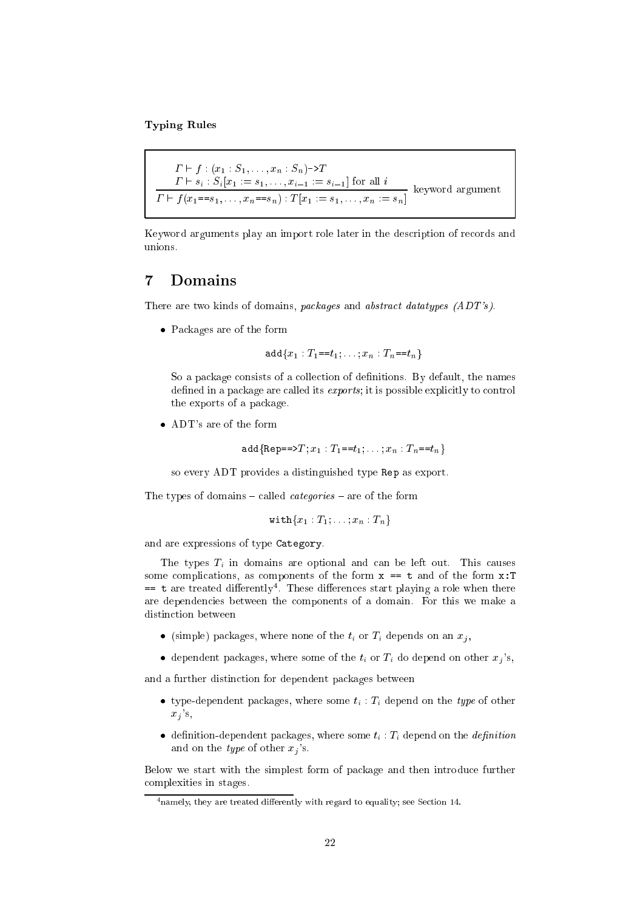**Typing Rules**

$$\frac{\begin{array}{l}\Gamma \vdash f : (x_1 : S_1, \ldots, x_n : S_n)\texttt{->}T \\ \Gamma \vdash s_i : S_i[x_1 := s_1, \ldots, x_{i-1} := s_{i-1}] \text{ for all } i\end{array}}{\Gamma \vdash f(x_1\texttt{==}s_1, \ldots, x_n\texttt{==}s_n) : T[x_1 := s_1, \ldots, x_n := s_n]} \text{ keyword argument}$$

Keyword arguments play an import role later in the description of records and unions.

# 7 Domains

There are two kinds of domains, *packages* and *abstract datatypes (ADT's)*.

- Packages are of the form

$$\texttt{add}\{x_1 : T_1\texttt{==}t_1; \ldots; x_n : T_n\texttt{==}t_n\}$$

  So a package consists of a collection of definitions. By default, the names defined in a package are called its *exports*; it is possible explicitly to control the exports of a package.

- ADT's are of the form

$$\texttt{add}\{\texttt{Rep==>}T; x_1 : T_1\texttt{==}t_1; \ldots; x_n : T_n\texttt{==}t_n\}$$

  so every ADT provides a distinguished type `Rep` as export.

The types of domains – called *categories* – are of the form

$$\texttt{with}\{x_1 : T_1; \ldots; x_n : T_n\}$$

and are expressions of type `Category`.

The types $T_i$ in domains are optional and can be left out. This causes some complications, as components of the form `x == t` and of the form `x:T == t` are treated differently[4]. These differences start playing a role when there are dependencies between the components of a domain. For this we make a distinction between

- (simple) packages, where none of the $t_i$ or $T_i$ depends on an $x_j$,
- dependent packages, where some of the $t_i$ or $T_i$ do depend on other $x_j$'s,

and a further distinction for dependent packages between

- type-dependent packages, where some $t_i : T_i$ depend on the *type* of other $x_j$'s,
- definition-dependent packages, where some $t_i : T_i$ depend on the *definition* and on the *type* of other $x_j$'s.

Below we start with the simplest form of package and then introduce further complexities in stages.

[4] namely, they are treated differently with regard to equality; see Section 14.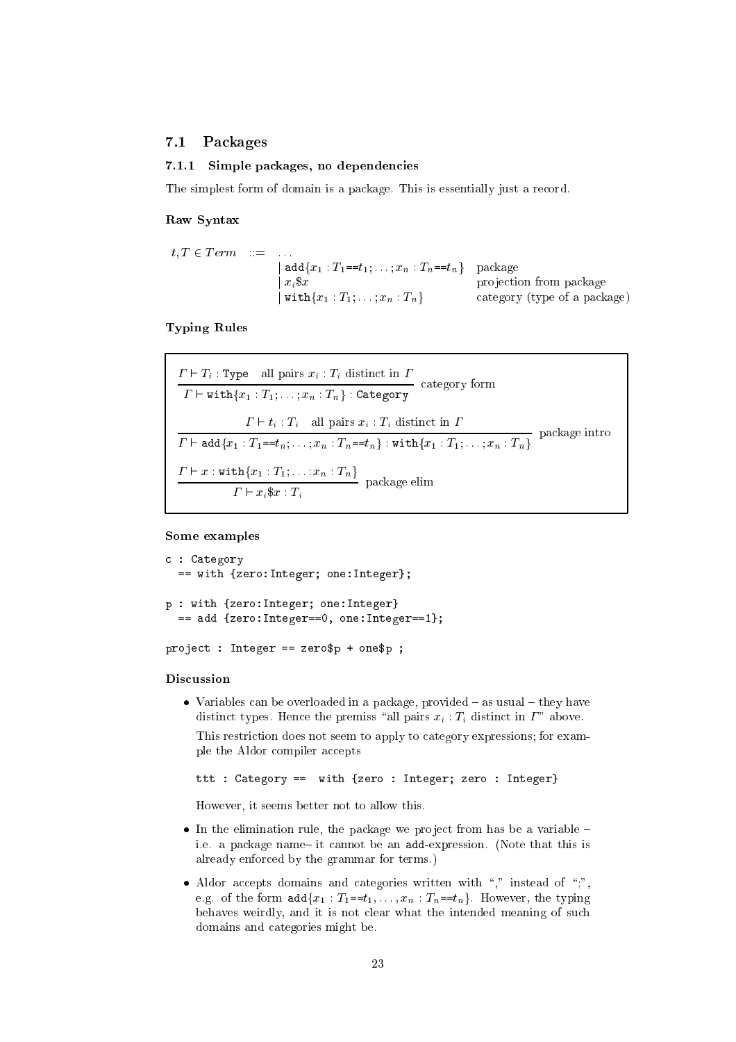## 7.1 Packages

### 7.1.1 Simple packages, no dependencies

The simplest form of domain is a package. This is essentially just a record.

#### Raw Syntax

$$
\begin{array}{lll}
t, T \in \mathit{Term} & ::= & \ldots \\
& & \mid \texttt{add}\{x_1 : T_1 \texttt{==} t_1; \ldots ; x_n : T_n \texttt{==} t_n\} \quad \text{package} \\
& & \mid x_i \$ x \quad \text{projection from package} \\
& & \mid \texttt{with}\{x_1 : T_1; \ldots ; x_n : T_n\} \quad \text{category (type of a package)}
\end{array}
$$

#### Typing Rules

$$
\frac{\Gamma \vdash T_i : \texttt{Type} \quad \text{all pairs } x_i : T_i \text{ distinct in } \Gamma}{\Gamma \vdash \texttt{with}\{x_1 : T_1; \ldots ; x_n : T_n\} : \texttt{Category}} \text{ category form}
$$

$$
\frac{\Gamma \vdash t_i : T_i \quad \text{all pairs } x_i : T_i \text{ distinct in } \Gamma}{\Gamma \vdash \texttt{add}\{x_1 : T_1 \texttt{==} t_n; \ldots ; x_n : T_n \texttt{==} t_n\} : \texttt{with}\{x_1 : T_1; \ldots ; x_n : T_n\}} \text{ package intro}
$$

$$
\frac{\Gamma \vdash x : \texttt{with}\{x_1 : T_1; \ldots ; x_n : T_n\}}{\Gamma \vdash x_i \$ x : T_i} \text{ package elim}
$$

#### Some examples

```
c : Category
  == with {zero:Integer; one:Integer};

p : with {zero:Integer; one:Integer}
  == add {zero:Integer==0, one:Integer==1};

project : Integer == zero$p + one$p ;
```

#### Discussion

- Variables can be overloaded in a package, provided – as usual – they have distinct types. Hence the premiss "all pairs $x_i : T_i$ distinct in $\Gamma$" above.

  This restriction does not seem to apply to category expressions; for example the Aldor compiler accepts

  ```
  ttt : Category ==  with {zero : Integer; zero : Integer}
  ```

  However, it seems better not to allow this.

- In the elimination rule, the package we project from has be a variable – i.e. a package name– it cannot be an add-expression. (Note that this is already enforced by the grammar for terms.)

- Aldor accepts domains and categories written with "," instead of ";", e.g. of the form $\texttt{add}\{x_1 : T_1 \texttt{==} t_1, \ldots , x_n : T_n \texttt{==} t_n\}$. However, the typing behaves weirdly, and it is not clear what the intended meaning of such domains and categories might be.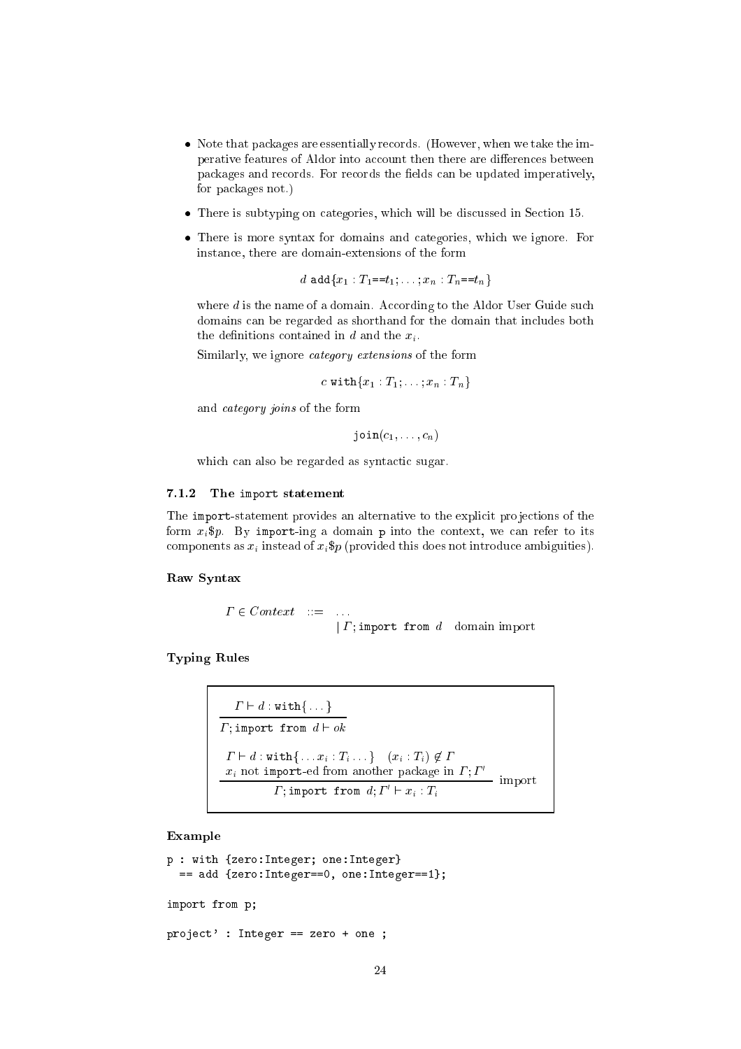- Note that packages are essentially records. (However, when we take the imperative features of Aldor into account then there are differences between packages and records. For records the fields can be updated imperatively, for packages not.)
- There is subtyping on categories, which will be discussed in Section 15.
- There is more syntax for domains and categories, which we ignore. For instance, there are domain-extensions of the form

  $$d \ \texttt{add}\{x_1 : T_1\texttt{==}t_1; \ldots ; x_n : T_n\texttt{==}t_n\}$$

  where $d$ is the name of a domain. According to the Aldor User Guide such domains can be regarded as shorthand for the domain that includes both the definitions contained in $d$ and the $x_i$.

  Similarly, we ignore *category extensions* of the form

  $$c \ \texttt{with}\{x_1 : T_1; \ldots ; x_n : T_n\}$$

  and *category joins* of the form

  $$\texttt{join}(c_1, \ldots , c_n)$$

  which can also be regarded as syntactic sugar.

### 7.1.2 The `import` statement

The `import`-statement provides an alternative to the explicit projections of the form $x_i\$p$. By `import`-ing a domain `p` into the context, we can refer to its components as $x_i$ instead of $x_i\$p$ (provided this does not introduce ambiguities).

**Raw Syntax**

$$\begin{array}{lcll} \Gamma \in Context & ::= & \ldots & \\ & & \mid \Gamma ; \texttt{import from } d & \text{domain import} \end{array}$$

**Typing Rules**

$$\frac{\Gamma \vdash d : \texttt{with}\{\ldots\}}{\Gamma ; \texttt{import from } d \vdash ok}$$

$$\frac{\Gamma \vdash d : \texttt{with}\{\ldots x_i : T_i \ldots\} \quad (x_i : T_i) \notin \Gamma \qquad x_i \text{ not } \texttt{import}\text{-ed from another package in } \Gamma ; \Gamma'}{\Gamma ; \texttt{import from } d ; \Gamma' \vdash x_i : T_i} \ \text{import}$$

**Example**

```
p : with {zero:Integer; one:Integer}
  == add {zero:Integer==0, one:Integer==1};

import from p;

project' : Integer == zero + one ;
```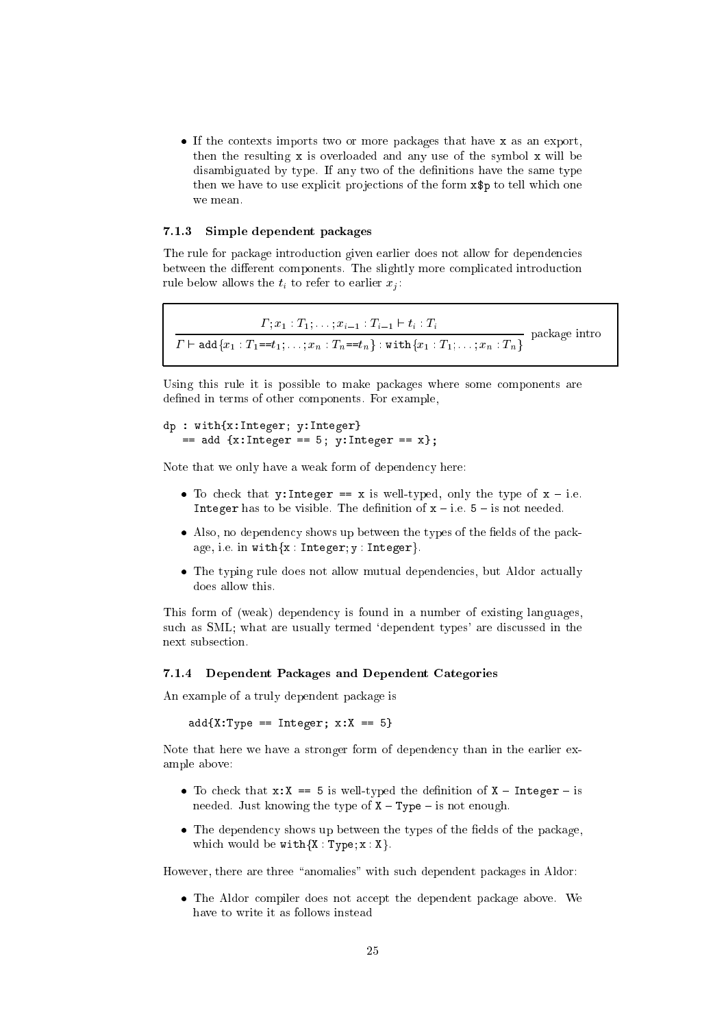- If the contexts imports two or more packages that have `x` as an export, then the resulting `x` is overloaded and any use of the symbol `x` will be disambiguated by type. If any two of the definitions have the same type then we have to use explicit projections of the form `x$p` to tell which one we mean.

### 7.1.3 Simple dependent packages

The rule for package introduction given earlier does not allow for dependencies between the different components. The slightly more complicated introduction rule below allows the $t_i$ to refer to earlier $x_j$:

$$\frac{\Gamma; x_1 : T_1; \ldots; x_{i-1} : T_{i-1} \vdash t_i : T_i}{\Gamma \vdash \mathtt{add}\{x_1 : T_1 \mathtt{==} t_1; \ldots; x_n : T_n \mathtt{==} t_n\} : \mathtt{with}\{x_1 : T_1; \ldots; x_n : T_n\}} \text{ package intro}$$

Using this rule it is possible to make packages where some components are defined in terms of other components. For example,

```
dp : with{x:Integer; y:Integer}
   == add {x:Integer == 5; y:Integer == x};
```

Note that we only have a weak form of dependency here:

- To check that `y:Integer == x` is well-typed, only the type of `x` – i.e. `Integer` has to be visible. The definition of `x` – i.e. `5` – is not needed.
- Also, no dependency shows up between the types of the fields of the package, i.e. in `with{x : Integer; y : Integer}`.
- The typing rule does not allow mutual dependencies, but Aldor actually does allow this.

This form of (weak) dependency is found in a number of existing languages, such as SML; what are usually termed 'dependent types' are discussed in the next subsection.

### 7.1.4 Dependent Packages and Dependent Categories

An example of a truly dependent package is

```
add{X:Type == Integer; x:X == 5}
```

Note that here we have a stronger form of dependency than in the earlier example above:

- To check that `x:X == 5` is well-typed the definition of `X` – `Integer` – is needed. Just knowing the type of `X` – `Type` – is not enough.
- The dependency shows up between the types of the fields of the package, which would be `with{X : Type; x : X}`.

However, there are three "anomalies" with such dependent packages in Aldor:

- The Aldor compiler does not accept the dependent package above. We have to write it as follows instead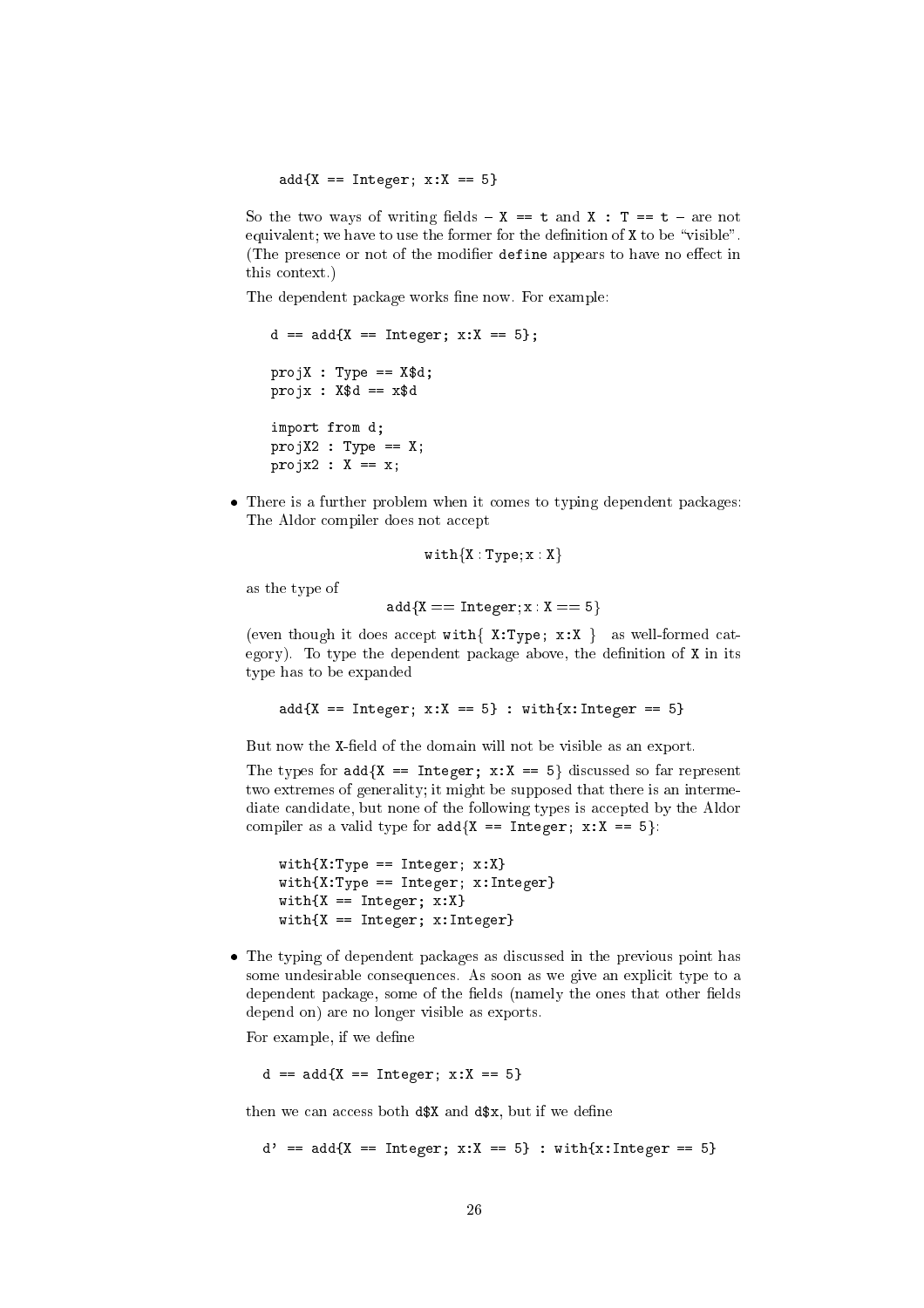```
add{X == Integer; x:X == 5}
```

So the two ways of writing fields – `X == t` and `X : T == t` – are not equivalent; we have to use the former for the definition of `X` to be "visible". (The presence or not of the modifier `define` appears to have no effect in this context.)

The dependent package works fine now. For example:

```
d == add{X == Integer; x:X == 5};

projX : Type == X$d;
projx : X$d == x$d

import from d;
projX2 : Type == X;
projx2 : X == x;
```

- There is a further problem when it comes to typing dependent packages: The Aldor compiler does not accept

  ```
  with{X : Type; x : X}
  ```

  as the type of

  ```
  add{X == Integer; x : X == 5}
  ```

  (even though it does accept `with{ X:Type; x:X }` as well-formed category). To type the dependent package above, the definition of `X` in its type has to be expanded

  ```
  add{X == Integer; x:X == 5} : with{x:Integer == 5}
  ```

  But now the `X`-field of the domain will not be visible as an export.

  The types for `add{X == Integer; x:X == 5}` discussed so far represent two extremes of generality; it might be supposed that there is an intermediate candidate, but none of the following types is accepted by the Aldor compiler as a valid type for `add{X == Integer; x:X == 5}`:

  ```
  with{X:Type == Integer; x:X}
  with{X:Type == Integer; x:Integer}
  with{X == Integer; x:X}
  with{X == Integer; x:Integer}
  ```

- The typing of dependent packages as discussed in the previous point has some undesirable consequences. As soon as we give an explicit type to a dependent package, some of the fields (namely the ones that other fields depend on) are no longer visible as exports.

  For example, if we define

  ```
  d == add{X == Integer; x:X == 5}
  ```

  then we can access both `d$X` and `d$x`, but if we define

  ```
  d' == add{X == Integer; x:X == 5} : with{x:Integer == 5}
  ```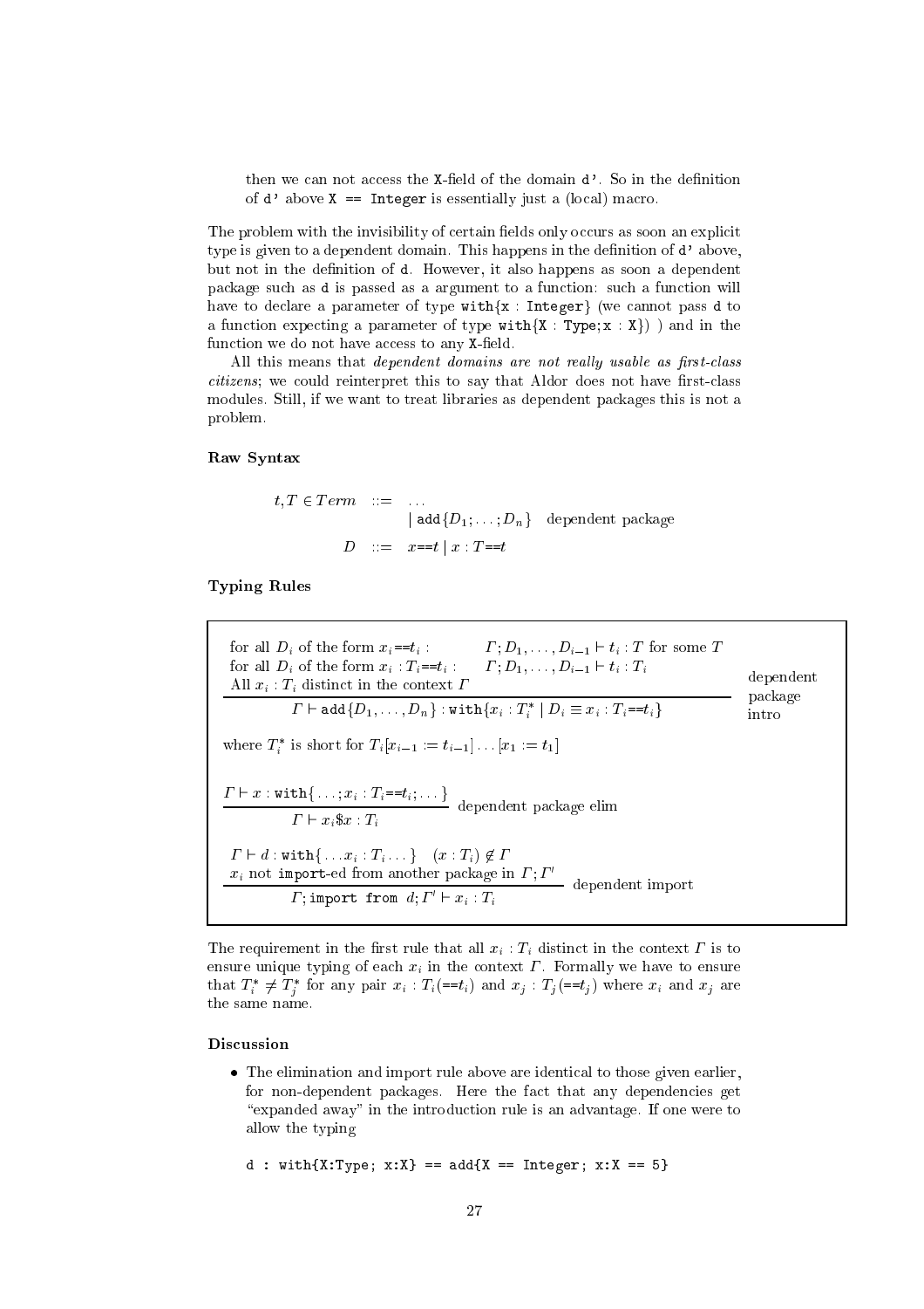then we can not access the X-field of the domain `d'`. So in the definition of `d'` above `X == Integer` is essentially just a (local) macro.

The problem with the invisibility of certain fields only occurs as soon an explicit type is given to a dependent domain. This happens in the definition of `d'` above, but not in the definition of `d`. However, it also happens as soon a dependent package such as `d` is passed as a argument to a function: such a function will have to declare a parameter of type `with{x : Integer}` (we cannot pass `d` to a function expecting a parameter of type `with{X : Type;x : X}`) ) and in the function we do not have access to any X-field.

All this means that *dependent domains are not really usable as first-class citizens*; we could reinterpret this to say that Aldor does not have first-class modules. Still, if we want to treat libraries as dependent packages this is not a problem.

**Raw Syntax**

$$
\begin{array}{rcll}
t, T \in \mathit{Term} & ::= & \ldots & \\
 & & \mid \mathtt{add}\{D_1; \ldots; D_n\} & \text{dependent package} \\
D & ::= & x \mathtt{==} t \mid x : T \mathtt{==} t &
\end{array}
$$

**Typing Rules**

$$
\frac{\begin{array}{ll}
\text{for all } D_i \text{ of the form } x_i \mathtt{==} t_i: & \Gamma; D_1, \ldots, D_{i-1} \vdash t_i : T \text{ for some } T \\
\text{for all } D_i \text{ of the form } x_i : T_i \mathtt{==} t_i: & \Gamma; D_1, \ldots, D_{i-1} \vdash t_i : T_i \\
\text{All } x_i : T_i \text{ distinct in the context } \Gamma &
\end{array}}{\Gamma \vdash \mathtt{add}\{D_1, \ldots, D_n\} : \mathtt{with}\{x_i : T_i^* \mid D_i \equiv x_i : T_i \mathtt{==} t_i\}} \quad \text{dependent package intro}
$$

where $T_i^*$ is short for $T_i[x_{i-1} := t_{i-1}] \ldots [x_1 := t_1]$

$$
\frac{\Gamma \vdash x : \mathtt{with}\{\ldots; x_i : T_i \mathtt{==} t_i; \ldots\}}{\Gamma \vdash x_i \$ x : T_i} \quad \text{dependent package elim}
$$

$$
\frac{\begin{array}{c}\Gamma \vdash d : \mathtt{with}\{\ldots x_i : T_i \ldots\} \quad (x : T_i) \notin \Gamma \\ x_i \text{ not } \mathtt{import}\text{-ed from another package in } \Gamma; \Gamma'\end{array}}{\Gamma; \mathtt{import\ from}\ d; \Gamma' \vdash x_i : T_i} \quad \text{dependent import}
$$

The requirement in the first rule that all $x_i : T_i$ distinct in the context $\Gamma$ is to ensure unique typing of each $x_i$ in the context $\Gamma$. Formally we have to ensure that $T_i^* \neq T_j^*$ for any pair $x_i : T_i(\mathtt{==}t_i)$ and $x_j : T_j(\mathtt{==}t_j)$ where $x_i$ and $x_j$ are the same name.

**Discussion**

- The elimination and import rule above are identical to those given earlier, for non-dependent packages. Here the fact that any dependencies get "expanded away" in the introduction rule is an advantage. If one were to allow the typing

```
d : with{X:Type; x:X} == add{X == Integer; x:X == 5}
```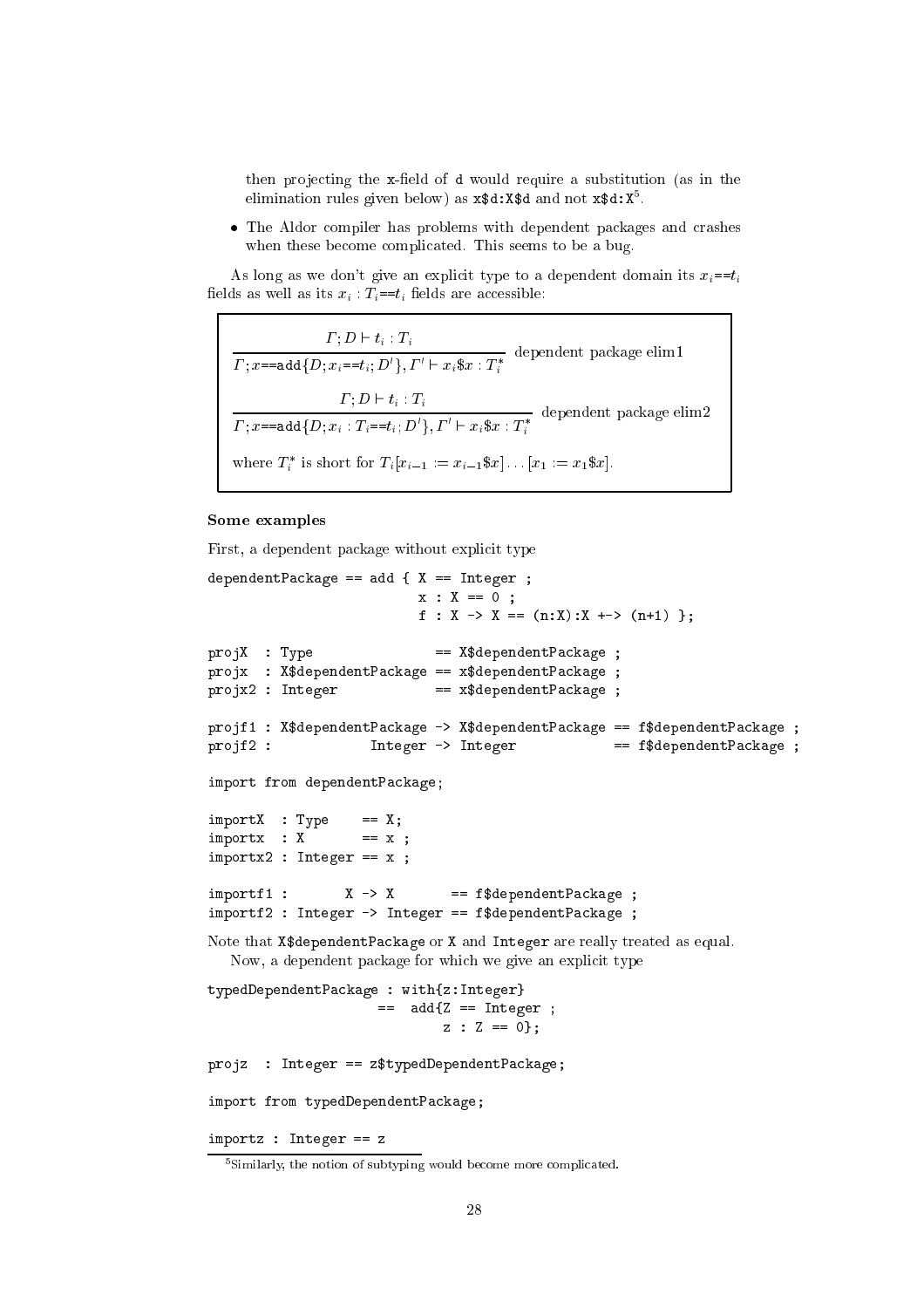then projecting the `x`-field of `d` would require a substitution (as in the elimination rules given below) as `x$d:X$d` and not `x$d:X`[5].

- The Aldor compiler has problems with dependent packages and crashes when these become complicated. This seems to be a bug.

As long as we don't give an explicit type to a dependent domain its $x_i$==$t_i$ fields as well as its $x_i : T_i$==$t_i$ fields are accessible:

$$\frac{\Gamma; D \vdash t_i : T_i}{\Gamma; x\text{==}\mathtt{add}\{D; x_i\text{==}t_i; D'\}, \Gamma' \vdash x_i\$x : T_i^*} \text{ dependent package elim1}$$

$$\frac{\Gamma; D \vdash t_i : T_i}{\Gamma; x\text{==}\mathtt{add}\{D; x_i : T_i\text{==}t_i; D'\}, \Gamma' \vdash x_i\$x : T_i^*} \text{ dependent package elim2}$$

where $T_i^*$ is short for $T_i[x_{i-1} := x_{i-1}\$x] \ldots [x_1 := x_1\$x]$.

### Some examples

First, a dependent package without explicit type

```
dependentPackage == add { X == Integer ;
                          x : X == 0 ;
                          f : X -> X == (n:X):X +-> (n+1) };

projX  : Type               == X$dependentPackage ;
projx  : X$dependentPackage == x$dependentPackage ;
projx2 : Integer            == x$dependentPackage ;

projf1 : X$dependentPackage -> X$dependentPackage == f$dependentPackage ;
projf2 :            Integer -> Integer            == f$dependentPackage ;

import from dependentPackage;

importX  : Type    == X;
importx  : X       == x ;
importx2 : Integer == x ;

importf1 :       X -> X       == f$dependentPackage ;
importf2 : Integer -> Integer == f$dependentPackage ;
```

Note that `X$dependentPackage` or `X` and `Integer` are really treated as equal.

Now, a dependent package for which we give an explicit type

```
typedDependentPackage : with{z:Integer}
                     ==  add{Z == Integer ;
                             z : Z == 0};

projz  : Integer == z$typedDependentPackage;

import from typedDependentPackage;

importz : Integer == z
```

[5] Similarly, the notion of subtyping would become more complicated.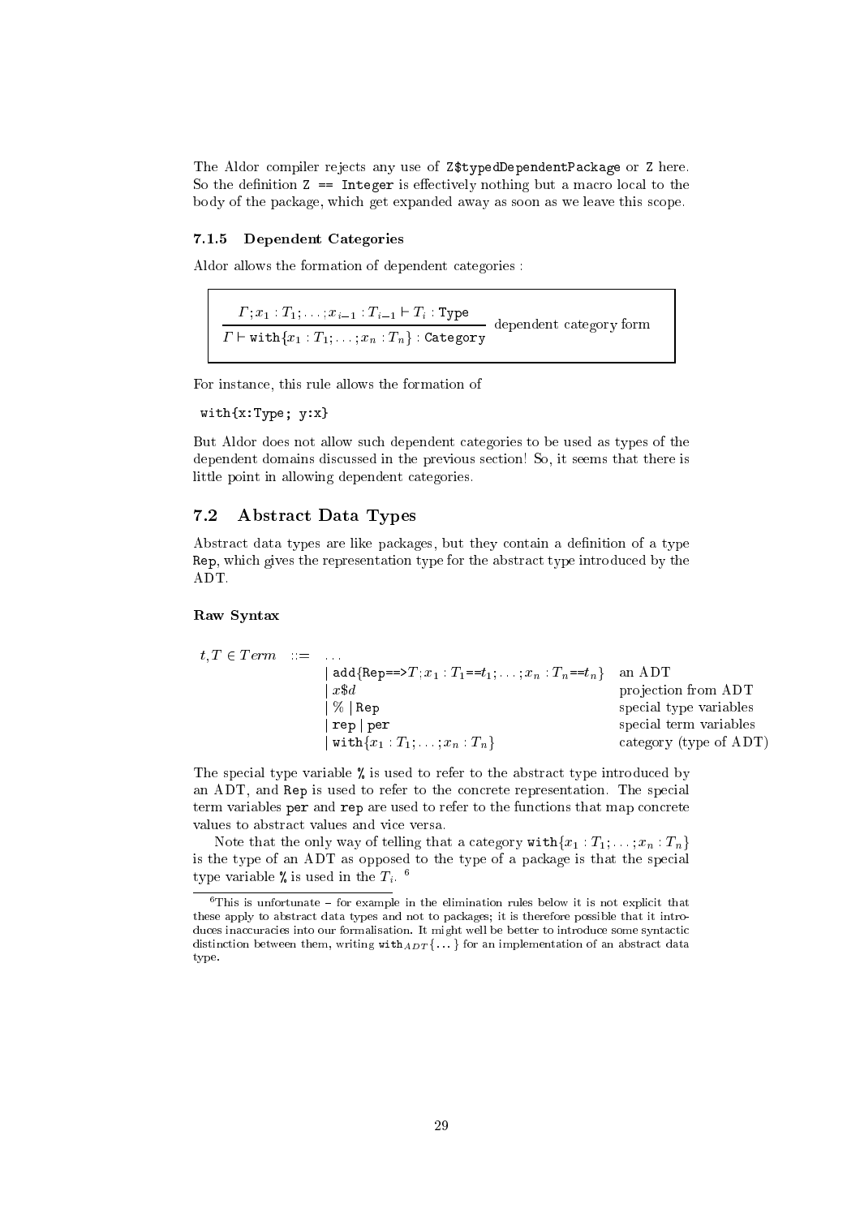The Aldor compiler rejects any use of `Z$typedDependentPackage` or `Z` here. So the definition `Z == Integer` is effectively nothing but a macro local to the body of the package, which get expanded away as soon as we leave this scope.

#### 7.1.5 Dependent Categories

Aldor allows the formation of dependent categories :

$$\frac{\Gamma; x_1 : T_1; \ldots; x_{i-1} : T_{i-1} \vdash T_i : \mathtt{Type}}{\Gamma \vdash \mathtt{with}\{x_1 : T_1; \ldots; x_n : T_n\} : \mathtt{Category}} \quad \text{dependent category form}$$

For instance, this rule allows the formation of

```
with{x:Type; y:x}
```

But Aldor does not allow such dependent categories to be used as types of the dependent domains discussed in the previous section! So, it seems that there is little point in allowing dependent categories.

## 7.2 Abstract Data Types

Abstract data types are like packages, but they contain a definition of a type `Rep`, which gives the representation type for the abstract type introduced by the ADT.

**Raw Syntax**

| | | | |
|---|---|---|---|
| $t, T \in Term$ | $::=$ | $\ldots$ | |
| | | $\mid$ $\mathtt{add\{Rep==>}T; x_1 : T_1\mathtt{==}t_1; \ldots; x_n : T_n\mathtt{==}t_n\mathtt{\}}$ | an ADT |
| | | $\mid$ $x\$d$ | projection from ADT |
| | | $\mid$ `%` $\mid$ `Rep` | special type variables |
| | | $\mid$ `rep` $\mid$ `per` | special term variables |
| | | $\mid$ $\mathtt{with}\{x_1 : T_1; \ldots; x_n : T_n\}$ | category (type of ADT) |

The special type variable `%` is used to refer to the abstract type introduced by an ADT, and `Rep` is used to refer to the concrete representation. The special term variables `per` and `rep` are used to refer to the functions that map concrete values to abstract values and vice versa.

Note that the only way of telling that a category $\mathtt{with}\{x_1 : T_1; \ldots; x_n : T_n\}$ is the type of an ADT as opposed to the type of a package is that the special type variable `%` is used in the $T_i$. [6]

[6] This is unfortunate – for example in the elimination rules below it is not explicit that these apply to abstract data types and not to packages; it is therefore possible that it introduces inaccuracies into our formalisation. It might well be better to introduce some syntactic distinction between them, writing $\mathtt{with}_{ADT}\{\ldots\}$ for an implementation of an abstract data type.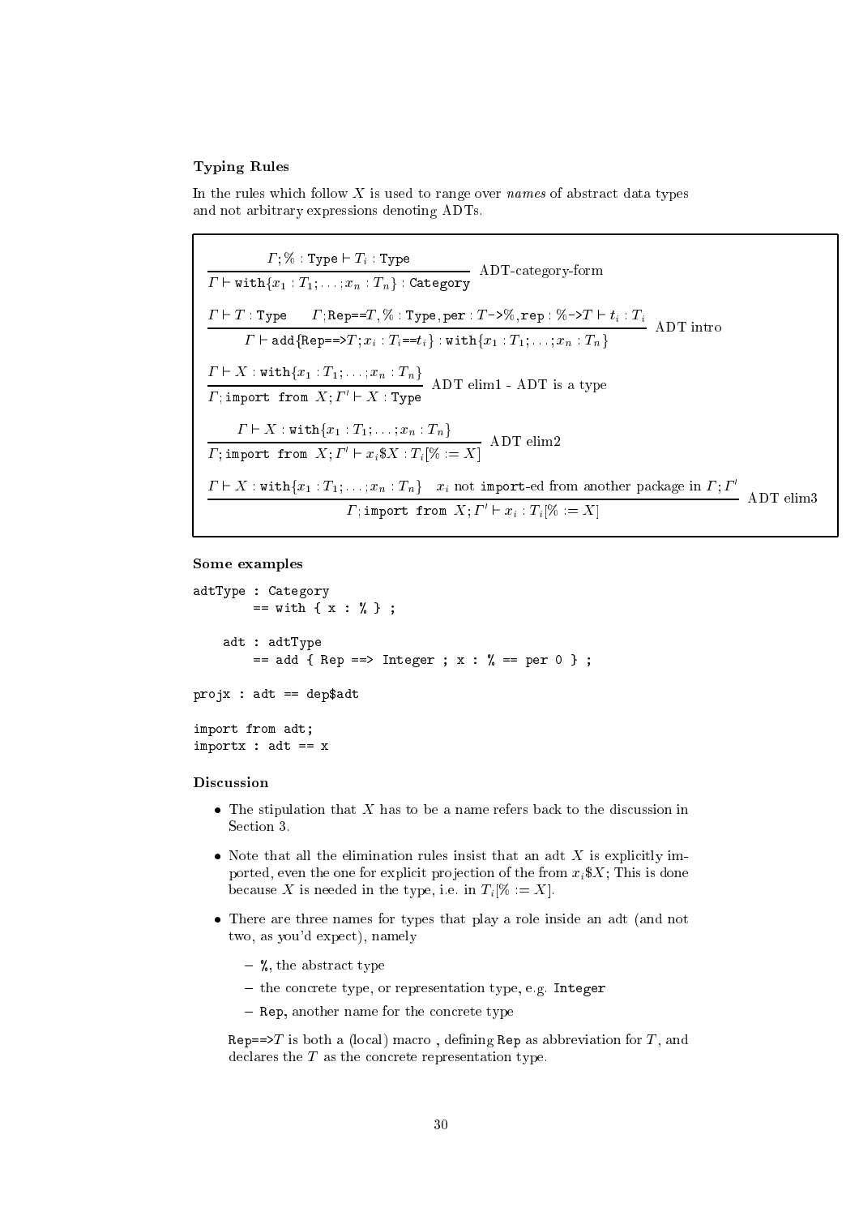### Typing Rules

In the rules which follow $X$ is used to range over *names* of abstract data types and not arbitrary expressions denoting ADTs.

$$\frac{\Gamma; \% : \texttt{Type} \vdash T_i : \texttt{Type}}{\Gamma \vdash \texttt{with}\{x_1 : T_1; \ldots; x_n : T_n\} : \texttt{Category}} \text{ ADT-category-form}$$

$$\frac{\Gamma \vdash T : \texttt{Type} \qquad \Gamma; \texttt{Rep==}T, \% : \texttt{Type}, \texttt{per} : T \texttt{->} \%, \texttt{rep} : \% \texttt{->} T \vdash t_i : T_i}{\Gamma \vdash \texttt{add}\{\texttt{Rep==>}T; x_i : T_i \texttt{==} t_i\} : \texttt{with}\{x_1 : T_1; \ldots; x_n : T_n\}} \text{ ADT intro}$$

$$\frac{\Gamma \vdash X : \texttt{with}\{x_1 : T_1; \ldots; x_n : T_n\}}{\Gamma; \texttt{import from } X; \Gamma' \vdash X : \texttt{Type}} \text{ ADT elim1 - ADT is a type}$$

$$\frac{\Gamma \vdash X : \texttt{with}\{x_1 : T_1; \ldots; x_n : T_n\}}{\Gamma; \texttt{import from } X; \Gamma' \vdash x_i\$X : T_i[\% := X]} \text{ ADT elim2}$$

$$\frac{\Gamma \vdash X : \texttt{with}\{x_1 : T_1; \ldots; x_n : T_n\} \quad x_i \text{ not } \texttt{import}\text{-ed from another package in } \Gamma; \Gamma'}{\Gamma; \texttt{import from } X; \Gamma' \vdash x_i : T_i[\% := X]} \text{ ADT elim3}$$

### Some examples

```
adtType : Category
        == with { x : % } ;

    adt : adtType
        == add { Rep ==> Integer ; x : % == per 0 } ;

projx : adt == dep$adt

import from adt;
importx : adt == x
```

### Discussion

- The stipulation that $X$ has to be a name refers back to the discussion in Section 3.
- Note that all the elimination rules insist that an adt $X$ is explicitly imported, even the one for explicit projection of the from $x_i\$X$; This is done because $X$ is needed in the type, i.e. in $T_i[\% := X]$.
- There are three names for types that play a role inside an adt (and not two, as you'd expect), namely
  - `%`, the abstract type
  - the concrete type, or representation type, e.g. `Integer`
  - `Rep`, another name for the concrete type

  `Rep==>`$T$ is both a (local) macro , defining `Rep` as abbreviation for $T$, and declares the $T$ as the concrete representation type.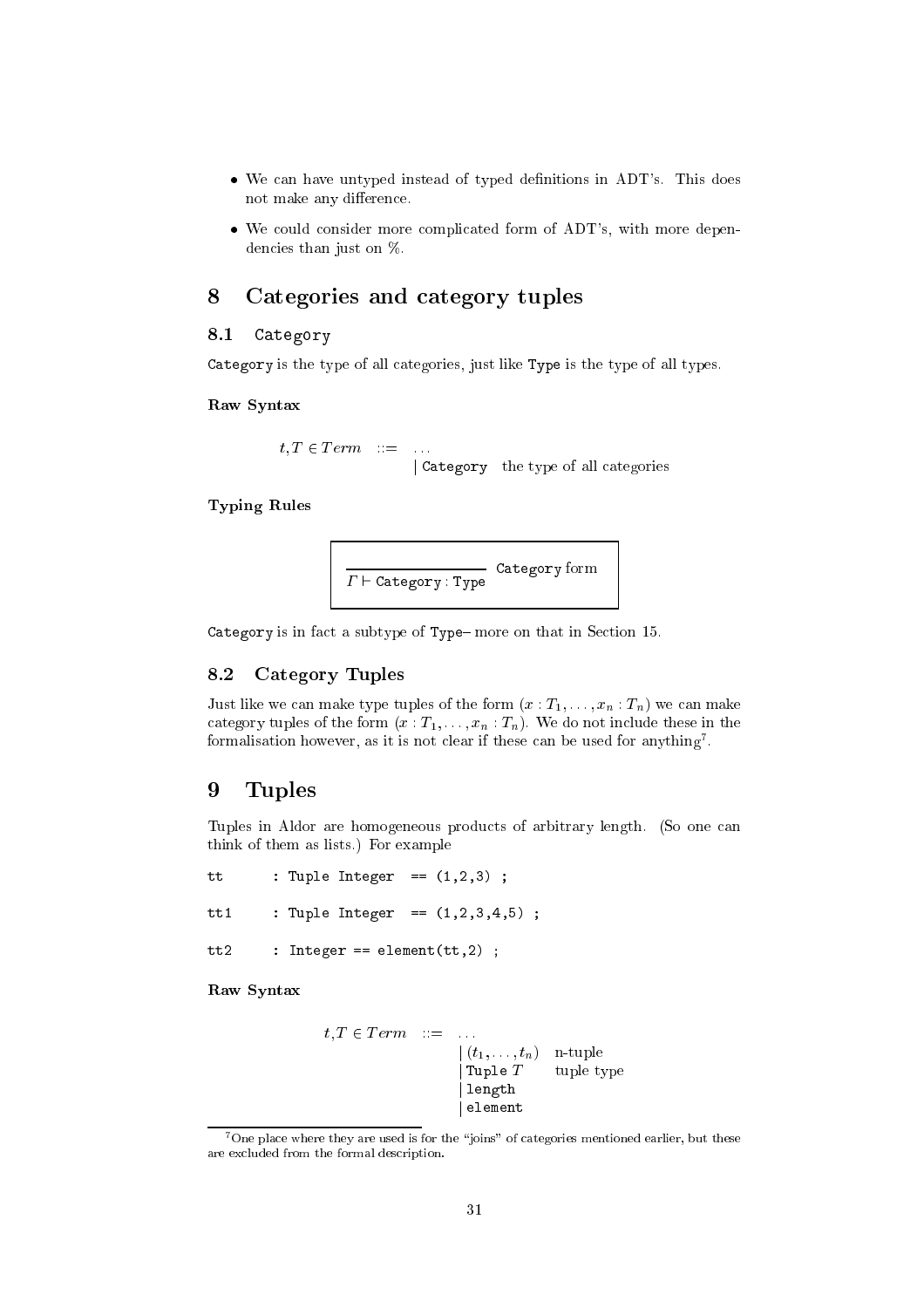- We can have untyped instead of typed definitions in ADT's. This does not make any difference.
- We could consider more complicated form of ADT's, with more dependencies than just on %.

# 8 Categories and category tuples

## 8.1 `Category`

`Category` is the type of all categories, just like `Type` is the type of all types.

**Raw Syntax**

$$t, T \in Term \quad ::= \quad \ldots$$
$$\quad\quad\quad\quad\quad\quad\quad \mid \texttt{Category} \quad \text{the type of all categories}$$

**Typing Rules**

$$\frac{}{\Gamma \vdash \texttt{Category} : \texttt{Type}} \; \texttt{Category}\ \text{form}$$

`Category` is in fact a subtype of `Type`– more on that in Section 15.

## 8.2 Category Tuples

Just like we can make type tuples of the form $(x : T_1, \ldots, x_n : T_n)$ we can make category tuples of the form $(x : T_1, \ldots, x_n : T_n)$. We do not include these in the formalisation however, as it is not clear if these can be used for anything[7].

# 9 Tuples

Tuples in Aldor are homogeneous products of arbitrary length. (So one can think of them as lists.) For example

```
tt      : Tuple Integer  == (1,2,3) ;

tt1     : Tuple Integer  == (1,2,3,4,5) ;

tt2     : Integer == element(tt,2) ;
```

**Raw Syntax**

$$t, T \in Term \quad ::= \quad \ldots$$
$$\mid (t_1, \ldots, t_n) \quad \text{n-tuple}$$
$$\mid \texttt{Tuple}\ T \quad \text{tuple type}$$
$$\mid \texttt{length}$$
$$\mid \texttt{element}$$

[7] One place where they are used is for the "joins" of categories mentioned earlier, but these are excluded from the formal description.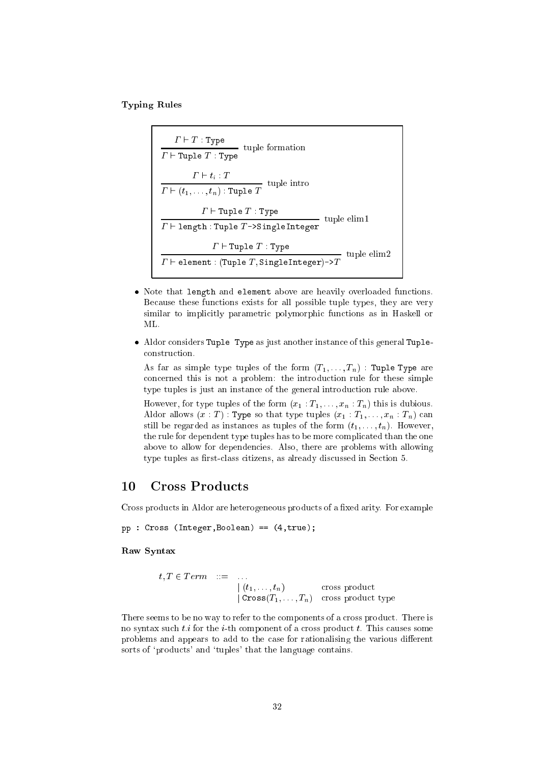**Typing Rules**

$$\frac{\Gamma \vdash T : \texttt{Type}}{\Gamma \vdash \texttt{Tuple}\ T : \texttt{Type}}\ \text{tuple formation}$$

$$\frac{\Gamma \vdash t_i : T}{\Gamma \vdash (t_1, \ldots, t_n) : \texttt{Tuple}\ T}\ \text{tuple intro}$$

$$\frac{\Gamma \vdash \texttt{Tuple}\ T : \texttt{Type}}{\Gamma \vdash \texttt{length} : \texttt{Tuple}\ T\texttt{->SingleInteger}}\ \text{tuple elim1}$$

$$\frac{\Gamma \vdash \texttt{Tuple}\ T : \texttt{Type}}{\Gamma \vdash \texttt{element} : (\texttt{Tuple}\ T, \texttt{SingleInteger})\texttt{->}T}\ \text{tuple elim2}$$

- Note that `length` and `element` above are heavily overloaded functions. Because these functions exists for all possible tuple types, they are very similar to implicitly parametric polymorphic functions as in Haskell or ML.
- Aldor considers `Tuple Type` as just another instance of this general `Tuple`-construction.

  As far as simple type tuples of the form $(T_1, \ldots, T_n)$ : `Tuple Type` are concerned this is not a problem: the introduction rule for these simple type tuples is just an instance of the general introduction rule above.

  However, for type tuples of the form $(x_1 : T_1, \ldots, x_n : T_n)$ this is dubious. Aldor allows $(x : T)$ : `Type` so that type tuples $(x_1 : T_1, \ldots, x_n : T_n)$ can still be regarded as instances as tuples of the form $(t_1, \ldots, t_n)$. However, the rule for dependent type tuples has to be more complicated than the one above to allow for dependencies. Also, there are problems with allowing type tuples as first-class citizens, as already discussed in Section 5.

## 10 Cross Products

Cross products in Aldor are heterogeneous products of a fixed arity. For example

```
pp : Cross (Integer,Boolean) == (4,true);
```

**Raw Syntax**

$$
\begin{array}{lcll}
t, T \in Term & ::= & \ldots & \\
 & & \mid (t_1, \ldots, t_n) & \text{cross product} \\
 & & \mid \texttt{Cross}(T_1, \ldots, T_n) & \text{cross product type}
\end{array}
$$

There seems to be no way to refer to the components of a cross product. There is no syntax such $t.i$ for the $i$-th component of a cross product $t$. This causes some problems and appears to add to the case for rationalising the various different sorts of 'products' and 'tuples' that the language contains.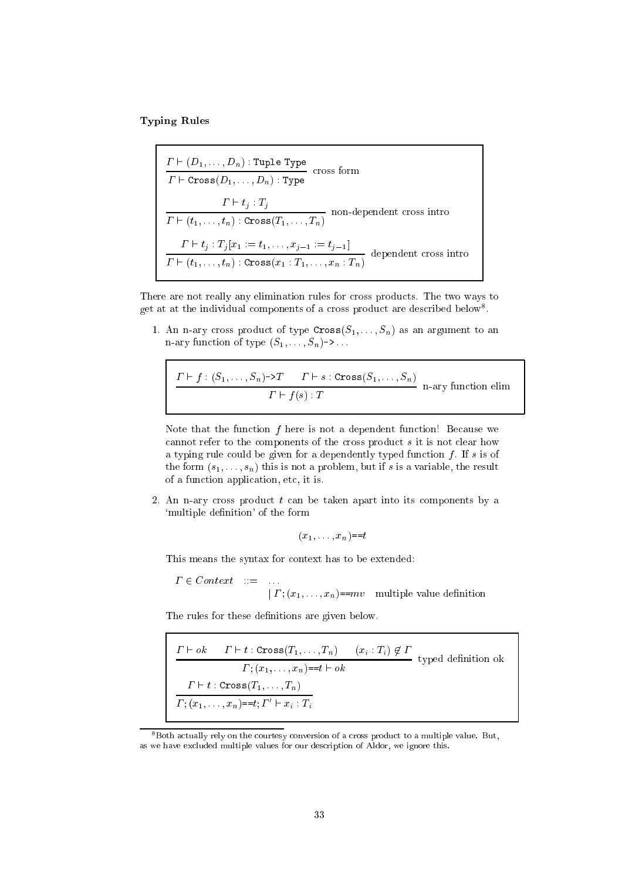**Typing Rules**

$$\frac{\Gamma \vdash (D_1, \ldots, D_n) : \texttt{Tuple Type}}{\Gamma \vdash \texttt{Cross}(D_1, \ldots, D_n) : \texttt{Type}} \text{ cross form}$$

$$\frac{\Gamma \vdash t_j : T_j}{\Gamma \vdash (t_1, \ldots, t_n) : \texttt{Cross}(T_1, \ldots, T_n)} \text{ non-dependent cross intro}$$

$$\frac{\Gamma \vdash t_j : T_j[x_1 := t_1, \ldots, x_{j-1} := t_{j-1}]}{\Gamma \vdash (t_1, \ldots, t_n) : \texttt{Cross}(x_1 : T_1, \ldots, x_n : T_n)} \text{ dependent cross intro}$$

There are not really any elimination rules for cross products. The two ways to get at at the individual components of a cross product are described below[8].

1. An n-ary cross product of type $\texttt{Cross}(S_1, \ldots, S_n)$ as an argument to an n-ary function of type $(S_1, \ldots, S_n)$`->`$\ldots$

$$\frac{\Gamma \vdash f : (S_1, \ldots, S_n)\texttt{->}T \qquad \Gamma \vdash s : \texttt{Cross}(S_1, \ldots, S_n)}{\Gamma \vdash f(s) : T} \text{ n-ary function elim}$$

   Note that the function $f$ here is not a dependent function! Because we cannot refer to the components of the cross product $s$ it is not clear how a typing rule could be given for a dependently typed function $f$. If $s$ is of the form $(s_1, \ldots, s_n)$ this is not a problem, but if $s$ is a variable, the result of a function application, etc, it is.

2. An n-ary cross product $t$ can be taken apart into its components by a 'multiple definition' of the form

$$(x_1, \ldots, x_n)\texttt{==}t$$

   This means the syntax for context has to be extended:

$$\begin{array}{lll} \Gamma \in Context & ::= & \ldots \\ & & \mid \Gamma; (x_1, \ldots, x_n)\texttt{==}mv \quad \text{multiple value definition} \end{array}$$

   The rules for these definitions are given below.

$$\frac{\Gamma \vdash ok \qquad \Gamma \vdash t : \texttt{Cross}(T_1, \ldots, T_n) \qquad (x_i : T_i) \notin \Gamma}{\Gamma; (x_1, \ldots, x_n)\texttt{==}t \vdash ok} \text{ typed definition ok}$$

$$\frac{\Gamma \vdash t : \texttt{Cross}(T_1, \ldots, T_n)}{\Gamma; (x_1, \ldots, x_n)\texttt{==}t; \Gamma' \vdash x_i : T_i}$$

[8] Both actually rely on the courtesy conversion of a cross product to a multiple value. But, as we have excluded multiple values for our description of Aldor, we ignore this.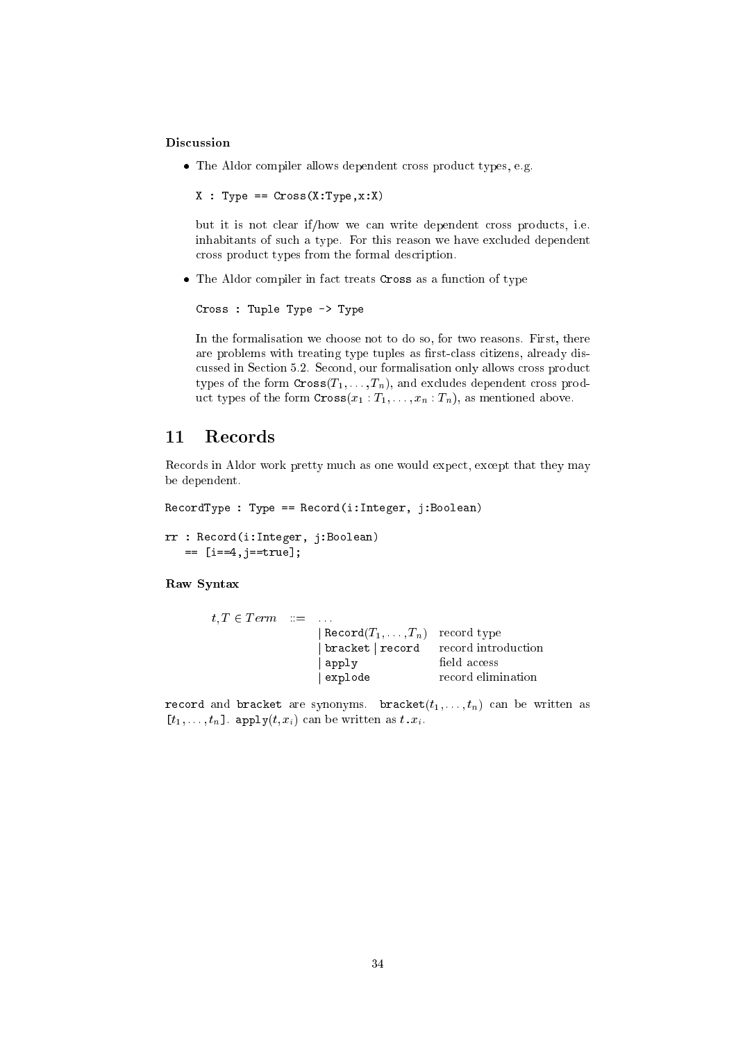**Discussion**

- The Aldor compiler allows dependent cross product types, e.g.

  ```
  X : Type == Cross(X:Type,x:X)
  ```

  but it is not clear if/how we can write dependent cross products, i.e. inhabitants of such a type. For this reason we have excluded dependent cross product types from the formal description.

- The Aldor compiler in fact treats `Cross` as a function of type

  ```
  Cross : Tuple Type -> Type
  ```

  In the formalisation we choose not to do so, for two reasons. First, there are problems with treating type tuples as first-class citizens, already discussed in Section 5.2. Second, our formalisation only allows cross product types of the form $\texttt{Cross}(T_1, \ldots, T_n)$, and excludes dependent cross product types of the form $\texttt{Cross}(x_1 : T_1, \ldots, x_n : T_n)$, as mentioned above.

## 11 Records

Records in Aldor work pretty much as one would expect, except that they may be dependent.

```
RecordType : Type == Record(i:Integer, j:Boolean)

rr : Record(i:Integer, j:Boolean)
   == [i==4,j==true];
```

**Raw Syntax**

| | | | |
|---|---|---|---|
| $t, T \in Term$ | ::= | ... | |
| | | $\mid \texttt{Record}(T_1, \ldots, T_n)$ | record type |
| | | \| `bracket` \| `record` | record introduction |
| | | \| `apply` | field access |
| | | \| `explode` | record elimination |

`record` and `bracket` are synonyms. $\texttt{bracket}(t_1, \ldots, t_n)$ can be written as $[t_1, \ldots, t_n]$. $\texttt{apply}(t, x_i)$ can be written as $t.x_i$.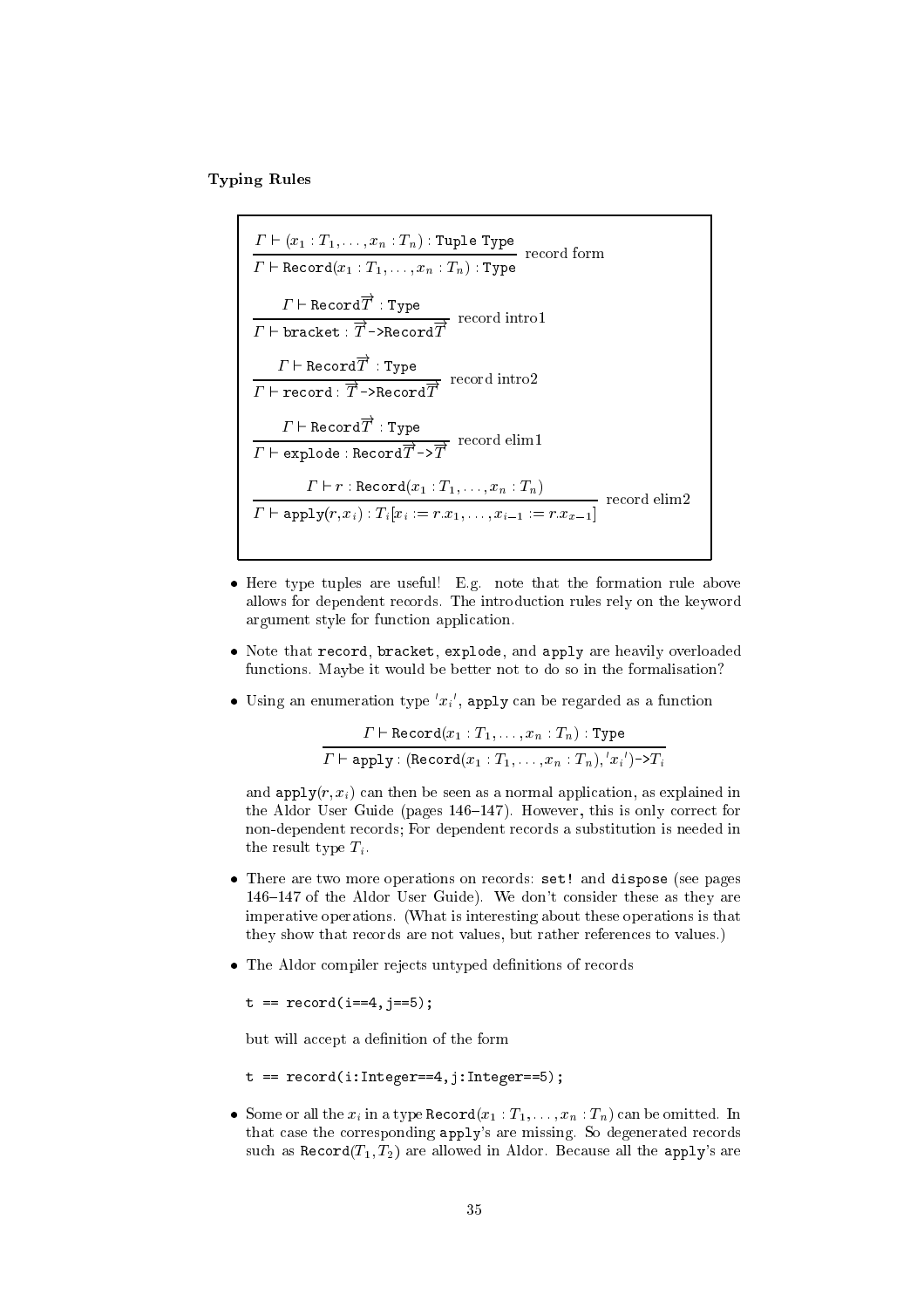**Typing Rules**

$$\frac{\Gamma \vdash (x_1 : T_1, \ldots, x_n : T_n) : \texttt{Tuple Type}}{\Gamma \vdash \texttt{Record}(x_1 : T_1, \ldots, x_n : T_n) : \texttt{Type}} \text{ record form}$$

$$\frac{\Gamma \vdash \texttt{Record}\overrightarrow{T} : \texttt{Type}}{\Gamma \vdash \texttt{bracket} : \overrightarrow{T}\texttt{->Record}\overrightarrow{T}} \text{ record intro1}$$

$$\frac{\Gamma \vdash \texttt{Record}\overrightarrow{T} : \texttt{Type}}{\Gamma \vdash \texttt{record} : \overrightarrow{T}\texttt{->Record}\overrightarrow{T}} \text{ record intro2}$$

$$\frac{\Gamma \vdash \texttt{Record}\overrightarrow{T} : \texttt{Type}}{\Gamma \vdash \texttt{explode} : \texttt{Record}\overrightarrow{T}\texttt{->}\overrightarrow{T}} \text{ record elim1}$$

$$\frac{\Gamma \vdash r : \texttt{Record}(x_1 : T_1, \ldots, x_n : T_n)}{\Gamma \vdash \texttt{apply}(r, x_i) : T_i[x_i := r.x_1, \ldots, x_{i-1} := r.x_{x-1}]} \text{ record elim2}$$

- Here type tuples are useful! E.g. note that the formation rule above allows for dependent records. The introduction rules rely on the keyword argument style for function application.
- Note that `record`, `bracket`, `explode`, and `apply` are heavily overloaded functions. Maybe it would be better not to do so in the formalisation?
- Using an enumeration type $'x_i'$, `apply` can be regarded as a function

  $$\frac{\Gamma \vdash \texttt{Record}(x_1 : T_1, \ldots, x_n : T_n) : \texttt{Type}}{\Gamma \vdash \texttt{apply} : (\texttt{Record}(x_1 : T_1, \ldots, x_n : T_n), 'x_i')\texttt{->}T_i}$$

  and $\texttt{apply}(r, x_i)$ can then be seen as a normal application, as explained in the Aldor User Guide (pages 146–147). However, this is only correct for non-dependent records; For dependent records a substitution is needed in the result type $T_i$.
- There are two more operations on records: `set!` and `dispose` (see pages 146–147 of the Aldor User Guide). We don't consider these as they are imperative operations. (What is interesting about these operations is that they show that records are not values, but rather references to values.)
- The Aldor compiler rejects untyped definitions of records

  ```
  t == record(i==4,j==5);
  ```

  but will accept a definition of the form

  ```
  t == record(i:Integer==4,j:Integer==5);
  ```

- Some or all the $x_i$ in a type $\texttt{Record}(x_1 : T_1, \ldots, x_n : T_n)$ can be omitted. In that case the corresponding `apply`'s are missing. So degenerated records such as $\texttt{Record}(T_1, T_2)$ are allowed in Aldor. Because all the `apply`'s are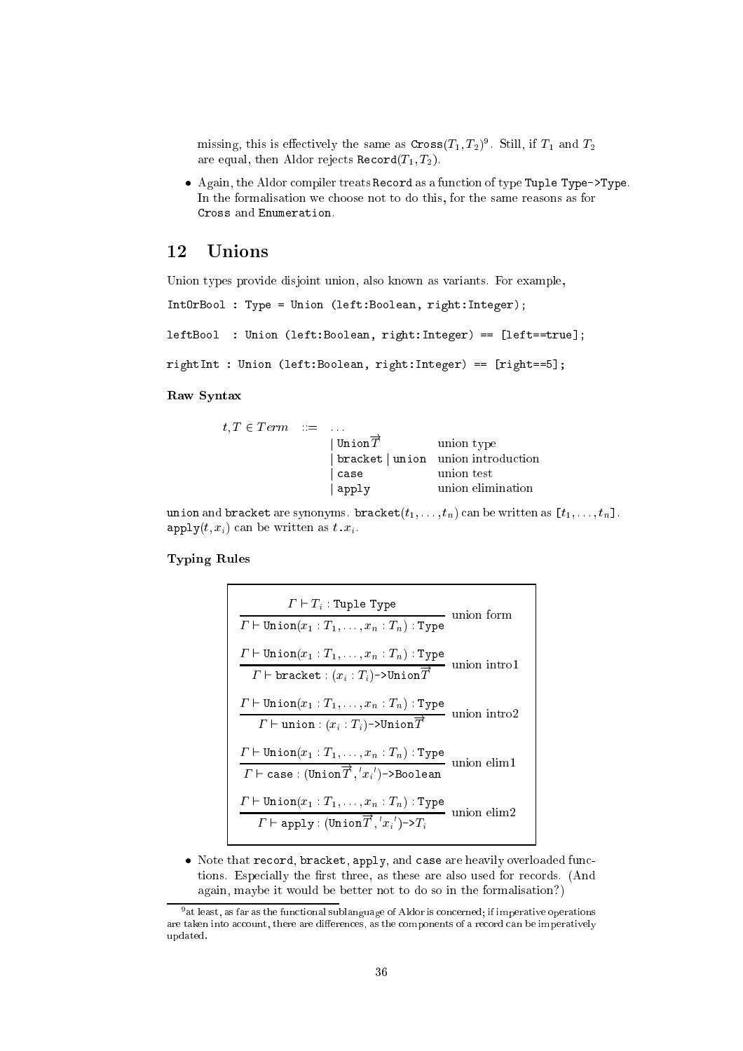missing, this is effectively the same as $\texttt{Cross}(T_1, T_2)$[9]. Still, if $T_1$ and $T_2$ are equal, then Aldor rejects $\texttt{Record}(T_1, T_2)$.

- Again, the Aldor compiler treats `Record` as a function of type `Tuple Type->Type`. In the formalisation we choose not to do this, for the same reasons as for `Cross` and `Enumeration`.

## 12 Unions

Union types provide disjoint union, also known as variants. For example,

```
IntOrBool : Type = Union (left:Boolean, right:Integer);

leftBool  : Union (left:Boolean, right:Integer) == [left==true];

rightInt : Union (left:Boolean, right:Integer) == [right==5];
```

**Raw Syntax**

$$
\begin{array}{lll}
t, T \in \mathit{Term} & ::= & \ldots \\
 & | \; \texttt{Union}\overrightarrow{T} & \text{union type} \\
 & | \; \texttt{bracket} \; | \; \texttt{union} & \text{union introduction} \\
 & | \; \texttt{case} & \text{union test} \\
 & | \; \texttt{apply} & \text{union elimination}
\end{array}
$$

`union` and `bracket` are synonyms. $\texttt{bracket}(t_1, \ldots, t_n)$ can be written as $[t_1, \ldots, t_n]$. $\texttt{apply}(t, x_i)$ can be written as $t.x_i$.

**Typing Rules**

$$
\frac{\Gamma \vdash T_i : \texttt{Tuple Type}}{\Gamma \vdash \texttt{Union}(x_1 : T_1, \ldots, x_n : T_n) : \texttt{Type}} \text{ union form}
$$

$$
\frac{\Gamma \vdash \texttt{Union}(x_1 : T_1, \ldots, x_n : T_n) : \texttt{Type}}{\Gamma \vdash \texttt{bracket} : (x_i : T_i)\texttt{->Union}\overrightarrow{T}} \text{ union intro1}
$$

$$
\frac{\Gamma \vdash \texttt{Union}(x_1 : T_1, \ldots, x_n : T_n) : \texttt{Type}}{\Gamma \vdash \texttt{union} : (x_i : T_i)\texttt{->Union}\overrightarrow{T}} \text{ union intro2}
$$

$$
\frac{\Gamma \vdash \texttt{Union}(x_1 : T_1, \ldots, x_n : T_n) : \texttt{Type}}{\Gamma \vdash \texttt{case} : (\texttt{Union}\overrightarrow{T}, {}'x_i{}')\texttt{->Boolean}} \text{ union elim1}
$$

$$
\frac{\Gamma \vdash \texttt{Union}(x_1 : T_1, \ldots, x_n : T_n) : \texttt{Type}}{\Gamma \vdash \texttt{apply} : (\texttt{Union}\overrightarrow{T}, {}'x_i{}')\texttt{->}T_i} \text{ union elim2}
$$

- Note that `record`, `bracket`, `apply`, and `case` are heavily overloaded functions. Especially the first three, as these are also used for records. (And again, maybe it would be better not to do so in the formalisation?)

[9] at least, as far as the functional sublanguage of Aldor is concerned; if imperative operations are taken into account, there are differences, as the components of a record can be imperatively updated.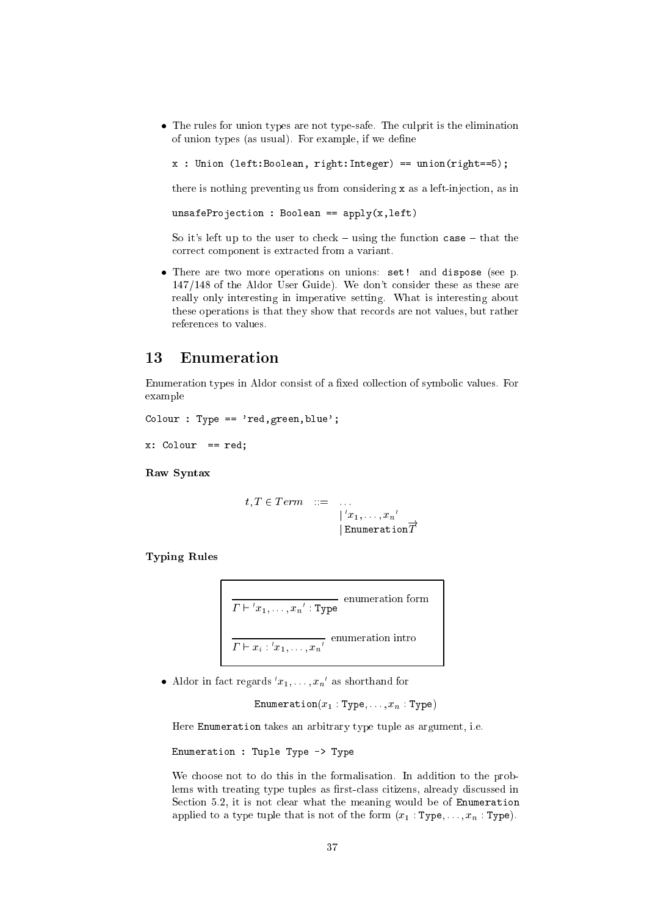- The rules for union types are not type-safe. The culprit is the elimination of union types (as usual). For example, if we define

  ```
  x : Union (left:Boolean, right:Integer) == union(right==5);
  ```

  there is nothing preventing us from considering `x` as a left-injection, as in

  ```
  unsafeProjection : Boolean == apply(x,left)
  ```

  So it's left up to the user to check – using the function `case` – that the correct component is extracted from a variant.

- There are two more operations on unions: `set!` and `dispose` (see p. 147/148 of the Aldor User Guide). We don't consider these as these are really only interesting in imperative setting. What is interesting about these operations is that they show that records are not values, but rather references to values.

## 13 Enumeration

Enumeration types in Aldor consist of a fixed collection of symbolic values. For example

```
Colour : Type == 'red,green,blue';

x: Colour  == red;
```

**Raw Syntax**

$$t, T \in Term \quad ::= \quad \ldots \\ \quad | \; {}'x_1, \ldots, x_n{}' \\ \quad | \; \texttt{Enumeration}\overrightarrow{T}$$

**Typing Rules**

$$\frac{}{\Gamma \vdash {}'x_1, \ldots, x_n{}' : \texttt{Type}} \text{ enumeration form}$$

$$\frac{}{\Gamma \vdash x_i : {}'x_1, \ldots, x_n{}'} \text{ enumeration intro}$$

- Aldor in fact regards ${}'x_1, \ldots, x_n{}'$ as shorthand for

  $$\texttt{Enumeration}(x_1 : \texttt{Type}, \ldots, x_n : \texttt{Type})$$

  Here `Enumeration` takes an arbitrary type tuple as argument, i.e.

  ```
  Enumeration : Tuple Type -> Type
  ```

  We choose not to do this in the formalisation. In addition to the problems with treating type tuples as first-class citizens, already discussed in Section 5.2, it is not clear what the meaning would be of `Enumeration` applied to a type tuple that is not of the form $(x_1 : \texttt{Type}, \ldots, x_n : \texttt{Type})$.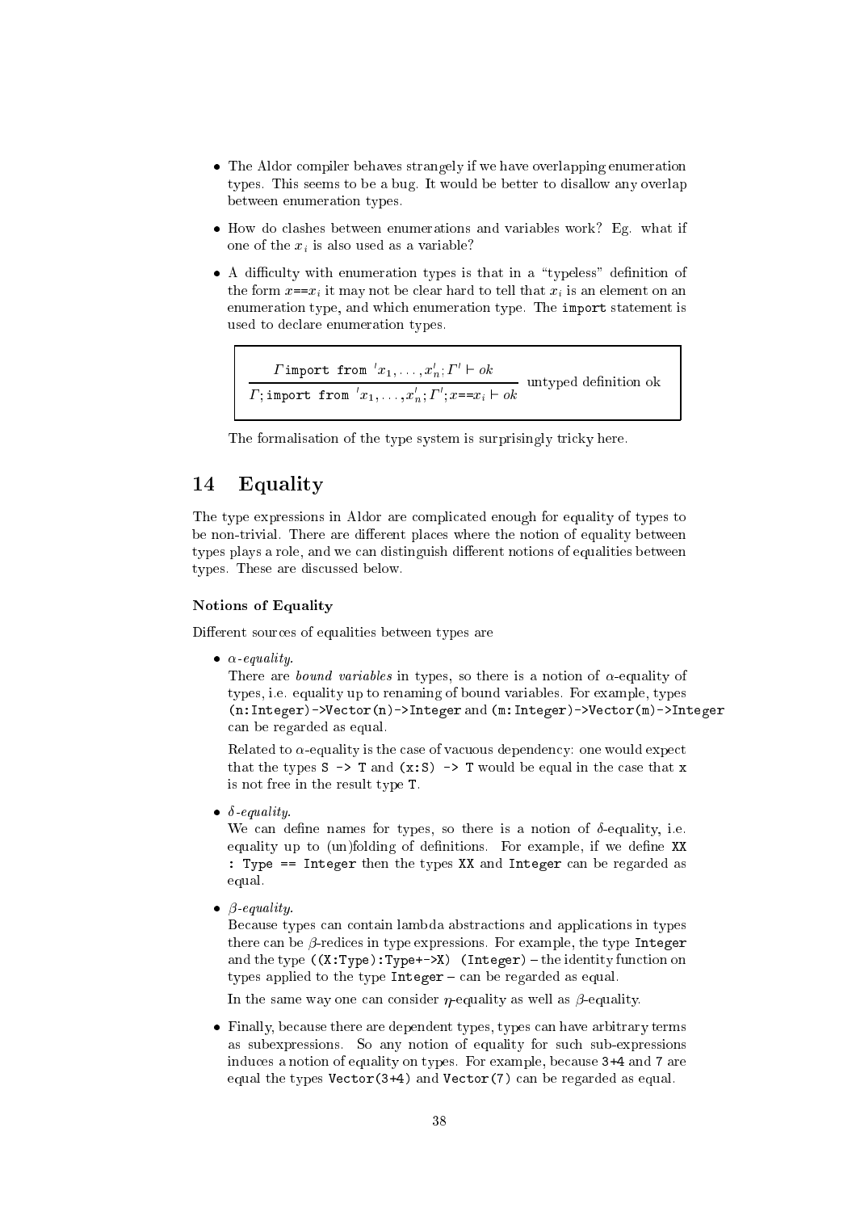- The Aldor compiler behaves strangely if we have overlapping enumeration types. This seems to be a bug. It would be better to disallow any overlap between enumeration types.
- How do clashes between enumerations and variables work? Eg. what if one of the $x_i$ is also used as a variable?
- A difficulty with enumeration types is that in a "typeless" definition of the form $x$==$x_i$ it may not be clear hard to tell that $x_i$ is an element on an enumeration type, and which enumeration type. The `import` statement is used to declare enumeration types.

$$\frac{\Gamma\,\texttt{import from }{}'x_1,\ldots,x_n';\Gamma' \vdash ok}{\Gamma;\texttt{import from }{}'x_1,\ldots,x_n';\Gamma';x\texttt{==}x_i \vdash ok} \quad \text{untyped definition ok}$$

The formalisation of the type system is surprisingly tricky here.

# 14 Equality

The type expressions in Aldor are complicated enough for equality of types to be non-trivial. There are different places where the notion of equality between types plays a role, and we can distinguish different notions of equalities between types. These are discussed below.

### Notions of Equality

Different sources of equalities between types are

- *$\alpha$-equality.*
  There are *bound variables* in types, so there is a notion of $\alpha$-equality of types, i.e. equality up to renaming of bound variables. For example, types `(n:Integer)->Vector(n)->Integer` and `(m:Integer)->Vector(m)->Integer` can be regarded as equal.

  Related to $\alpha$-equality is the case of vacuous dependency: one would expect that the types `S -> T` and `(x:S) -> T` would be equal in the case that `x` is not free in the result type `T`.

- *$\delta$-equality.*
  We can define names for types, so there is a notion of $\delta$-equality, i.e. equality up to (un)folding of definitions. For example, if we define `XX : Type == Integer` then the types `XX` and `Integer` can be regarded as equal.

- *$\beta$-equality.*
  Because types can contain lambda abstractions and applications in types there can be $\beta$-redices in type expressions. For example, the type `Integer` and the type `((X:Type):Type+->X) (Integer)` – the identity function on types applied to the type `Integer` – can be regarded as equal.

  In the same way one can consider $\eta$-equality as well as $\beta$-equality.

- Finally, because there are dependent types, types can have arbitrary terms as subexpressions. So any notion of equality for such sub-expressions induces a notion of equality on types. For example, because `3+4` and `7` are equal the types `Vector(3+4)` and `Vector(7)` can be regarded as equal.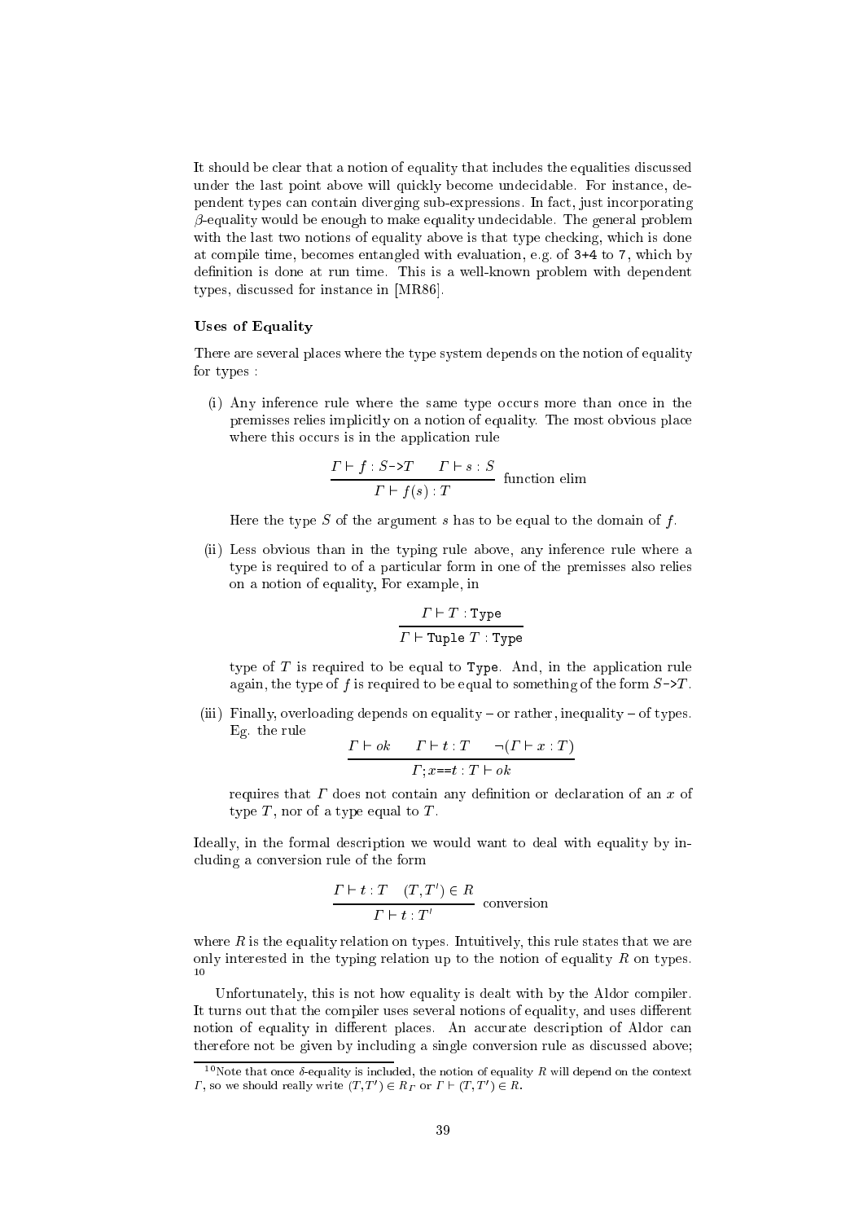It should be clear that a notion of equality that includes the equalities discussed under the last point above will quickly become undecidable. For instance, dependent types can contain diverging sub-expressions. In fact, just incorporating $\beta$-equality would be enough to make equality undecidable. The general problem with the last two notions of equality above is that type checking, which is done at compile time, becomes entangled with evaluation, e.g. of `3+4` to `7`, which by definition is done at run time. This is a well-known problem with dependent types, discussed for instance in [MR86].

#### Uses of Equality

There are several places where the type system depends on the notion of equality for types :

(i) Any inference rule where the same type occurs more than once in the premisses relies implicitly on a notion of equality. The most obvious place where this occurs is in the application rule

$$\frac{\Gamma \vdash f : S\text{->}T \qquad \Gamma \vdash s : S}{\Gamma \vdash f(s) : T} \text{ function elim}$$

Here the type $S$ of the argument $s$ has to be equal to the domain of $f$.

(ii) Less obvious than in the typing rule above, any inference rule where a type is required to of a particular form in one of the premisses also relies on a notion of equality, For example, in

$$\frac{\Gamma \vdash T : \texttt{Type}}{\Gamma \vdash \texttt{Tuple}\ T : \texttt{Type}}$$

type of $T$ is required to be equal to `Type`. And, in the application rule again, the type of $f$ is required to be equal to something of the form $S$`->`$T$.

(iii) Finally, overloading depends on equality – or rather, inequality – of types. Eg. the rule

$$\frac{\Gamma \vdash ok \qquad \Gamma \vdash t : T \qquad \neg(\Gamma \vdash x : T)}{\Gamma ; x\texttt{==}t : T \vdash ok}$$

requires that $\Gamma$ does not contain any definition or declaration of an $x$ of type $T$, nor of a type equal to $T$.

Ideally, in the formal description we would want to deal with equality by including a conversion rule of the form

$$\frac{\Gamma \vdash t : T \quad (T, T') \in R}{\Gamma \vdash t : T'} \text{ conversion}$$

where $R$ is the equality relation on types. Intuitively, this rule states that we are only interested in the typing relation up to the notion of equality $R$ on types. [10]

Unfortunately, this is not how equality is dealt with by the Aldor compiler. It turns out that the compiler uses several notions of equality, and uses different notion of equality in different places. An accurate description of Aldor can therefore not be given by including a single conversion rule as discussed above;

[10] Note that once $\delta$-equality is included, the notion of equality $R$ will depend on the context $\Gamma$, so we should really write $(T, T') \in R_\Gamma$ or $\Gamma \vdash (T, T') \in R$.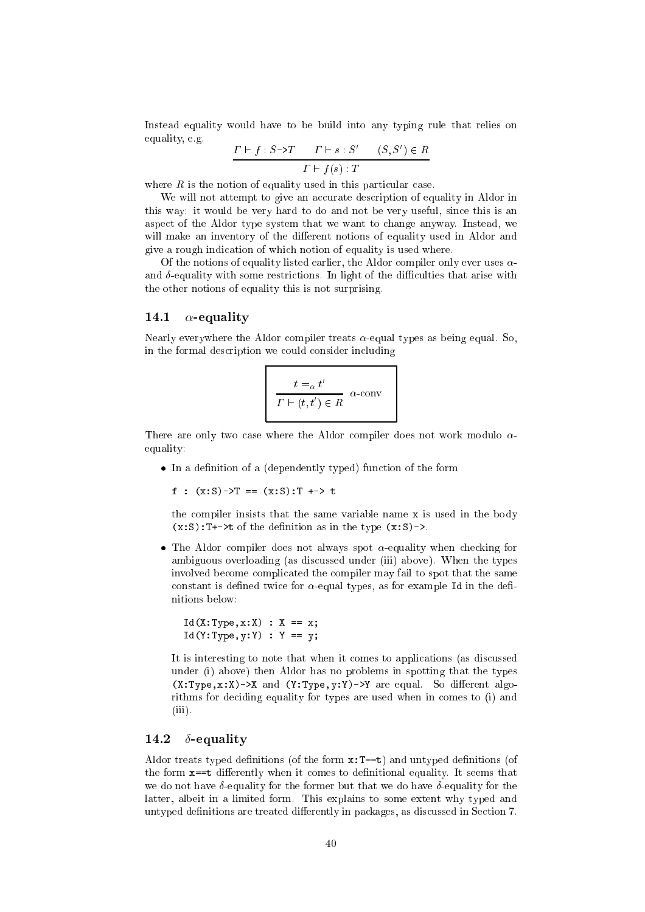Instead equality would have to be build into any typing rule that relies on equality, e.g.

$$\frac{\Gamma \vdash f : S\text{->}T \qquad \Gamma \vdash s : S' \qquad (S, S') \in R}{\Gamma \vdash f(s) : T}$$

where $R$ is the notion of equality used in this particular case.

We will not attempt to give an accurate description of equality in Aldor in this way: it would be very hard to do and not be very useful, since this is an aspect of the Aldor type system that we want to change anyway. Instead, we will make an inventory of the different notions of equality used in Aldor and give a rough indication of which notion of equality is used where.

Of the notions of equality listed earlier, the Aldor compiler only ever uses $\alpha$- and $\delta$-equality with some restrictions. In light of the difficulties that arise with the other notions of equality this is not surprising.

## 14.1 $\alpha$-equality

Nearly everywhere the Aldor compiler treats $\alpha$-equal types as being equal. So, in the formal description we could consider including

$$\frac{t =_\alpha t'}{\Gamma \vdash (t, t') \in R} \; \alpha\text{-conv}$$

There are only two case where the Aldor compiler does not work modulo $\alpha$-equality:

- In a definition of a (dependently typed) function of the form

  ```
  f : (x:S)->T == (x:S):T +-> t
  ```

  the compiler insists that the same variable name `x` is used in the body `(x:S):T+->t` of the definition as in the type `(x:S)->`.

- The Aldor compiler does not always spot $\alpha$-equality when checking for ambiguous overloading (as discussed under (iii) above). When the types involved become complicated the compiler may fail to spot that the same constant is defined twice for $\alpha$-equal types, as for example `Id` in the definitions below:

  ```
  Id(X:Type,x:X) : X == x;
  Id(Y:Type,y:Y) : Y == y;
  ```

  It is interesting to note that when it comes to applications (as discussed under (i) above) then Aldor has no problems in spotting that the types `(X:Type,x:X)->X` and `(Y:Type,y:Y)->Y` are equal. So different algorithms for deciding equality for types are used when in comes to (i) and (iii).

## 14.2 $\delta$-equality

Aldor treats typed definitions (of the form `x:T==t`) and untyped definitions (of the form `x==t` differently when it comes to definitional equality. It seems that we do not have $\delta$-equality for the former but that we do have $\delta$-equality for the latter, albeit in a limited form. This explains to some extent why typed and untyped definitions are treated differently in packages, as discussed in Section 7.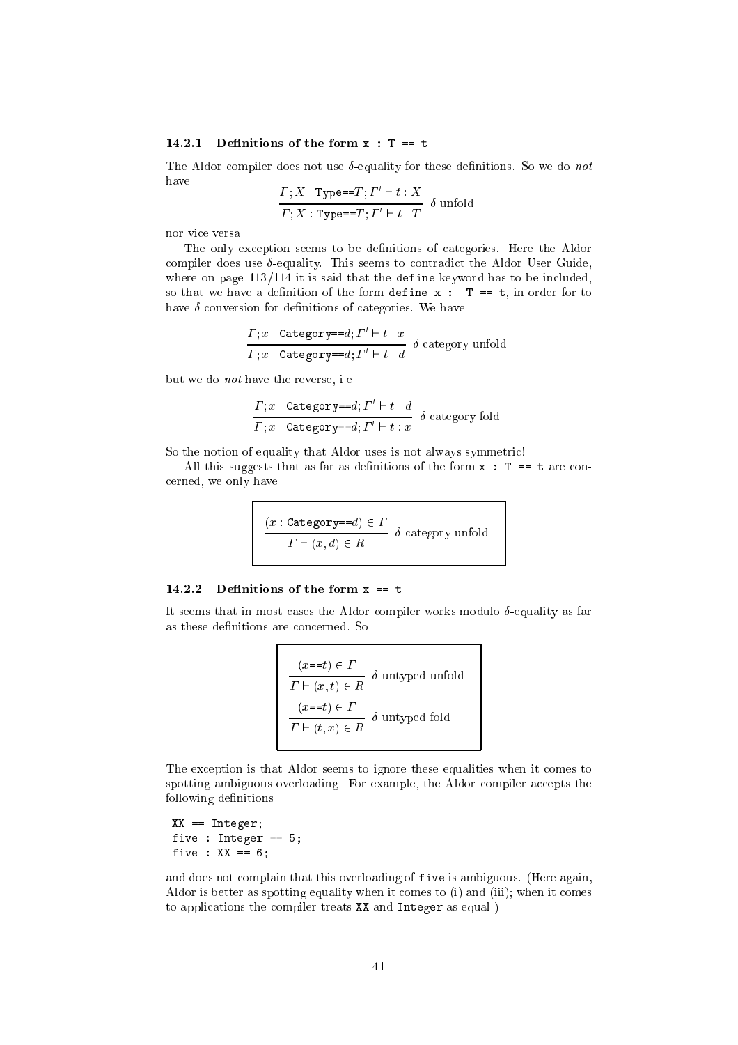### 14.2.1 Definitions of the form `x : T == t`

The Aldor compiler does not use $\delta$-equality for these definitions. So we do *not* have

$$\frac{\Gamma; X : \texttt{Type==}T; \Gamma' \vdash t : X}{\Gamma; X : \texttt{Type==}T; \Gamma' \vdash t : T} \ \delta \text{ unfold}$$

nor vice versa.

The only exception seems to be definitions of categories. Here the Aldor compiler does use $\delta$-equality. This seems to contradict the Aldor User Guide, where on page 113/114 it is said that the `define` keyword has to be included, so that we have a definition of the form `define x : T == t`, in order for to have $\delta$-conversion for definitions of categories. We have

$$\frac{\Gamma; x : \texttt{Category==}d; \Gamma' \vdash t : x}{\Gamma; x : \texttt{Category==}d; \Gamma' \vdash t : d} \ \delta \text{ category unfold}$$

but we do *not* have the reverse, i.e.

$$\frac{\Gamma; x : \texttt{Category==}d; \Gamma' \vdash t : d}{\Gamma; x : \texttt{Category==}d; \Gamma' \vdash t : x} \ \delta \text{ category fold}$$

So the notion of equality that Aldor uses is not always symmetric!

All this suggests that as far as definitions of the form `x : T == t` are concerned, we only have

$$\frac{(x : \texttt{Category==}d) \in \Gamma}{\Gamma \vdash (x, d) \in R} \ \delta \text{ category unfold}$$

### 14.2.2 Definitions of the form `x == t`

It seems that in most cases the Aldor compiler works modulo $\delta$-equality as far as these definitions are concerned. So

$$\frac{(x\texttt{==}t) \in \Gamma}{\Gamma \vdash (x, t) \in R} \ \delta \text{ untyped unfold}$$

$$\frac{(x\texttt{==}t) \in \Gamma}{\Gamma \vdash (t, x) \in R} \ \delta \text{ untyped fold}$$

The exception is that Aldor seems to ignore these equalities when it comes to spotting ambiguous overloading. For example, the Aldor compiler accepts the following definitions

```
XX == Integer;
five : Integer == 5;
five : XX == 6;
```

and does not complain that this overloading of `five` is ambiguous. (Here again, Aldor is better as spotting equality when it comes to (i) and (iii); when it comes to applications the compiler treats `XX` and `Integer` as equal.)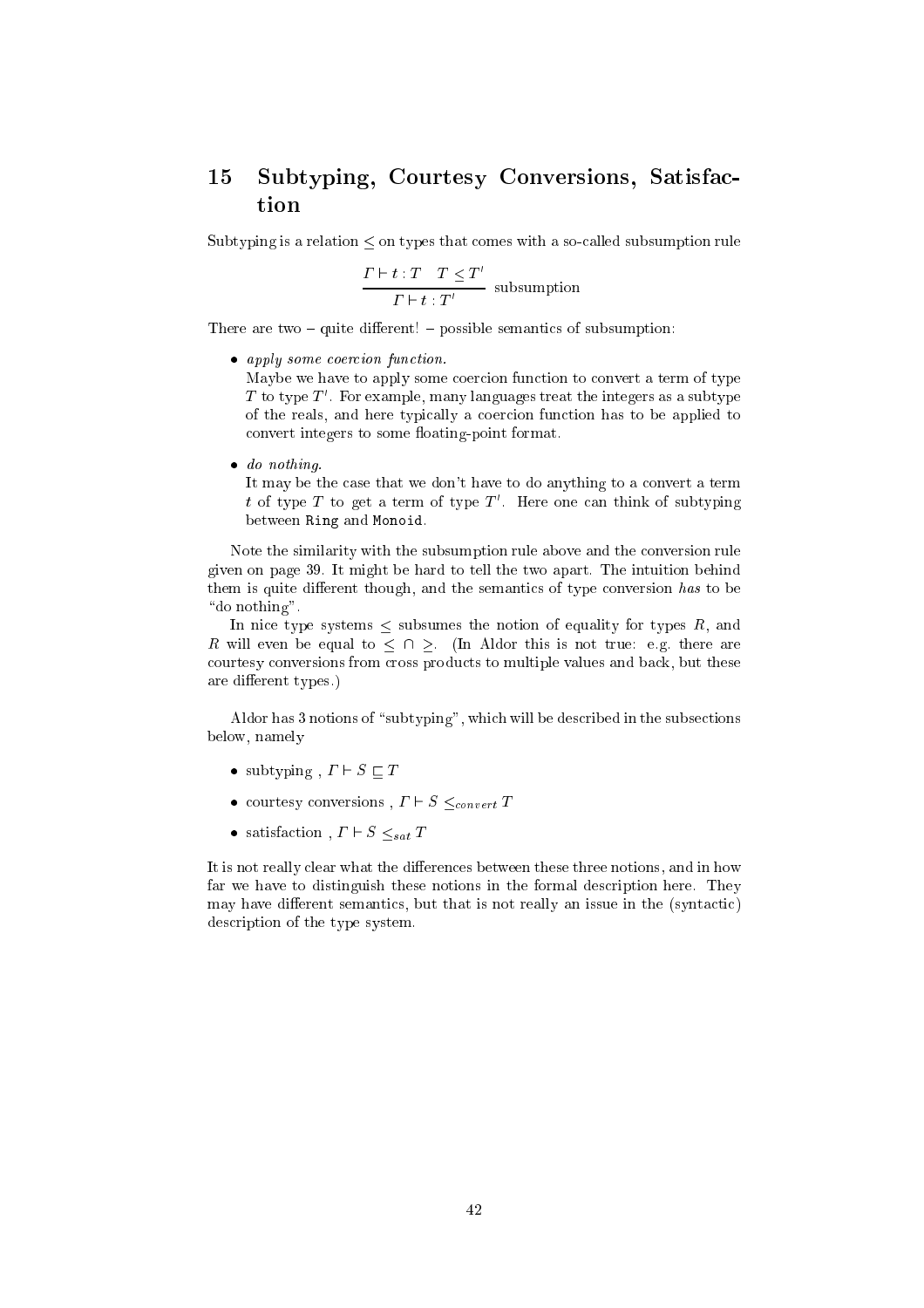## 15 Subtyping, Courtesy Conversions, Satisfaction

Subtyping is a relation $\leq$ on types that comes with a so-called subsumption rule

$$\frac{\Gamma \vdash t : T \quad T \leq T'}{\Gamma \vdash t : T'} \text{ subsumption}$$

There are two – quite different! – possible semantics of subsumption:

- *apply some coercion function.*
  Maybe we have to apply some coercion function to convert a term of type $T$ to type $T'$. For example, many languages treat the integers as a subtype of the reals, and here typically a coercion function has to be applied to convert integers to some floating-point format.

- *do nothing.*
  It may be the case that we don't have to do anything to a convert a term $t$ of type $T$ to get a term of type $T'$. Here one can think of subtyping between `Ring` and `Monoid`.

Note the similarity with the subsumption rule above and the conversion rule given on page 39. It might be hard to tell the two apart. The intuition behind them is quite different though, and the semantics of type conversion *has* to be "do nothing".

In nice type systems $\leq$ subsumes the notion of equality for types $R$, and $R$ will even be equal to $\leq \cap \geq$. (In Aldor this is not true: e.g. there are courtesy conversions from cross products to multiple values and back, but these are different types.)

Aldor has 3 notions of "subtyping", which will be described in the subsections below, namely

- subtyping , $\Gamma \vdash S \sqsubseteq T$
- courtesy conversions , $\Gamma \vdash S \leq_{convert} T$
- satisfaction , $\Gamma \vdash S \leq_{sat} T$

It is not really clear what the differences between these three notions, and in how far we have to distinguish these notions in the formal description here. They may have different semantics, but that is not really an issue in the (syntactic) description of the type system.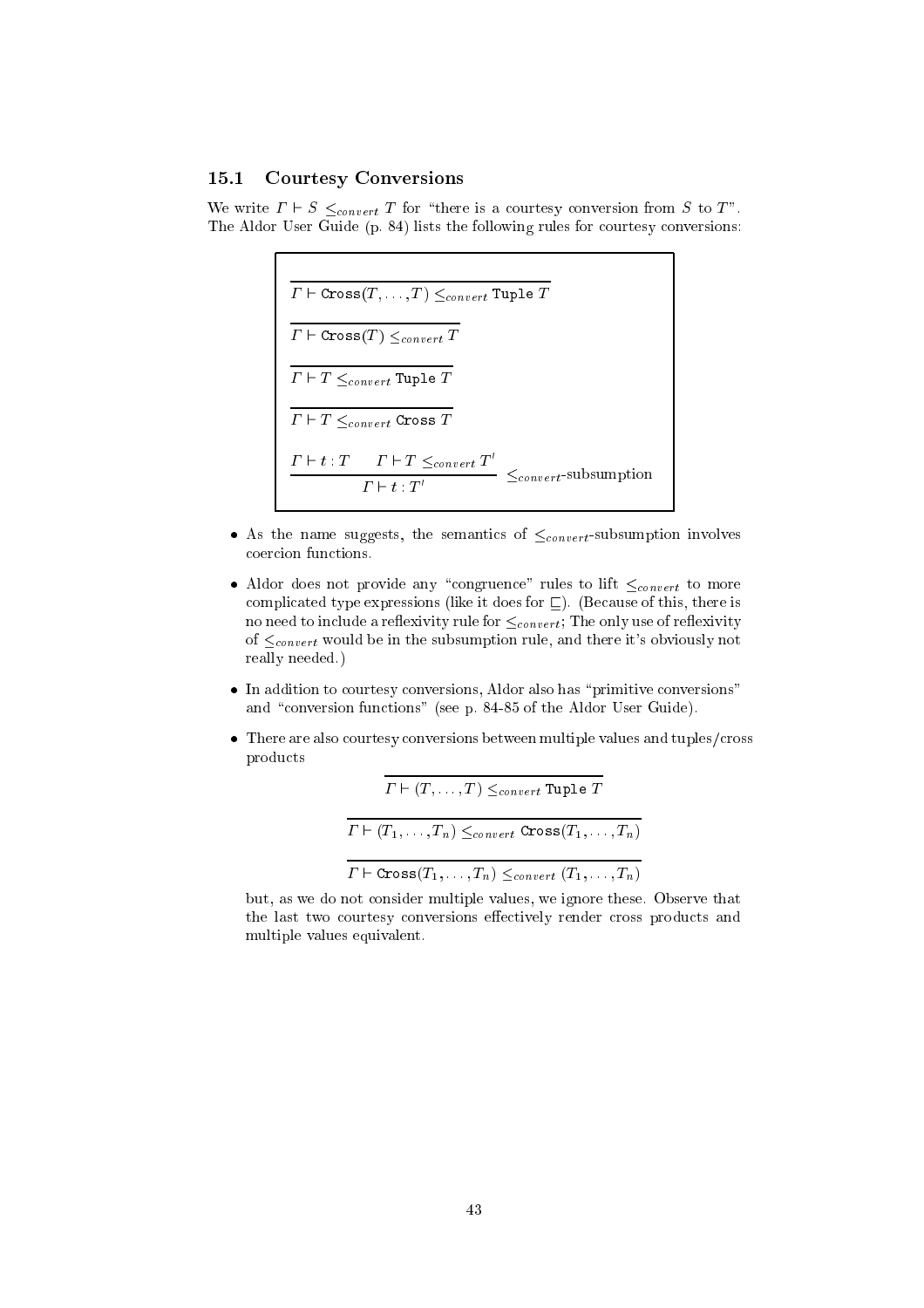### 15.1 Courtesy Conversions

We write $\Gamma \vdash S \leq_{convert} T$ for "there is a courtesy conversion from $S$ to $T$". The Aldor User Guide (p. 84) lists the following rules for courtesy conversions:

$$\frac{}{\Gamma \vdash \texttt{Cross}(T,\ldots,T) \leq_{convert} \texttt{Tuple}\ T}$$

$$\frac{}{\Gamma \vdash \texttt{Cross}(T) \leq_{convert} T}$$

$$\frac{}{\Gamma \vdash T \leq_{convert} \texttt{Tuple}\ T}$$

$$\frac{}{\Gamma \vdash T \leq_{convert} \texttt{Cross}\ T}$$

$$\frac{\Gamma \vdash t : T \qquad \Gamma \vdash T \leq_{convert} T'}{\Gamma \vdash t : T'} \ \leq_{convert}\text{-subsumption}$$

- As the name suggests, the semantics of $\leq_{convert}$-subsumption involves coercion functions.
- Aldor does not provide any "congruence" rules to lift $\leq_{convert}$ to more complicated type expressions (like it does for $\sqsubseteq$). (Because of this, there is no need to include a reflexivity rule for $\leq_{convert}$; The only use of reflexivity of $\leq_{convert}$ would be in the subsumption rule, and there it's obviously not really needed.)
- In addition to courtesy conversions, Aldor also has "primitive conversions" and "conversion functions" (see p. 84-85 of the Aldor User Guide).
- There are also courtesy conversions between multiple values and tuples/cross products

$$\frac{}{\Gamma \vdash (T,\ldots,T) \leq_{convert} \texttt{Tuple}\ T}$$

$$\frac{}{\Gamma \vdash (T_1,\ldots,T_n) \leq_{convert} \texttt{Cross}(T_1,\ldots,T_n)}$$

$$\frac{}{\Gamma \vdash \texttt{Cross}(T_1,\ldots,T_n) \leq_{convert} (T_1,\ldots,T_n)}$$

  but, as we do not consider multiple values, we ignore these. Observe that the last two courtesy conversions effectively render cross products and multiple values equivalent.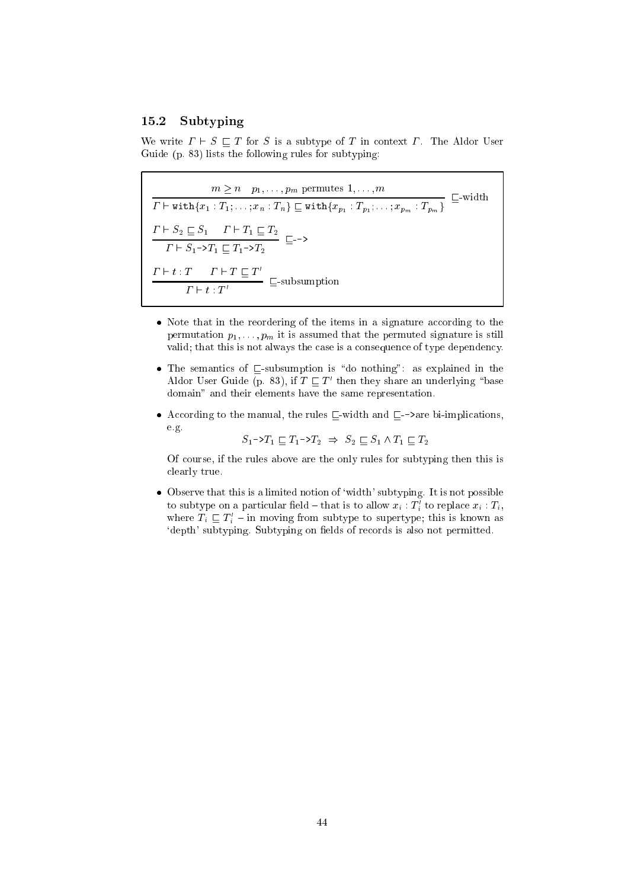### 15.2 Subtyping

We write $\Gamma \vdash S \sqsubseteq T$ for $S$ is a subtype of $T$ in context $\Gamma$. The Aldor User Guide (p. 83) lists the following rules for subtyping:

$$\frac{m \geq n \quad p_1, \ldots, p_m \text{ permutes } 1, \ldots, m}{\Gamma \vdash \texttt{with}\{x_1 : T_1; \ldots; x_n : T_n\} \sqsubseteq \texttt{with}\{x_{p_1} : T_{p_1}; \ldots; x_{p_m} : T_{p_m}\}} \ \sqsubseteq\text{-width}$$

$$\frac{\Gamma \vdash S_2 \sqsubseteq S_1 \quad \Gamma \vdash T_1 \sqsubseteq T_2}{\Gamma \vdash S_1 \texttt{->} T_1 \sqsubseteq T_1 \texttt{->} T_2} \ \sqsubseteq\texttt{->}$$

$$\frac{\Gamma \vdash t : T \quad \Gamma \vdash T \sqsubseteq T'}{\Gamma \vdash t : T'} \ \sqsubseteq\text{-subsumption}$$

- Note that in the reordering of the items in a signature according to the permutation $p_1, \ldots, p_m$ it is assumed that the permuted signature is still valid; that this is not always the case is a consequence of type dependency.

- The semantics of $\sqsubseteq$-subsumption is "do nothing": as explained in the Aldor User Guide (p. 83), if $T \sqsubseteq T'$ then they share an underlying "base domain" and their elements have the same representation.

- According to the manual, the rules $\sqsubseteq$-width and $\sqsubseteq$`->`are bi-implications, e.g.

  $$S_1 \texttt{->} T_1 \sqsubseteq T_1 \texttt{->} T_2 \ \Rightarrow \ S_2 \sqsubseteq S_1 \wedge T_1 \sqsubseteq T_2$$

  Of course, if the rules above are the only rules for subtyping then this is clearly true.

- Observe that this is a limited notion of 'width' subtyping. It is not possible to subtype on a particular field – that is to allow $x_i : T_i'$ to replace $x_i : T_i$, where $T_i \sqsubseteq T_i'$ – in moving from subtype to supertype; this is known as 'depth' subtyping. Subtyping on fields of records is also not permitted.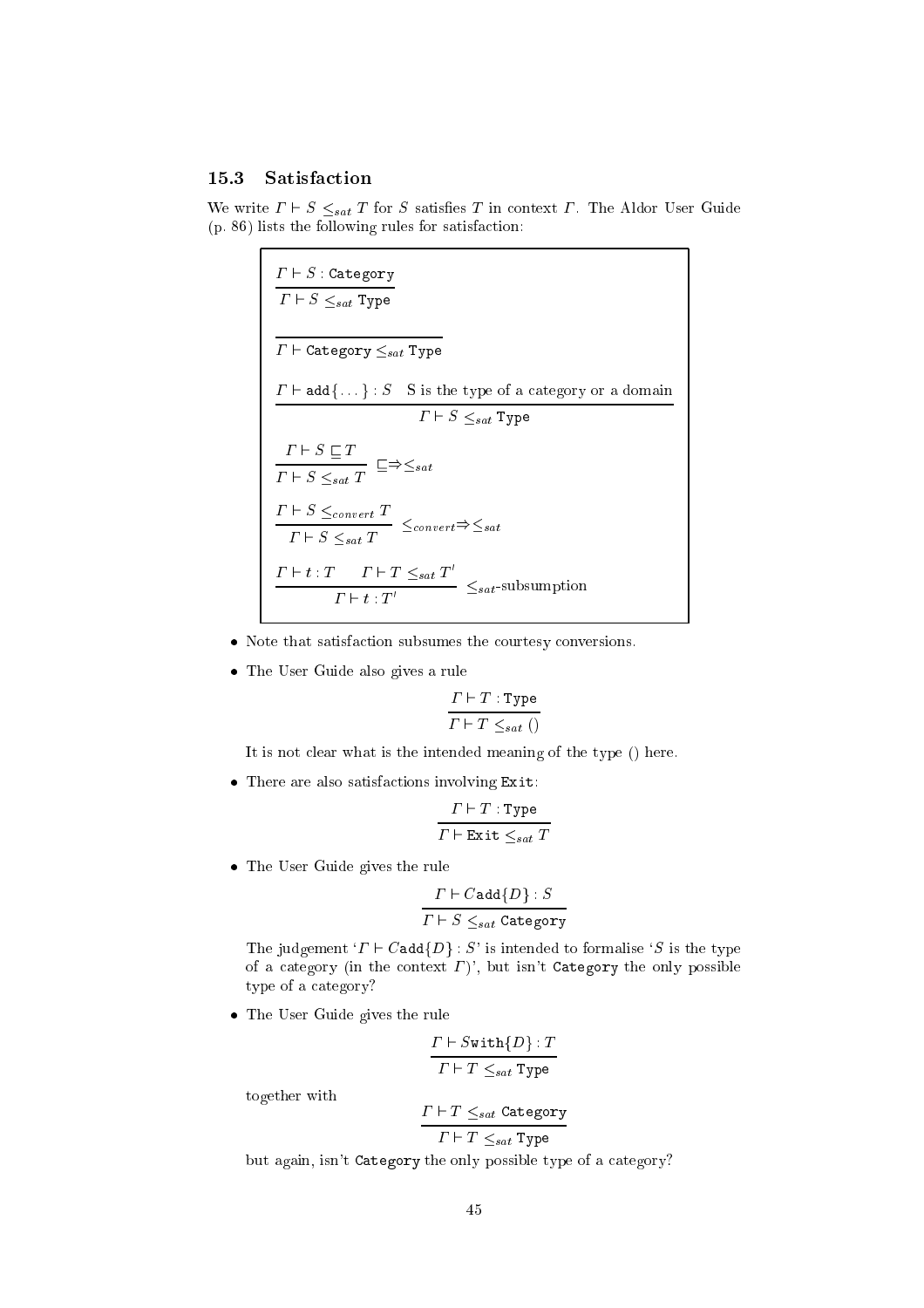### 15.3 Satisfaction

We write $\Gamma \vdash S \leq_{sat} T$ for $S$ satisfies $T$ in context $\Gamma$. The Aldor User Guide (p. 86) lists the following rules for satisfaction:

$$\frac{\Gamma \vdash S : \texttt{Category}}{\Gamma \vdash S \leq_{sat} \texttt{Type}}$$

$$\frac{}{\Gamma \vdash \texttt{Category} \leq_{sat} \texttt{Type}}$$

$$\frac{\Gamma \vdash \texttt{add}\{\ldots\} : S \quad \text{S is the type of a category or a domain}}{\Gamma \vdash S \leq_{sat} \texttt{Type}}$$

$$\frac{\Gamma \vdash S \sqsubseteq T}{\Gamma \vdash S \leq_{sat} T} \sqsubseteq \Rightarrow \leq_{sat}$$

$$\frac{\Gamma \vdash S \leq_{convert} T}{\Gamma \vdash S \leq_{sat} T} \leq_{convert} \Rightarrow \leq_{sat}$$

$$\frac{\Gamma \vdash t : T \qquad \Gamma \vdash T \leq_{sat} T'}{\Gamma \vdash t : T'} \leq_{sat}\text{-subsumption}$$

- Note that satisfaction subsumes the courtesy conversions.
- The User Guide also gives a rule

$$\frac{\Gamma \vdash T : \texttt{Type}}{\Gamma \vdash T \leq_{sat} ()}$$

  It is not clear what is the intended meaning of the type () here.

- There are also satisfactions involving `Exit`:

$$\frac{\Gamma \vdash T : \texttt{Type}}{\Gamma \vdash \texttt{Exit} \leq_{sat} T}$$

- The User Guide gives the rule

$$\frac{\Gamma \vdash C\texttt{add}\{D\} : S}{\Gamma \vdash S \leq_{sat} \texttt{Category}}$$

  The judgement '$\Gamma \vdash C\texttt{add}\{D\} : S$' is intended to formalise '$S$ is the type of a category (in the context $\Gamma$)', but isn't `Category` the only possible type of a category?

- The User Guide gives the rule

$$\frac{\Gamma \vdash S\texttt{with}\{D\} : T}{\Gamma \vdash T \leq_{sat} \texttt{Type}}$$

  together with

$$\frac{\Gamma \vdash T \leq_{sat} \texttt{Category}}{\Gamma \vdash T \leq_{sat} \texttt{Type}}$$

  but again, isn't `Category` the only possible type of a category?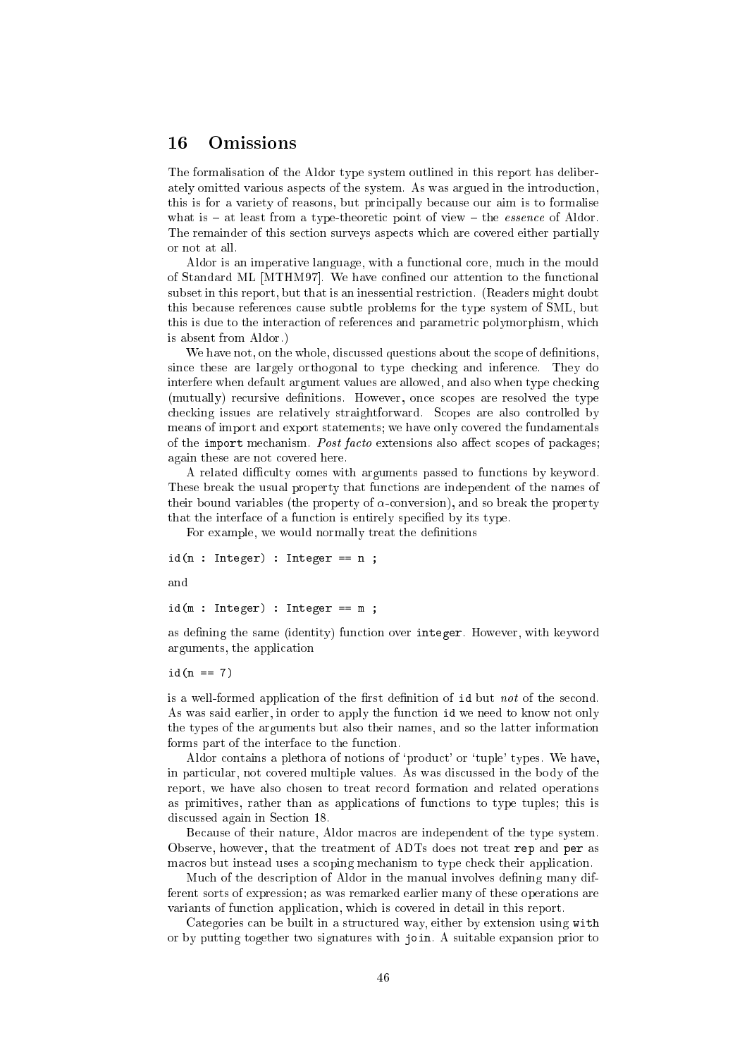## 16 Omissions

The formalisation of the Aldor type system outlined in this report has deliberately omitted various aspects of the system. As was argued in the introduction, this is for a variety of reasons, but principally because our aim is to formalise what is – at least from a type-theoretic point of view – the *essence* of Aldor. The remainder of this section surveys aspects which are covered either partially or not at all.

Aldor is an imperative language, with a functional core, much in the mould of Standard ML [MTHM97]. We have confined our attention to the functional subset in this report, but that is an inessential restriction. (Readers might doubt this because references cause subtle problems for the type system of SML, but this is due to the interaction of references and parametric polymorphism, which is absent from Aldor.)

We have not, on the whole, discussed questions about the scope of definitions, since these are largely orthogonal to type checking and inference. They do interfere when default argument values are allowed, and also when type checking (mutually) recursive definitions. However, once scopes are resolved the type checking issues are relatively straightforward. Scopes are also controlled by means of import and export statements; we have only covered the fundamentals of the `import` mechanism. *Post facto* extensions also affect scopes of packages; again these are not covered here.

A related difficulty comes with arguments passed to functions by keyword. These break the usual property that functions are independent of the names of their bound variables (the property of $\alpha$-conversion), and so break the property that the interface of a function is entirely specified by its type.

For example, we would normally treat the definitions

```
id(n : Integer) : Integer == n ;
```

and

```
id(m : Integer) : Integer == m ;
```

as defining the same (identity) function over `integer`. However, with keyword arguments, the application

```
id(n == 7)
```

is a well-formed application of the first definition of `id` but *not* of the second. As was said earlier, in order to apply the function `id` we need to know not only the types of the arguments but also their names, and so the latter information forms part of the interface to the function.

Aldor contains a plethora of notions of 'product' or 'tuple' types. We have, in particular, not covered multiple values. As was discussed in the body of the report, we have also chosen to treat record formation and related operations as primitives, rather than as applications of functions to type tuples; this is discussed again in Section 18.

Because of their nature, Aldor macros are independent of the type system. Observe, however, that the treatment of ADTs does not treat `rep` and `per` as macros but instead uses a scoping mechanism to type check their application.

Much of the description of Aldor in the manual involves defining many different sorts of expression; as was remarked earlier many of these operations are variants of function application, which is covered in detail in this report.

Categories can be built in a structured way, either by extension using `with` or by putting together two signatures with `join`. A suitable expansion prior to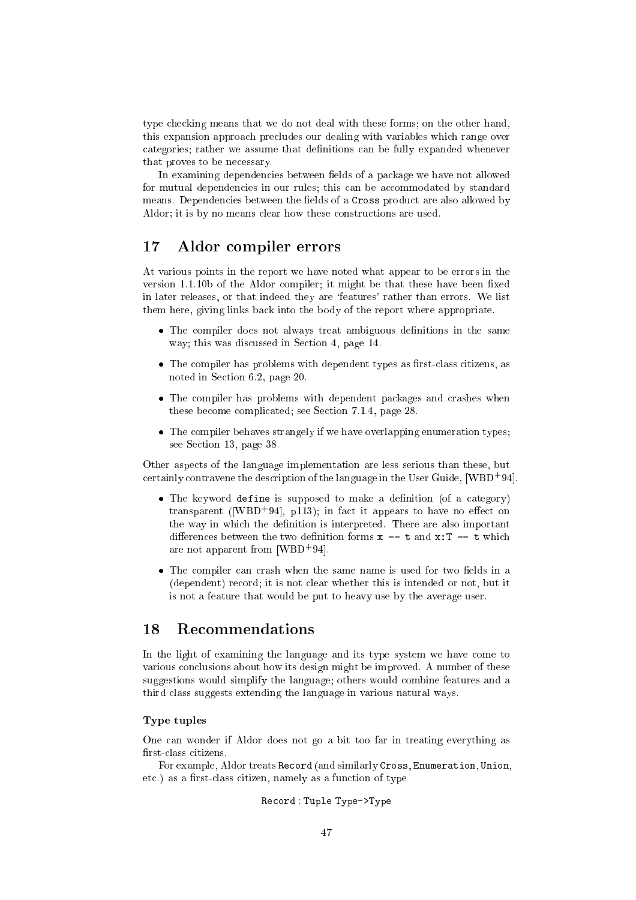type checking means that we do not deal with these forms; on the other hand, this expansion approach precludes our dealing with variables which range over categories; rather we assume that definitions can be fully expanded whenever that proves to be necessary.

In examining dependencies between fields of a package we have not allowed for mutual dependencies in our rules; this can be accommodated by standard means. Dependencies between the fields of a `Cross` product are also allowed by Aldor; it is by no means clear how these constructions are used.

## 17 Aldor compiler errors

At various points in the report we have noted what appear to be errors in the version 1.1.10b of the Aldor compiler; it might be that these have been fixed in later releases, or that indeed they are 'features' rather than errors. We list them here, giving links back into the body of the report where appropriate.

- The compiler does not always treat ambiguous definitions in the same way; this was discussed in Section 4, page 14.
- The compiler has problems with dependent types as first-class citizens, as noted in Section 6.2, page 20.
- The compiler has problems with dependent packages and crashes when these become complicated; see Section 7.1.4, page 28.
- The compiler behaves strangely if we have overlapping enumeration types; see Section 13, page 38.

Other aspects of the language implementation are less serious than these, but certainly contravene the description of the language in the User Guide, [WBD+94].

- The keyword `define` is supposed to make a definition (of a category) transparent ([WBD+94], p113); in fact it appears to have no effect on the way in which the definition is interpreted. There are also important differences between the two definition forms `x == t` and `x:T == t` which are not apparent from [WBD+94].
- The compiler can crash when the same name is used for two fields in a (dependent) record; it is not clear whether this is intended or not, but it is not a feature that would be put to heavy use by the average user.

## 18 Recommendations

In the light of examining the language and its type system we have come to various conclusions about how its design might be improved. A number of these suggestions would simplify the language; others would combine features and a third class suggests extending the language in various natural ways.

#### Type tuples

One can wonder if Aldor does not go a bit too far in treating everything as first-class citizens.

For example, Aldor treats `Record` (and similarly `Cross`, `Enumeration`, `Union`, etc.) as a first-class citizen, namely as a function of type

```
Record : Tuple Type->Type
```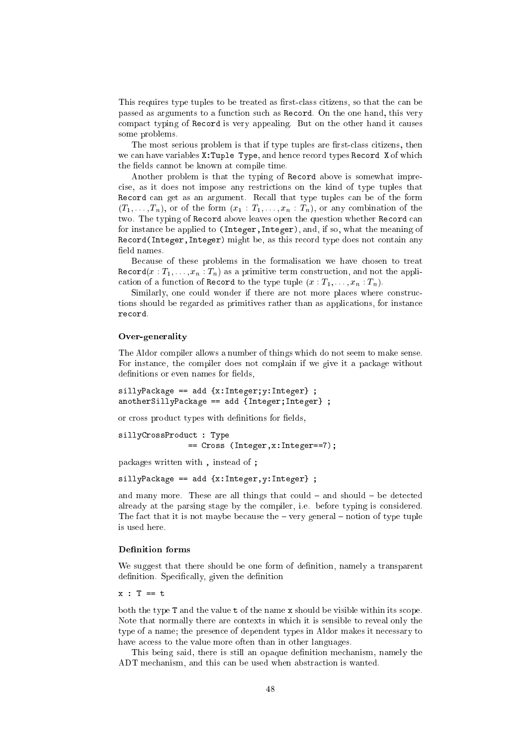This requires type tuples to be treated as first-class citizens, so that the can be passed as arguments to a function such as `Record`. On the one hand, this very compact typing of `Record` is very appealing. But on the other hand it causes some problems.

The most serious problem is that if type tuples are first-class citizens, then we can have variables `X:Tuple Type`, and hence record types `Record X` of which the fields cannot be known at compile time.

Another problem is that the typing of `Record` above is somewhat imprecise, as it does not impose any restrictions on the kind of type tuples that `Record` can get as an argument. Recall that type tuples can be of the form $(T_1, \ldots, T_n)$, or of the form $(x_1 : T_1, \ldots, x_n : T_n)$, or any combination of the two. The typing of `Record` above leaves open the question whether `Record` can for instance be applied to `(Integer,Integer)`, and, if so, what the meaning of `Record(Integer,Integer)` might be, as this record type does not contain any field names.

Because of these problems in the formalisation we have chosen to treat `Record`$(x : T_1, \ldots, x_n : T_n)$ as a primitive term construction, and not the application of a function of `Record` to the type tuple $(x : T_1, \ldots, x_n : T_n)$.

Similarly, one could wonder if there are not more places where constructions should be regarded as primitives rather than as applications, for instance `record`.

### Over-generality

The Aldor compiler allows a number of things which do not seem to make sense. For instance, the compiler does not complain if we give it a package without definitions or even names for fields,

```
sillyPackage == add {x:Integer;y:Integer} ;
anotherSillyPackage == add {Integer;Integer} ;
```

or cross product types with definitions for fields,

```
sillyCrossProduct : Type
                == Cross (Integer,x:Integer==7);
```

packages written with `,` instead of `;`

```
sillyPackage == add {x:Integer,y:Integer} ;
```

and many more. These are all things that could – and should – be detected already at the parsing stage by the compiler, i.e. before typing is considered. The fact that it is not maybe because the – very general – notion of type tuple is used here.

### Definition forms

We suggest that there should be one form of definition, namely a transparent definition. Specifically, given the definition

```
x : T == t
```

both the type `T` and the value `t` of the name `x` should be visible within its scope. Note that normally there are contexts in which it is sensible to reveal only the type of a name; the presence of dependent types in Aldor makes it necessary to have access to the value more often than in other languages.

This being said, there is still an opaque definition mechanism, namely the ADT mechanism, and this can be used when abstraction is wanted.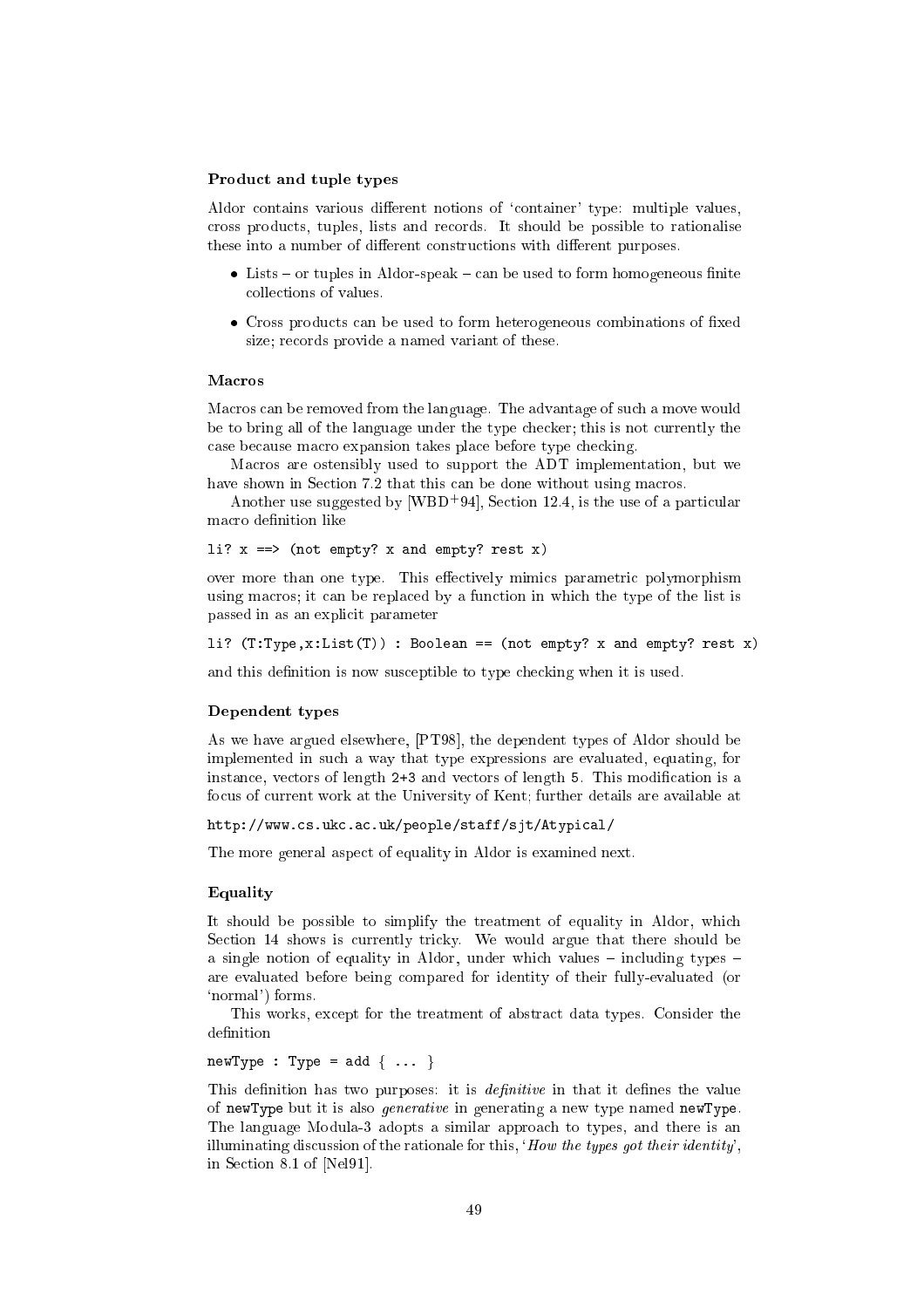### Product and tuple types

Aldor contains various different notions of 'container' type: multiple values, cross products, tuples, lists and records. It should be possible to rationalise these into a number of different constructions with different purposes.

- Lists – or tuples in Aldor-speak – can be used to form homogeneous finite collections of values.
- Cross products can be used to form heterogeneous combinations of fixed size; records provide a named variant of these.

### Macros

Macros can be removed from the language. The advantage of such a move would be to bring all of the language under the type checker; this is not currently the case because macro expansion takes place before type checking.

Macros are ostensibly used to support the ADT implementation, but we have shown in Section 7.2 that this can be done without using macros.

Another use suggested by [WBD+94], Section 12.4, is the use of a particular macro definition like

```
li? x ==> (not empty? x and empty? rest x)
```

over more than one type. This effectively mimics parametric polymorphism using macros; it can be replaced by a function in which the type of the list is passed in as an explicit parameter

```
li? (T:Type,x:List(T)) : Boolean == (not empty? x and empty? rest x)
```

and this definition is now susceptible to type checking when it is used.

### Dependent types

As we have argued elsewhere, [PT98], the dependent types of Aldor should be implemented in such a way that type expressions are evaluated, equating, for instance, vectors of length `2+3` and vectors of length `5`. This modification is a focus of current work at the University of Kent; further details are available at

`http://www.cs.ukc.ac.uk/people/staff/sjt/Atypical/`

The more general aspect of equality in Aldor is examined next.

### Equality

It should be possible to simplify the treatment of equality in Aldor, which Section 14 shows is currently tricky. We would argue that there should be a single notion of equality in Aldor, under which values – including types – are evaluated before being compared for identity of their fully-evaluated (or 'normal') forms.

This works, except for the treatment of abstract data types. Consider the definition

```
newType : Type = add { ... }
```

This definition has two purposes: it is *definitive* in that it defines the value of `newType` but it is also *generative* in generating a new type named `newType`. The language Modula-3 adopts a similar approach to types, and there is an illuminating discussion of the rationale for this, '*How the types got their identity*', in Section 8.1 of [Nel91].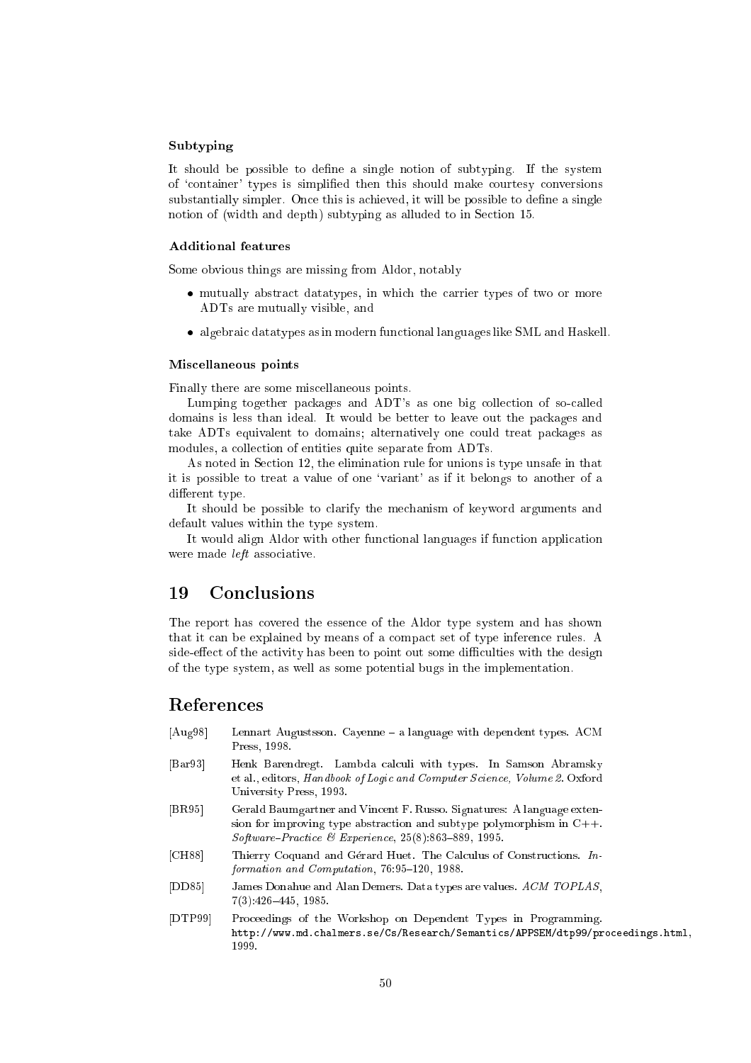#### Subtyping

It should be possible to define a single notion of subtyping. If the system of 'container' types is simplified then this should make courtesy conversions substantially simpler. Once this is achieved, it will be possible to define a single notion of (width and depth) subtyping as alluded to in Section 15.

#### Additional features

Some obvious things are missing from Aldor, notably

- mutually abstract datatypes, in which the carrier types of two or more ADTs are mutually visible, and
- algebraic datatypes as in modern functional languages like SML and Haskell.

#### Miscellaneous points

Finally there are some miscellaneous points.

Lumping together packages and ADT's as one big collection of so-called domains is less than ideal. It would be better to leave out the packages and take ADTs equivalent to domains; alternatively one could treat packages as modules, a collection of entities quite separate from ADTs.

As noted in Section 12, the elimination rule for unions is type unsafe in that it is possible to treat a value of one 'variant' as if it belongs to another of a different type.

It should be possible to clarify the mechanism of keyword arguments and default values within the type system.

It would align Aldor with other functional languages if function application were made *left* associative.

## 19 Conclusions

The report has covered the essence of the Aldor type system and has shown that it can be explained by means of a compact set of type inference rules. A side-effect of the activity has been to point out some difficulties with the design of the type system, as well as some potential bugs in the implementation.

## References

[Aug98] Lennart Augustsson. Cayenne – a language with dependent types. ACM Press, 1998.

[Bar93] Henk Barendregt. Lambda calculi with types. In Samson Abramsky et al., editors, *Handbook of Logic and Computer Science, Volume 2*. Oxford University Press, 1993.

[BR95] Gerald Baumgartner and Vincent F. Russo. Signatures: A language extension for improving type abstraction and subtype polymorphism in C++. *Software–Practice & Experience*, 25(8):863–889, 1995.

[CH88] Thierry Coquand and Gérard Huet. The Calculus of Constructions. *Information and Computation*, 76:95–120, 1988.

[DD85] James Donahue and Alan Demers. Data types are values. *ACM TOPLAS*, 7(3):426–445, 1985.

[DTP99] Proceedings of the Workshop on Dependent Types in Programming. `http://www.md.chalmers.se/Cs/Research/Semantics/APPSEM/dtp99/proceedings.html`, 1999.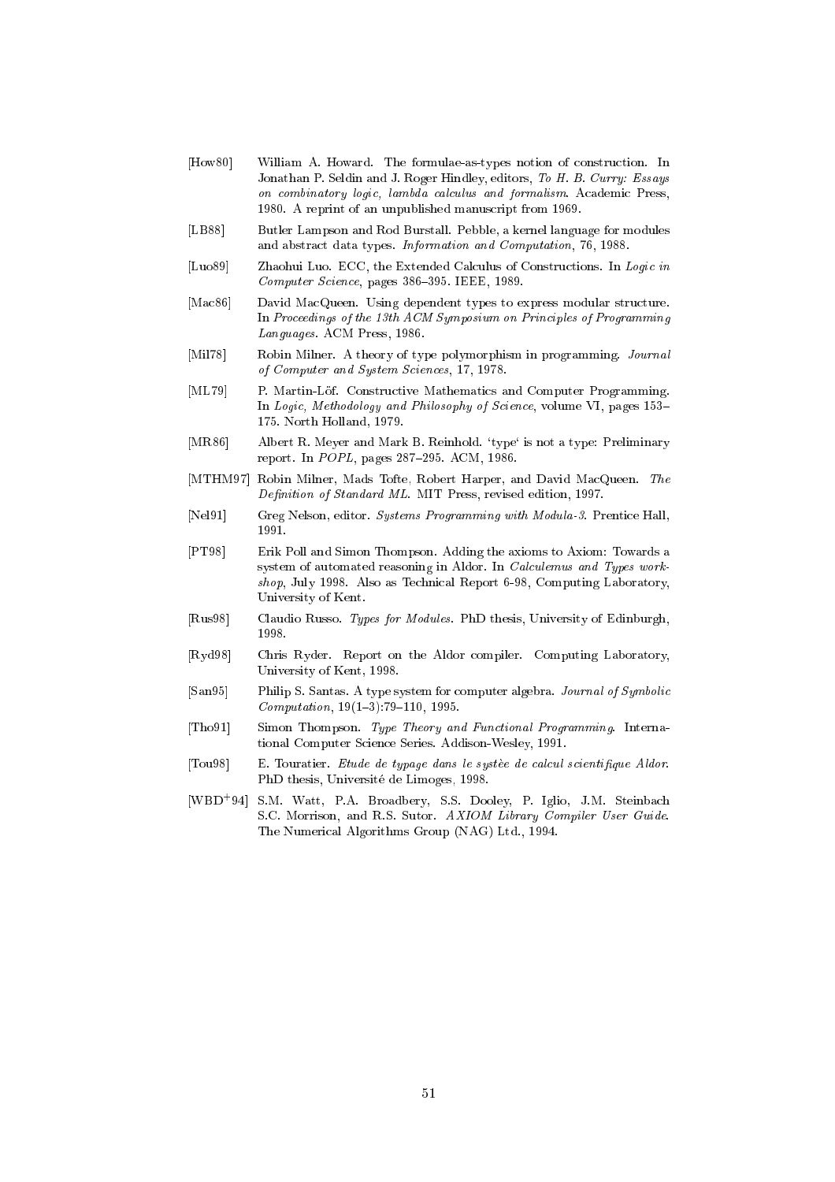[How80] William A. Howard. The formulae-as-types notion of construction. In Jonathan P. Seldin and J. Roger Hindley, editors, *To H. B. Curry: Essays on combinatory logic, lambda calculus and formalism*. Academic Press, 1980. A reprint of an unpublished manuscript from 1969.

[LB88] Butler Lampson and Rod Burstall. Pebble, a kernel language for modules and abstract data types. *Information and Computation*, 76, 1988.

[Luo89] Zhaohui Luo. ECC, the Extended Calculus of Constructions. In *Logic in Computer Science*, pages 386–395. IEEE, 1989.

[Mac86] David MacQueen. Using dependent types to express modular structure. In *Proceedings of the 13th ACM Symposium on Principles of Programming Languages*. ACM Press, 1986.

[Mil78] Robin Milner. A theory of type polymorphism in programming. *Journal of Computer and System Sciences*, 17, 1978.

[ML79] P. Martin-Löf. Constructive Mathematics and Computer Programming. In *Logic, Methodology and Philosophy of Science*, volume VI, pages 153–175. North Holland, 1979.

[MR86] Albert R. Meyer and Mark B. Reinhold. 'type' is not a type: Preliminary report. In *POPL*, pages 287–295. ACM, 1986.

[MTHM97] Robin Milner, Mads Tofte, Robert Harper, and David MacQueen. *The Definition of Standard ML*. MIT Press, revised edition, 1997.

[Nel91] Greg Nelson, editor. *Systems Programming with Modula-3*. Prentice Hall, 1991.

[PT98] Erik Poll and Simon Thompson. Adding the axioms to Axiom: Towards a system of automated reasoning in Aldor. In *Calculemus and Types workshop*, July 1998. Also as Technical Report 6-98, Computing Laboratory, University of Kent.

[Rus98] Claudio Russo. *Types for Modules*. PhD thesis, University of Edinburgh, 1998.

[Ryd98] Chris Ryder. Report on the Aldor compiler. Computing Laboratory, University of Kent, 1998.

[San95] Philip S. Santas. A type system for computer algebra. *Journal of Symbolic Computation*, 19(1–3):79–110, 1995.

[Tho91] Simon Thompson. *Type Theory and Functional Programming*. International Computer Science Series. Addison-Wesley, 1991.

[Tou98] E. Touratier. *Etude de typage dans le systèe de calcul scientifique Aldor*. PhD thesis, Université de Limoges, 1998.

[WBD+94] S.M. Watt, P.A. Broadbery, S.S. Dooley, P. Iglio, J.M. Steinbach S.C. Morrison, and R.S. Sutor. *AXIOM Library Compiler User Guide*. The Numerical Algorithms Group (NAG) Ltd., 1994.